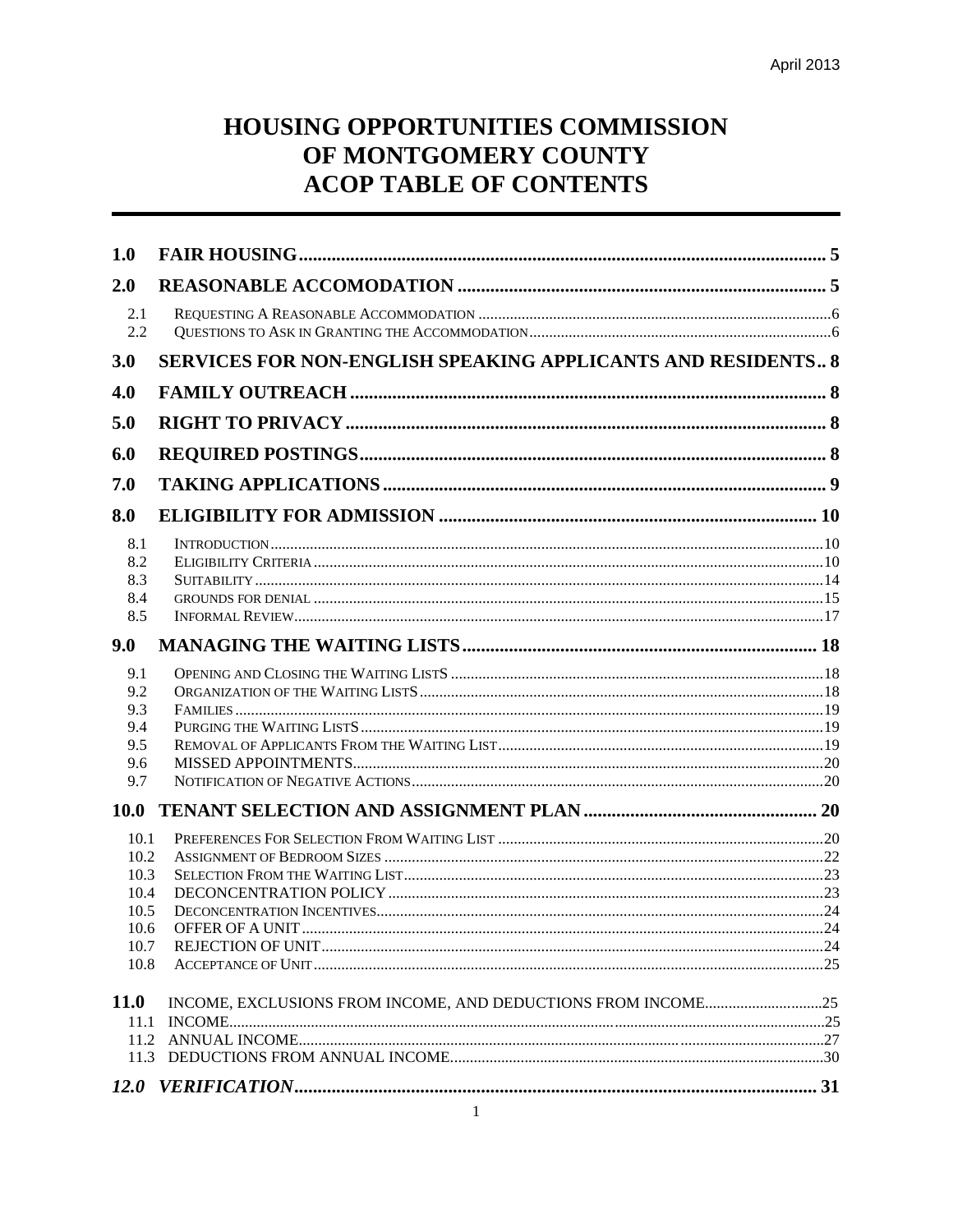April 2013

# HOUSING OPPORTUNITIES COMMISSION OF MONTGOMERY COUNTY ACOP TABLE OF CONTENTS

**1.0 FAIR HOUSING** ..... 5

**2.0 REASONABLE ACCOMODATION** ..... 5

- 2.1 REQUESTING A REASONABLE ACCOMMODATION ..... 6
- 2.2 QUESTIONS TO ASK IN GRANTING THE ACCOMMODATION ..... 6

**3.0 SERVICES FOR NON-ENGLISH SPEAKING APPLICANTS AND RESIDENTS** .. 8

**4.0 FAMILY OUTREACH** ..... 8

**5.0 RIGHT TO PRIVACY** ..... 8

**6.0 REQUIRED POSTINGS** ..... 8

**7.0 TAKING APPLICATIONS** ..... 9

**8.0 ELIGIBILITY FOR ADMISSION** ..... 10

- 8.1 INTRODUCTION ..... 10
- 8.2 ELIGIBILITY CRITERIA ..... 10
- 8.3 SUITABILITY ..... 14
- 8.4 GROUNDS FOR DENIAL ..... 15
- 8.5 INFORMAL REVIEW ..... 17

**9.0 MANAGING THE WAITING LISTS** ..... 18

- 9.1 OPENING AND CLOSING THE WAITING LISTS ..... 18
- 9.2 ORGANIZATION OF THE WAITING LISTS ..... 18
- 9.3 FAMILIES ..... 19
- 9.4 PURGING THE WAITING LISTS ..... 19
- 9.5 REMOVAL OF APPLICANTS FROM THE WAITING LIST ..... 19
- 9.6 MISSED APPOINTMENTS ..... 20
- 9.7 NOTIFICATION OF NEGATIVE ACTIONS ..... 20

**10.0 TENANT SELECTION AND ASSIGNMENT PLAN** ..... 20

- 10.1 PREFERENCES FOR SELECTION FROM WAITING LIST ..... 20
- 10.2 ASSIGNMENT OF BEDROOM SIZES ..... 22
- 10.3 SELECTION FROM THE WAITING LIST ..... 23
- 10.4 DECONCENTRATION POLICY ..... 23
- 10.5 DECONCENTRATION INCENTIVES ..... 24
- 10.6 OFFER OF A UNIT ..... 24
- 10.7 REJECTION OF UNIT ..... 24
- 10.8 ACCEPTANCE OF UNIT ..... 25

**11.0** INCOME, EXCLUSIONS FROM INCOME, AND DEDUCTIONS FROM INCOME ..... 25

- 11.1 INCOME ..... 25
- 11.2 ANNUAL INCOME ..... 27
- 11.3 DEDUCTIONS FROM ANNUAL INCOME ..... 30

***12.0 VERIFICATION*** ..... 31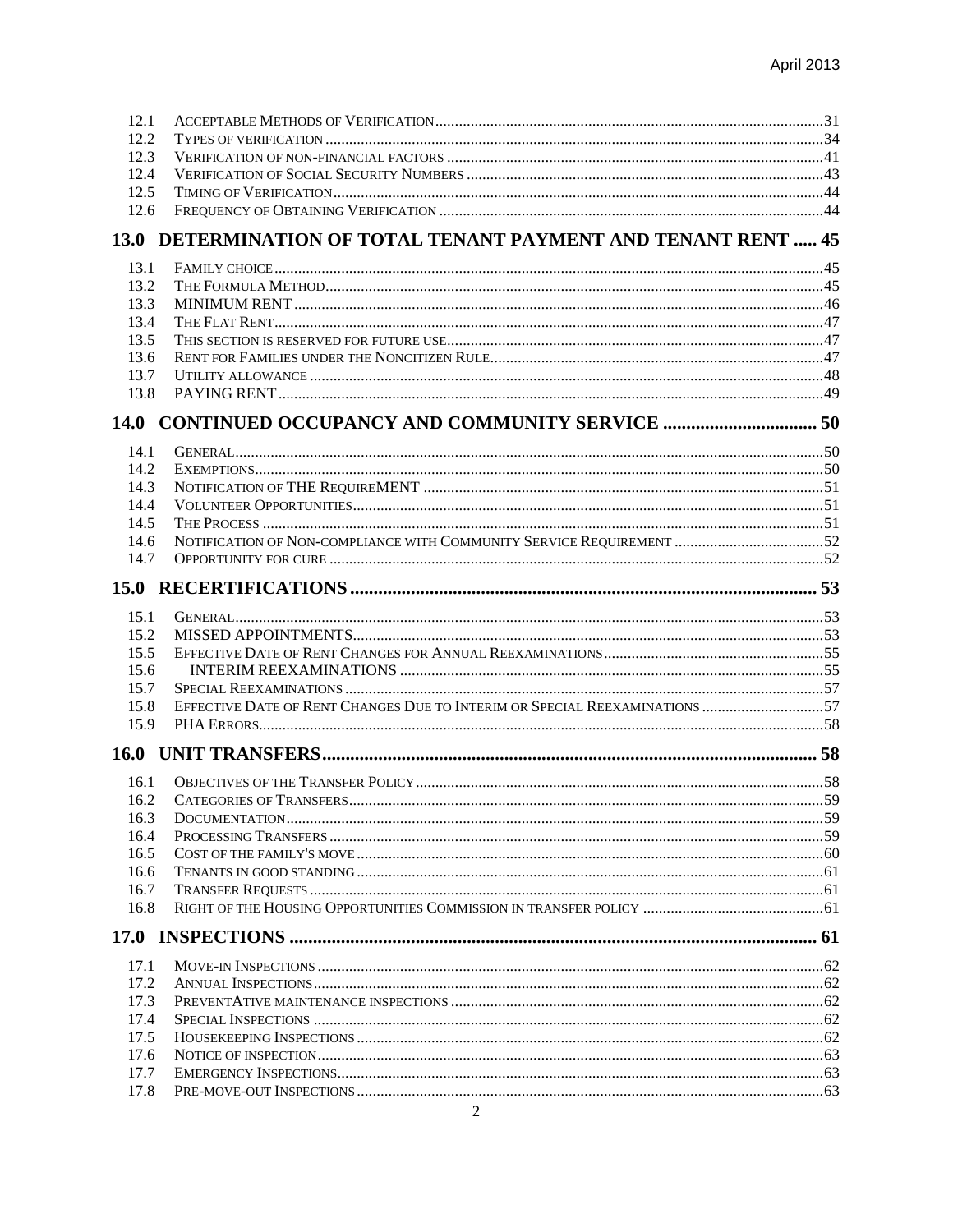12.1 ACCEPTABLE METHODS OF VERIFICATION ..... 31
12.2 TYPES OF VERIFICATION ..... 34
12.3 VERIFICATION OF NON-FINANCIAL FACTORS ..... 41
12.4 VERIFICATION OF SOCIAL SECURITY NUMBERS ..... 43
12.5 TIMING OF VERIFICATION ..... 44
12.6 FREQUENCY OF OBTAINING VERIFICATION ..... 44

**13.0 DETERMINATION OF TOTAL TENANT PAYMENT AND TENANT RENT ..... 45**

13.1 FAMILY CHOICE ..... 45
13.2 THE FORMULA METHOD ..... 45
13.3 MINIMUM RENT ..... 46
13.4 THE FLAT RENT ..... 47
13.5 THIS SECTION IS RESERVED FOR FUTURE USE ..... 47
13.6 RENT FOR FAMILIES UNDER THE NONCITIZEN RULE ..... 47
13.7 UTILITY ALLOWANCE ..... 48
13.8 PAYING RENT ..... 49

**14.0 CONTINUED OCCUPANCY AND COMMUNITY SERVICE ..... 50**

14.1 GENERAL ..... 50
14.2 EXEMPTIONS ..... 50
14.3 NOTIFICATION OF THE REQUIREMENT ..... 51
14.4 VOLUNTEER OPPORTUNITIES ..... 51
14.5 THE PROCESS ..... 51
14.6 NOTIFICATION OF NON-COMPLIANCE WITH COMMUNITY SERVICE REQUIREMENT ..... 52
14.7 OPPORTUNITY FOR CURE ..... 52

**15.0 RECERTIFICATIONS ..... 53**

15.1 GENERAL ..... 53
15.2 MISSED APPOINTMENTS ..... 53
15.5 EFFECTIVE DATE OF RENT CHANGES FOR ANNUAL REEXAMINATIONS ..... 55
15.6 INTERIM REEXAMINATIONS ..... 55
15.7 SPECIAL REEXAMINATIONS ..... 57
15.8 EFFECTIVE DATE OF RENT CHANGES DUE TO INTERIM OR SPECIAL REEXAMINATIONS ..... 57
15.9 PHA ERRORS ..... 58

**16.0 UNIT TRANSFERS ..... 58**

16.1 OBJECTIVES OF THE TRANSFER POLICY ..... 58
16.2 CATEGORIES OF TRANSFERS ..... 59
16.3 DOCUMENTATION ..... 59
16.4 PROCESSING TRANSFERS ..... 59
16.5 COST OF THE FAMILY'S MOVE ..... 60
16.6 TENANTS IN GOOD STANDING ..... 61
16.7 TRANSFER REQUESTS ..... 61
16.8 RIGHT OF THE HOUSING OPPORTUNITIES COMMISSION IN TRANSFER POLICY ..... 61

**17.0 INSPECTIONS ..... 61**

17.1 MOVE-IN INSPECTIONS ..... 62
17.2 ANNUAL INSPECTIONS ..... 62
17.3 PREVENTATIVE MAINTENANCE INSPECTIONS ..... 62
17.4 SPECIAL INSPECTIONS ..... 62
17.5 HOUSEKEEPING INSPECTIONS ..... 62
17.6 NOTICE OF INSPECTION ..... 63
17.7 EMERGENCY INSPECTIONS ..... 63
17.8 PRE-MOVE-OUT INSPECTIONS ..... 63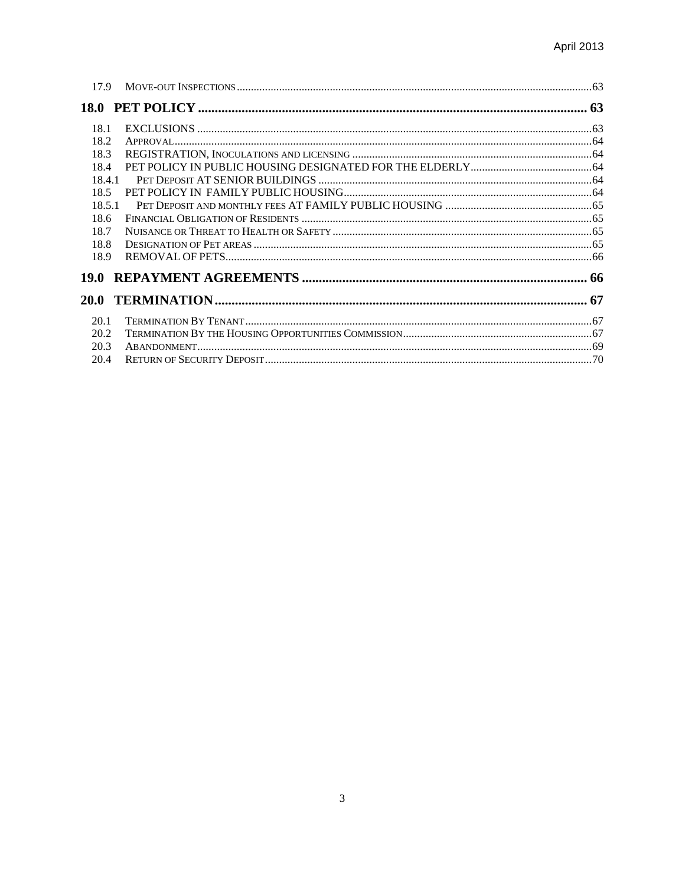17.9 Move-out Inspections ..... 63

**18.0 PET POLICY ..... 63**

18.1 EXCLUSIONS ..... 63
18.2 Approval ..... 64
18.3 REGISTRATION, Inoculations and licensing ..... 64
18.4 PET POLICY IN PUBLIC HOUSING DESIGNATED FOR THE ELDERLY ..... 64
18.4.1 Pet Deposit AT SENIOR BUILDINGS ..... 64
18.5 PET POLICY IN FAMILY PUBLIC HOUSING ..... 64
18.5.1 Pet Deposit and monthly fees AT FAMILY PUBLIC HOUSING ..... 65
18.6 Financial Obligation of Residents ..... 65
18.7 Nuisance or Threat to Health or Safety ..... 65
18.8 Designation of Pet areas ..... 65
18.9 REMOVAL OF PETS ..... 66

**19.0 REPAYMENT AGREEMENTS ..... 66**

**20.0 TERMINATION ..... 67**

20.1 Termination By Tenant ..... 67
20.2 Termination By the Housing Opportunities Commission ..... 67
20.3 Abandonment ..... 69
20.4 Return of Security Deposit ..... 70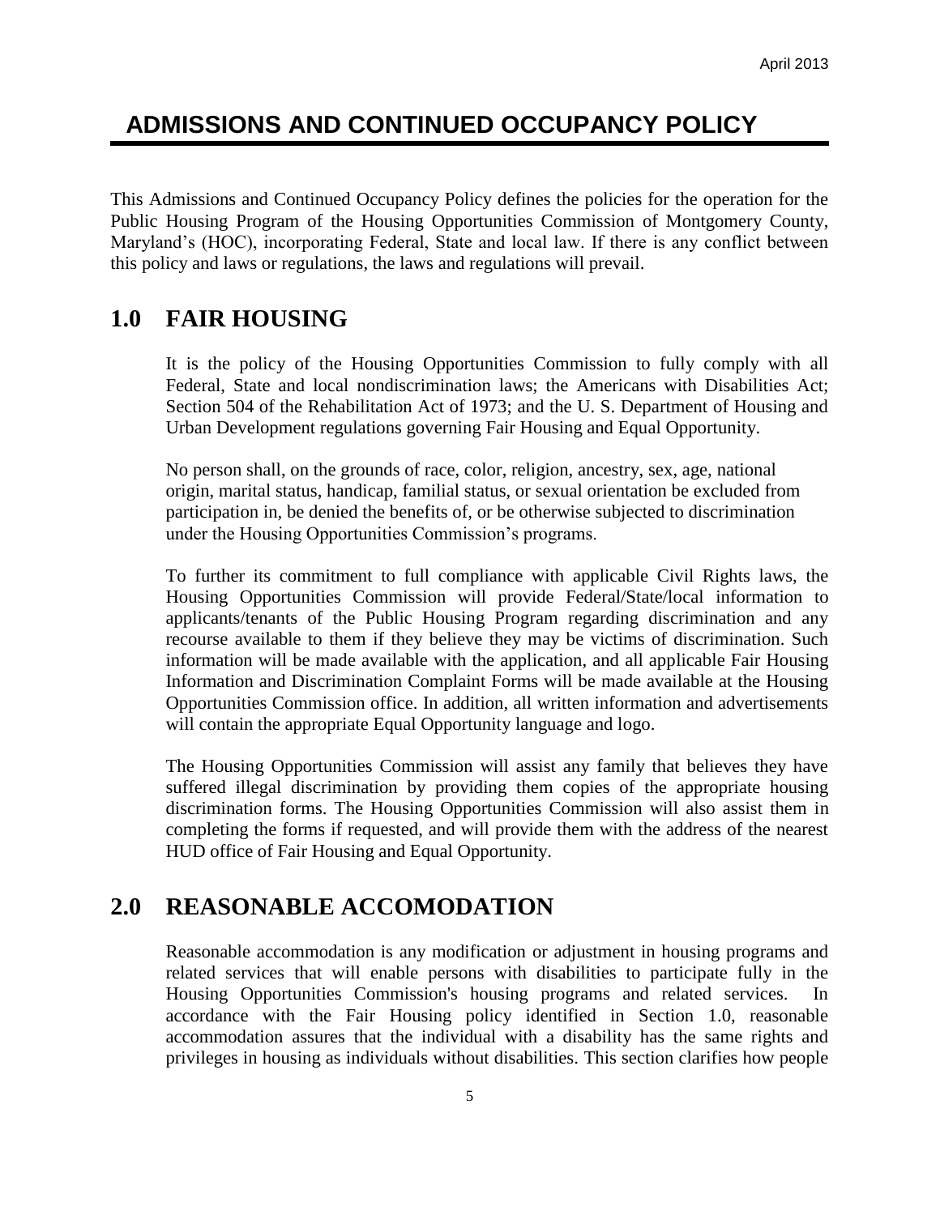# ADMISSIONS AND CONTINUED OCCUPANCY POLICY

This Admissions and Continued Occupancy Policy defines the policies for the operation for the Public Housing Program of the Housing Opportunities Commission of Montgomery County, Maryland's (HOC), incorporating Federal, State and local law. If there is any conflict between this policy and laws or regulations, the laws and regulations will prevail.

## 1.0 FAIR HOUSING

It is the policy of the Housing Opportunities Commission to fully comply with all Federal, State and local nondiscrimination laws; the Americans with Disabilities Act; Section 504 of the Rehabilitation Act of 1973; and the U. S. Department of Housing and Urban Development regulations governing Fair Housing and Equal Opportunity.

No person shall, on the grounds of race, color, religion, ancestry, sex, age, national origin, marital status, handicap, familial status, or sexual orientation be excluded from participation in, be denied the benefits of, or be otherwise subjected to discrimination under the Housing Opportunities Commission's programs.

To further its commitment to full compliance with applicable Civil Rights laws, the Housing Opportunities Commission will provide Federal/State/local information to applicants/tenants of the Public Housing Program regarding discrimination and any recourse available to them if they believe they may be victims of discrimination. Such information will be made available with the application, and all applicable Fair Housing Information and Discrimination Complaint Forms will be made available at the Housing Opportunities Commission office. In addition, all written information and advertisements will contain the appropriate Equal Opportunity language and logo.

The Housing Opportunities Commission will assist any family that believes they have suffered illegal discrimination by providing them copies of the appropriate housing discrimination forms. The Housing Opportunities Commission will also assist them in completing the forms if requested, and will provide them with the address of the nearest HUD office of Fair Housing and Equal Opportunity.

## 2.0 REASONABLE ACCOMODATION

Reasonable accommodation is any modification or adjustment in housing programs and related services that will enable persons with disabilities to participate fully in the Housing Opportunities Commission's housing programs and related services. In accordance with the Fair Housing policy identified in Section 1.0, reasonable accommodation assures that the individual with a disability has the same rights and privileges in housing as individuals without disabilities. This section clarifies how people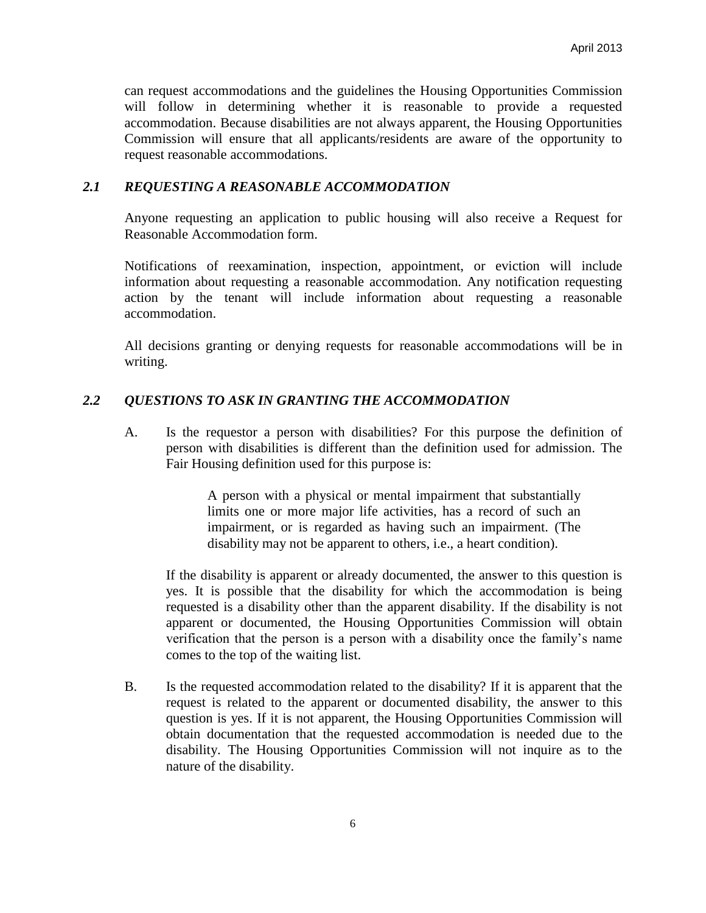can request accommodations and the guidelines the Housing Opportunities Commission will follow in determining whether it is reasonable to provide a requested accommodation. Because disabilities are not always apparent, the Housing Opportunities Commission will ensure that all applicants/residents are aware of the opportunity to request reasonable accommodations.

### *2.1 REQUESTING A REASONABLE ACCOMMODATION*

Anyone requesting an application to public housing will also receive a Request for Reasonable Accommodation form.

Notifications of reexamination, inspection, appointment, or eviction will include information about requesting a reasonable accommodation. Any notification requesting action by the tenant will include information about requesting a reasonable accommodation.

All decisions granting or denying requests for reasonable accommodations will be in writing.

### *2.2 QUESTIONS TO ASK IN GRANTING THE ACCOMMODATION*

A. Is the requestor a person with disabilities? For this purpose the definition of person with disabilities is different than the definition used for admission. The Fair Housing definition used for this purpose is:

> A person with a physical or mental impairment that substantially limits one or more major life activities, has a record of such an impairment, or is regarded as having such an impairment. (The disability may not be apparent to others, i.e., a heart condition).

If the disability is apparent or already documented, the answer to this question is yes. It is possible that the disability for which the accommodation is being requested is a disability other than the apparent disability. If the disability is not apparent or documented, the Housing Opportunities Commission will obtain verification that the person is a person with a disability once the family's name comes to the top of the waiting list.

B. Is the requested accommodation related to the disability? If it is apparent that the request is related to the apparent or documented disability, the answer to this question is yes. If it is not apparent, the Housing Opportunities Commission will obtain documentation that the requested accommodation is needed due to the disability. The Housing Opportunities Commission will not inquire as to the nature of the disability.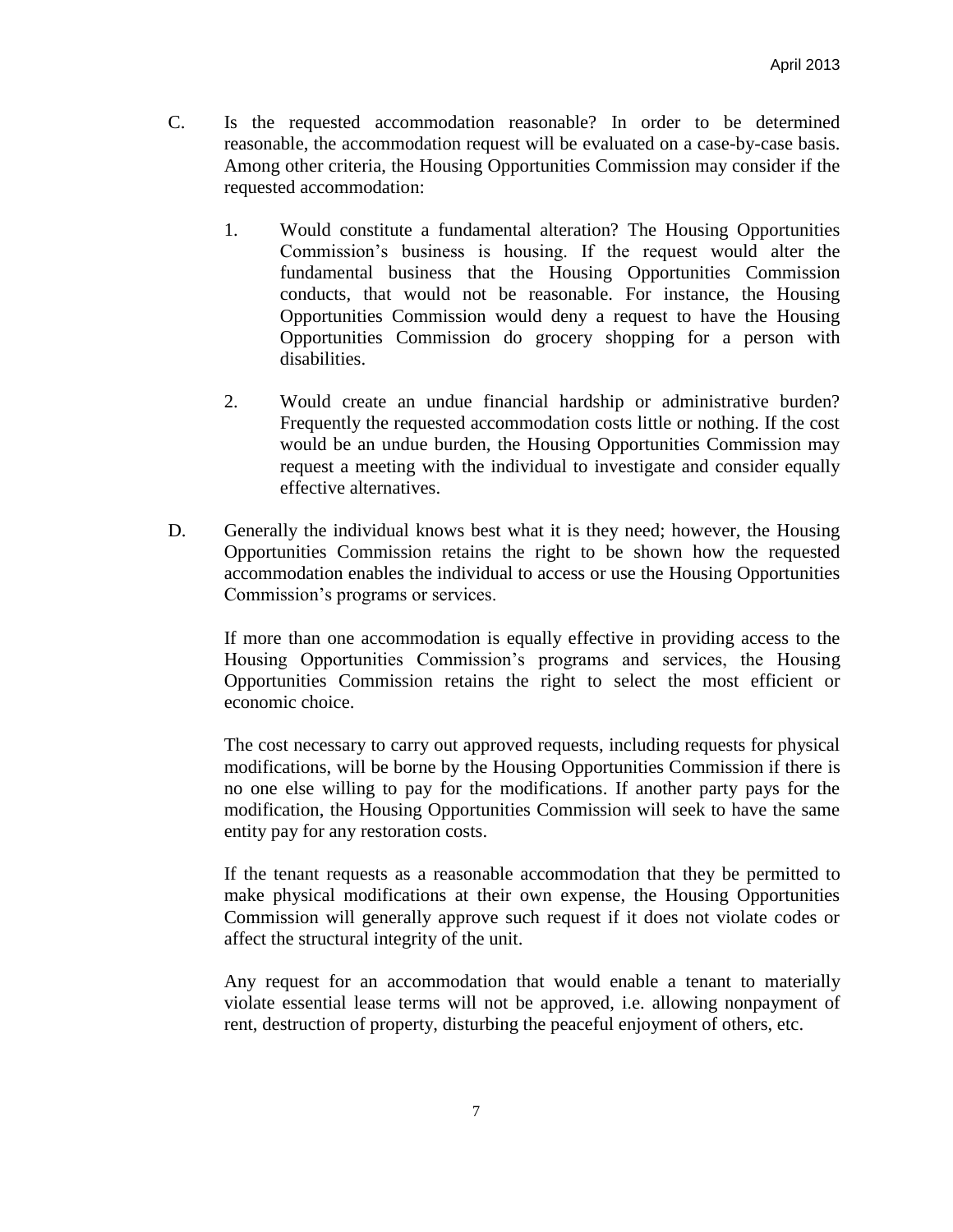C. Is the requested accommodation reasonable? In order to be determined reasonable, the accommodation request will be evaluated on a case-by-case basis. Among other criteria, the Housing Opportunities Commission may consider if the requested accommodation:

   1. Would constitute a fundamental alteration? The Housing Opportunities Commission's business is housing. If the request would alter the fundamental business that the Housing Opportunities Commission conducts, that would not be reasonable. For instance, the Housing Opportunities Commission would deny a request to have the Housing Opportunities Commission do grocery shopping for a person with disabilities.

   2. Would create an undue financial hardship or administrative burden? Frequently the requested accommodation costs little or nothing. If the cost would be an undue burden, the Housing Opportunities Commission may request a meeting with the individual to investigate and consider equally effective alternatives.

D. Generally the individual knows best what it is they need; however, the Housing Opportunities Commission retains the right to be shown how the requested accommodation enables the individual to access or use the Housing Opportunities Commission's programs or services.

   If more than one accommodation is equally effective in providing access to the Housing Opportunities Commission's programs and services, the Housing Opportunities Commission retains the right to select the most efficient or economic choice.

   The cost necessary to carry out approved requests, including requests for physical modifications, will be borne by the Housing Opportunities Commission if there is no one else willing to pay for the modifications. If another party pays for the modification, the Housing Opportunities Commission will seek to have the same entity pay for any restoration costs.

   If the tenant requests as a reasonable accommodation that they be permitted to make physical modifications at their own expense, the Housing Opportunities Commission will generally approve such request if it does not violate codes or affect the structural integrity of the unit.

   Any request for an accommodation that would enable a tenant to materially violate essential lease terms will not be approved, i.e. allowing nonpayment of rent, destruction of property, disturbing the peaceful enjoyment of others, etc.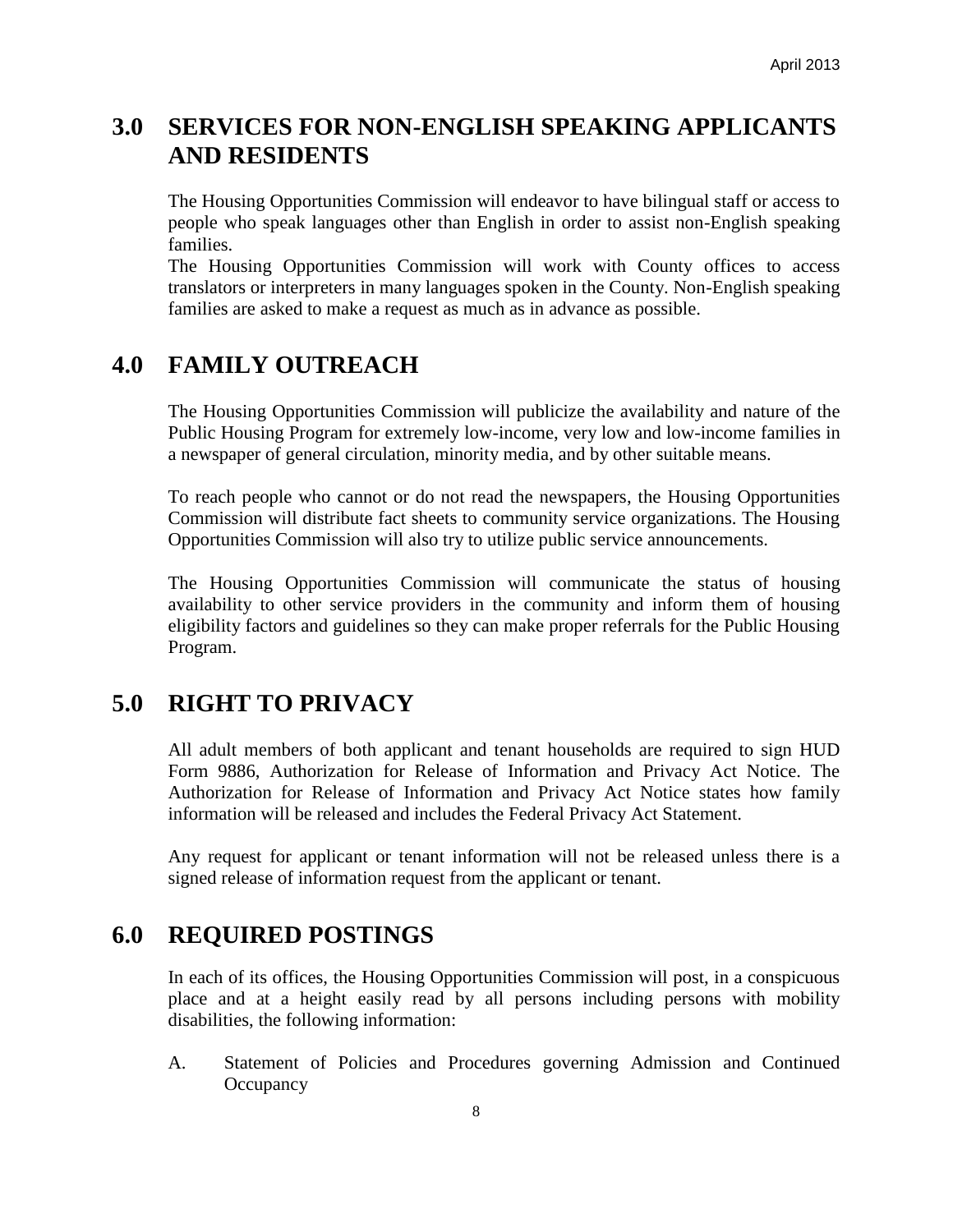## 3.0 SERVICES FOR NON-ENGLISH SPEAKING APPLICANTS AND RESIDENTS

The Housing Opportunities Commission will endeavor to have bilingual staff or access to people who speak languages other than English in order to assist non-English speaking families.

The Housing Opportunities Commission will work with County offices to access translators or interpreters in many languages spoken in the County. Non-English speaking families are asked to make a request as much as in advance as possible.

## 4.0 FAMILY OUTREACH

The Housing Opportunities Commission will publicize the availability and nature of the Public Housing Program for extremely low-income, very low and low-income families in a newspaper of general circulation, minority media, and by other suitable means.

To reach people who cannot or do not read the newspapers, the Housing Opportunities Commission will distribute fact sheets to community service organizations. The Housing Opportunities Commission will also try to utilize public service announcements.

The Housing Opportunities Commission will communicate the status of housing availability to other service providers in the community and inform them of housing eligibility factors and guidelines so they can make proper referrals for the Public Housing Program.

## 5.0 RIGHT TO PRIVACY

All adult members of both applicant and tenant households are required to sign HUD Form 9886, Authorization for Release of Information and Privacy Act Notice. The Authorization for Release of Information and Privacy Act Notice states how family information will be released and includes the Federal Privacy Act Statement.

Any request for applicant or tenant information will not be released unless there is a signed release of information request from the applicant or tenant.

## 6.0 REQUIRED POSTINGS

In each of its offices, the Housing Opportunities Commission will post, in a conspicuous place and at a height easily read by all persons including persons with mobility disabilities, the following information:

A. Statement of Policies and Procedures governing Admission and Continued Occupancy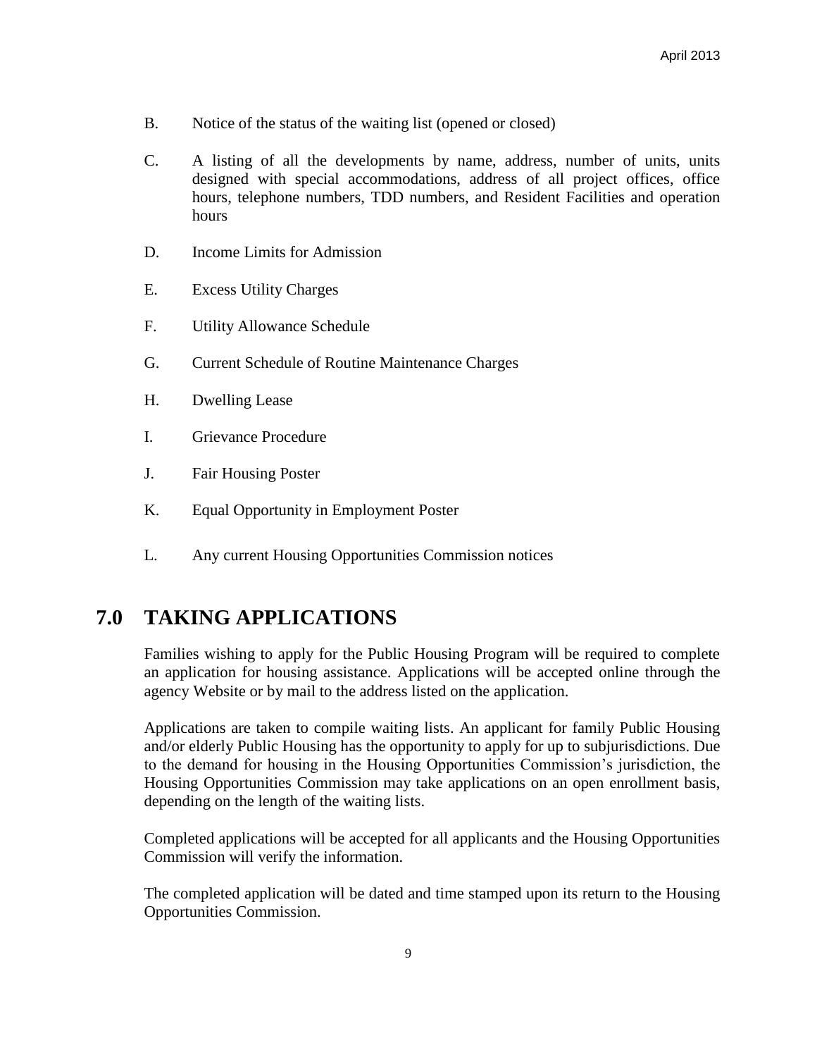B. Notice of the status of the waiting list (opened or closed)

C. A listing of all the developments by name, address, number of units, units designed with special accommodations, address of all project offices, office hours, telephone numbers, TDD numbers, and Resident Facilities and operation hours

D. Income Limits for Admission

E. Excess Utility Charges

F. Utility Allowance Schedule

G. Current Schedule of Routine Maintenance Charges

H. Dwelling Lease

I. Grievance Procedure

J. Fair Housing Poster

K. Equal Opportunity in Employment Poster

L. Any current Housing Opportunities Commission notices

## 7.0 TAKING APPLICATIONS

Families wishing to apply for the Public Housing Program will be required to complete an application for housing assistance. Applications will be accepted online through the agency Website or by mail to the address listed on the application.

Applications are taken to compile waiting lists. An applicant for family Public Housing and/or elderly Public Housing has the opportunity to apply for up to subjurisdictions. Due to the demand for housing in the Housing Opportunities Commission's jurisdiction, the Housing Opportunities Commission may take applications on an open enrollment basis, depending on the length of the waiting lists.

Completed applications will be accepted for all applicants and the Housing Opportunities Commission will verify the information.

The completed application will be dated and time stamped upon its return to the Housing Opportunities Commission.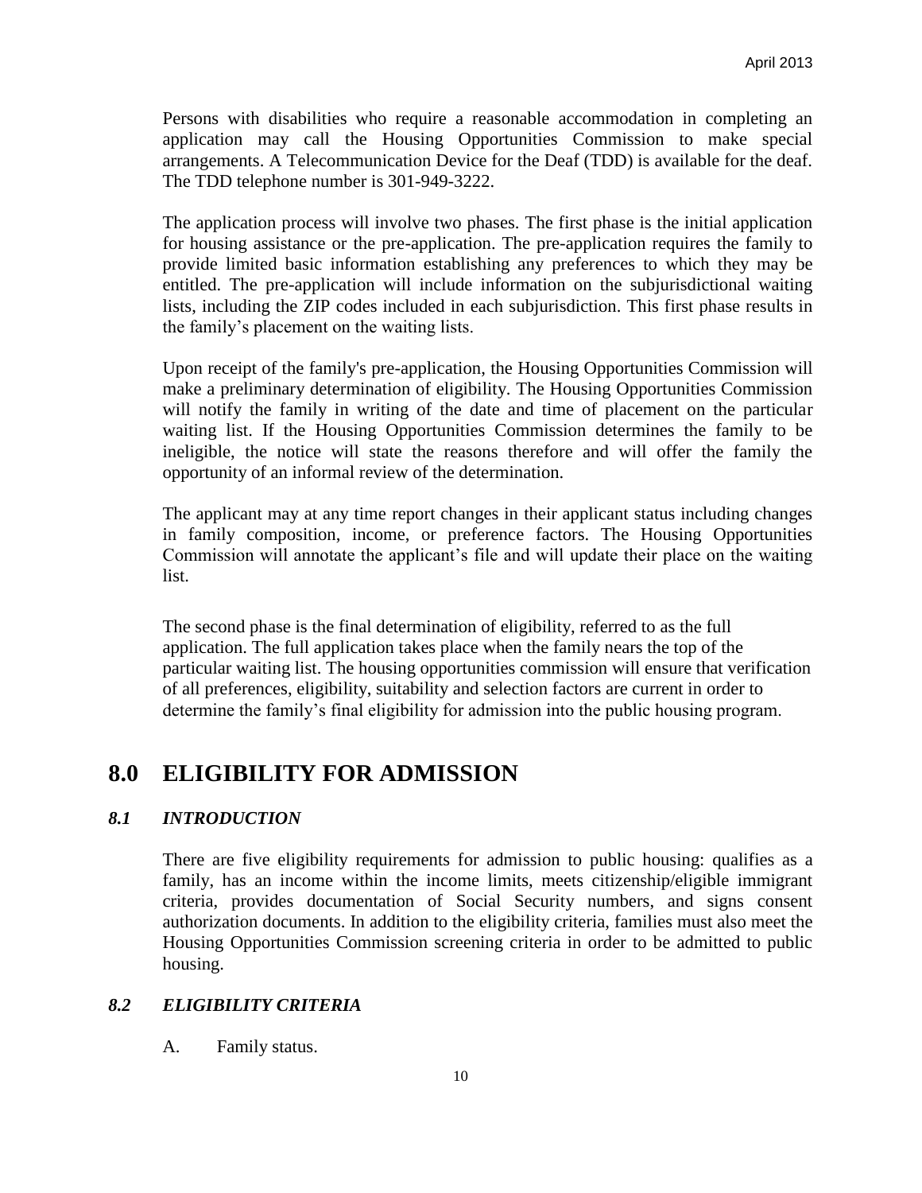Persons with disabilities who require a reasonable accommodation in completing an application may call the Housing Opportunities Commission to make special arrangements. A Telecommunication Device for the Deaf (TDD) is available for the deaf. The TDD telephone number is 301-949-3222.

The application process will involve two phases. The first phase is the initial application for housing assistance or the pre-application. The pre-application requires the family to provide limited basic information establishing any preferences to which they may be entitled. The pre-application will include information on the subjurisdictional waiting lists, including the ZIP codes included in each subjurisdiction. This first phase results in the family's placement on the waiting lists.

Upon receipt of the family's pre-application, the Housing Opportunities Commission will make a preliminary determination of eligibility. The Housing Opportunities Commission will notify the family in writing of the date and time of placement on the particular waiting list. If the Housing Opportunities Commission determines the family to be ineligible, the notice will state the reasons therefore and will offer the family the opportunity of an informal review of the determination.

The applicant may at any time report changes in their applicant status including changes in family composition, income, or preference factors. The Housing Opportunities Commission will annotate the applicant's file and will update their place on the waiting list.

The second phase is the final determination of eligibility, referred to as the full application. The full application takes place when the family nears the top of the particular waiting list. The housing opportunities commission will ensure that verification of all preferences, eligibility, suitability and selection factors are current in order to determine the family's final eligibility for admission into the public housing program.

# 8.0 ELIGIBILITY FOR ADMISSION

### *8.1 INTRODUCTION*

There are five eligibility requirements for admission to public housing: qualifies as a family, has an income within the income limits, meets citizenship/eligible immigrant criteria, provides documentation of Social Security numbers, and signs consent authorization documents. In addition to the eligibility criteria, families must also meet the Housing Opportunities Commission screening criteria in order to be admitted to public housing.

### *8.2 ELIGIBILITY CRITERIA*

A. Family status.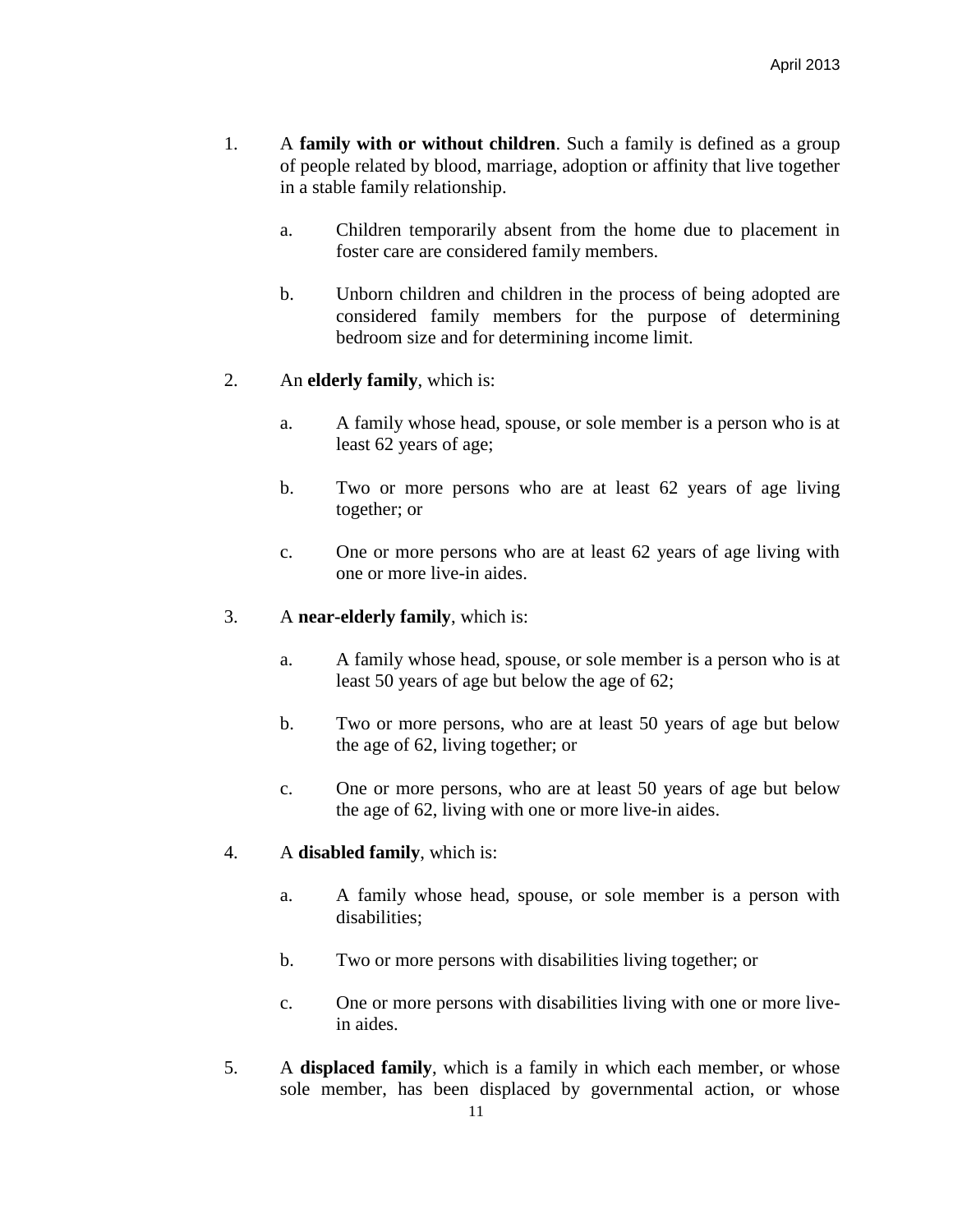1. A **family with or without children**. Such a family is defined as a group of people related by blood, marriage, adoption or affinity that live together in a stable family relationship.

    a. Children temporarily absent from the home due to placement in foster care are considered family members.

    b. Unborn children and children in the process of being adopted are considered family members for the purpose of determining bedroom size and for determining income limit.

2. An **elderly family**, which is:

    a. A family whose head, spouse, or sole member is a person who is at least 62 years of age;

    b. Two or more persons who are at least 62 years of age living together; or

    c. One or more persons who are at least 62 years of age living with one or more live-in aides.

3. A **near-elderly family**, which is:

    a. A family whose head, spouse, or sole member is a person who is at least 50 years of age but below the age of 62;

    b. Two or more persons, who are at least 50 years of age but below the age of 62, living together; or

    c. One or more persons, who are at least 50 years of age but below the age of 62, living with one or more live-in aides.

4. A **disabled family**, which is:

    a. A family whose head, spouse, or sole member is a person with disabilities;

    b. Two or more persons with disabilities living together; or

    c. One or more persons with disabilities living with one or more live-in aides.

5. A **displaced family**, which is a family in which each member, or whose sole member, has been displaced by governmental action, or whose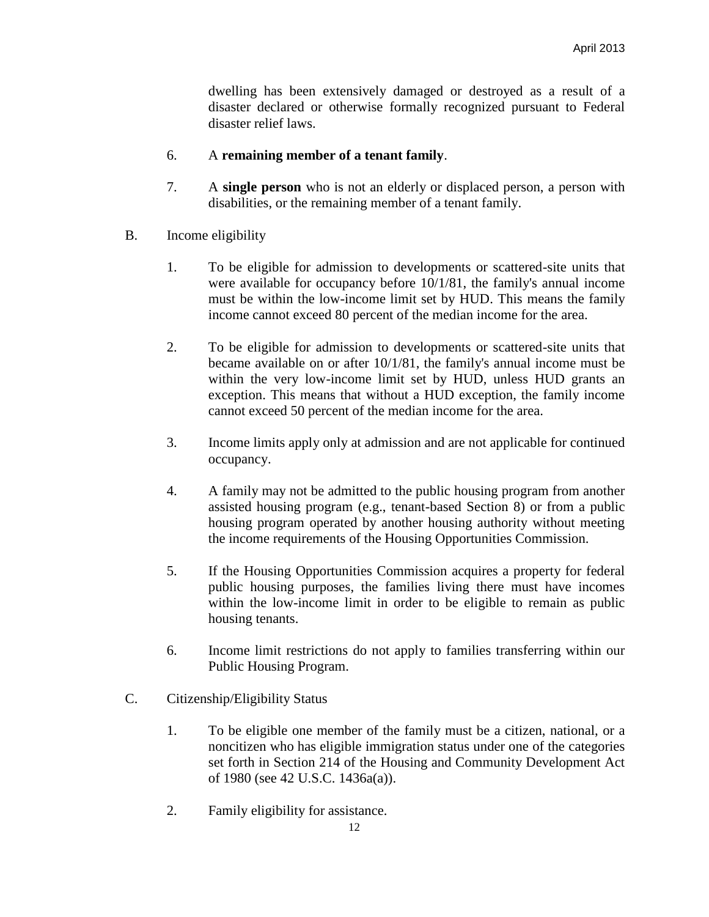dwelling has been extensively damaged or destroyed as a result of a disaster declared or otherwise formally recognized pursuant to Federal disaster relief laws.

6. A **remaining member of a tenant family**.

7. A **single person** who is not an elderly or displaced person, a person with disabilities, or the remaining member of a tenant family.

B. Income eligibility

1. To be eligible for admission to developments or scattered-site units that were available for occupancy before 10/1/81, the family's annual income must be within the low-income limit set by HUD. This means the family income cannot exceed 80 percent of the median income for the area.

2. To be eligible for admission to developments or scattered-site units that became available on or after 10/1/81, the family's annual income must be within the very low-income limit set by HUD, unless HUD grants an exception. This means that without a HUD exception, the family income cannot exceed 50 percent of the median income for the area.

3. Income limits apply only at admission and are not applicable for continued occupancy.

4. A family may not be admitted to the public housing program from another assisted housing program (e.g., tenant-based Section 8) or from a public housing program operated by another housing authority without meeting the income requirements of the Housing Opportunities Commission.

5. If the Housing Opportunities Commission acquires a property for federal public housing purposes, the families living there must have incomes within the low-income limit in order to be eligible to remain as public housing tenants.

6. Income limit restrictions do not apply to families transferring within our Public Housing Program.

C. Citizenship/Eligibility Status

1. To be eligible one member of the family must be a citizen, national, or a noncitizen who has eligible immigration status under one of the categories set forth in Section 214 of the Housing and Community Development Act of 1980 (see 42 U.S.C. 1436a(a)).

2. Family eligibility for assistance.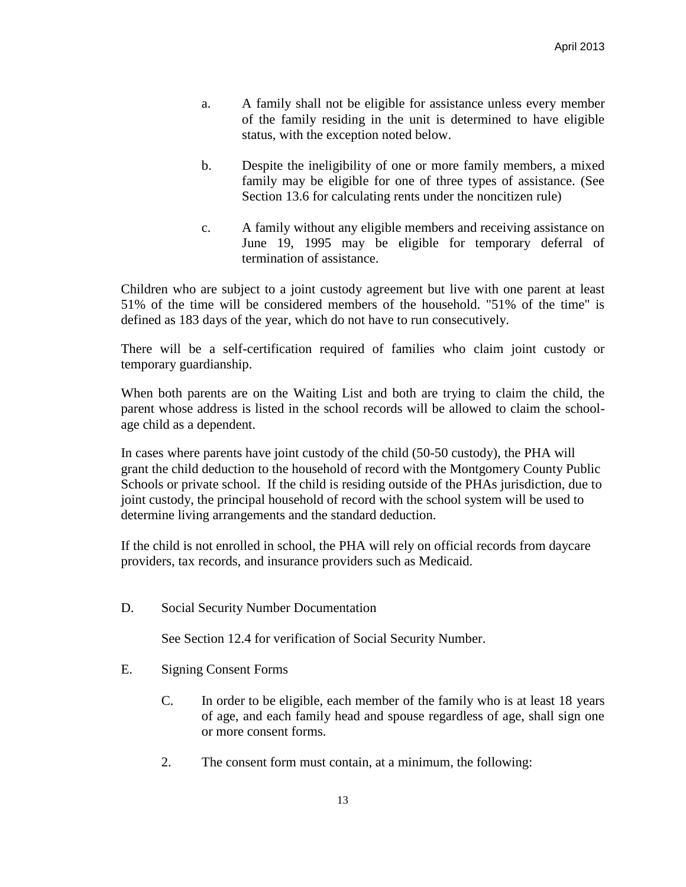a. A family shall not be eligible for assistance unless every member of the family residing in the unit is determined to have eligible status, with the exception noted below.

b. Despite the ineligibility of one or more family members, a mixed family may be eligible for one of three types of assistance. (See Section 13.6 for calculating rents under the noncitizen rule)

c. A family without any eligible members and receiving assistance on June 19, 1995 may be eligible for temporary deferral of termination of assistance.

Children who are subject to a joint custody agreement but live with one parent at least 51% of the time will be considered members of the household. "51% of the time" is defined as 183 days of the year, which do not have to run consecutively.

There will be a self-certification required of families who claim joint custody or temporary guardianship.

When both parents are on the Waiting List and both are trying to claim the child, the parent whose address is listed in the school records will be allowed to claim the school-age child as a dependent.

In cases where parents have joint custody of the child (50-50 custody), the PHA will grant the child deduction to the household of record with the Montgomery County Public Schools or private school. If the child is residing outside of the PHAs jurisdiction, due to joint custody, the principal household of record with the school system will be used to determine living arrangements and the standard deduction.

If the child is not enrolled in school, the PHA will rely on official records from daycare providers, tax records, and insurance providers such as Medicaid.

D. Social Security Number Documentation

See Section 12.4 for verification of Social Security Number.

E. Signing Consent Forms

C. In order to be eligible, each member of the family who is at least 18 years of age, and each family head and spouse regardless of age, shall sign one or more consent forms.

2. The consent form must contain, at a minimum, the following: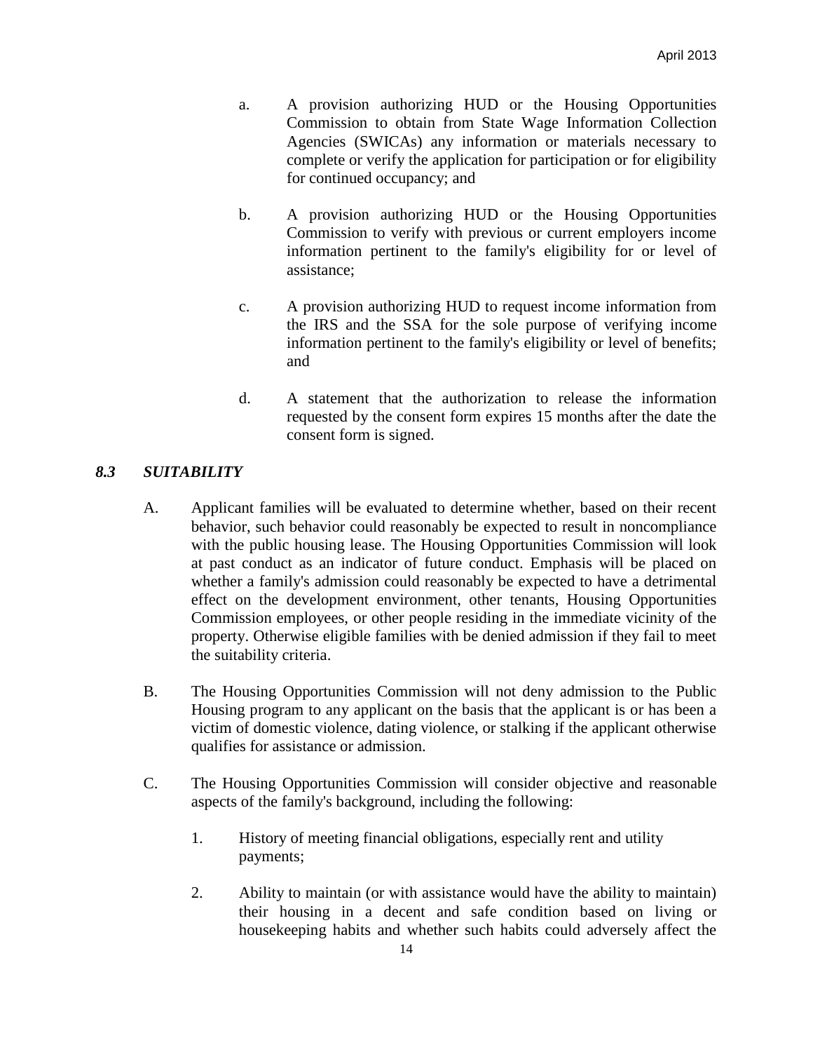a. A provision authorizing HUD or the Housing Opportunities Commission to obtain from State Wage Information Collection Agencies (SWICAs) any information or materials necessary to complete or verify the application for participation or for eligibility for continued occupancy; and

b. A provision authorizing HUD or the Housing Opportunities Commission to verify with previous or current employers income information pertinent to the family's eligibility for or level of assistance;

c. A provision authorizing HUD to request income information from the IRS and the SSA for the sole purpose of verifying income information pertinent to the family's eligibility or level of benefits; and

d. A statement that the authorization to release the information requested by the consent form expires 15 months after the date the consent form is signed.

### *8.3 SUITABILITY*

A. Applicant families will be evaluated to determine whether, based on their recent behavior, such behavior could reasonably be expected to result in noncompliance with the public housing lease. The Housing Opportunities Commission will look at past conduct as an indicator of future conduct. Emphasis will be placed on whether a family's admission could reasonably be expected to have a detrimental effect on the development environment, other tenants, Housing Opportunities Commission employees, or other people residing in the immediate vicinity of the property. Otherwise eligible families with be denied admission if they fail to meet the suitability criteria.

B. The Housing Opportunities Commission will not deny admission to the Public Housing program to any applicant on the basis that the applicant is or has been a victim of domestic violence, dating violence, or stalking if the applicant otherwise qualifies for assistance or admission.

C. The Housing Opportunities Commission will consider objective and reasonable aspects of the family's background, including the following:

1. History of meeting financial obligations, especially rent and utility payments;

2. Ability to maintain (or with assistance would have the ability to maintain) their housing in a decent and safe condition based on living or housekeeping habits and whether such habits could adversely affect the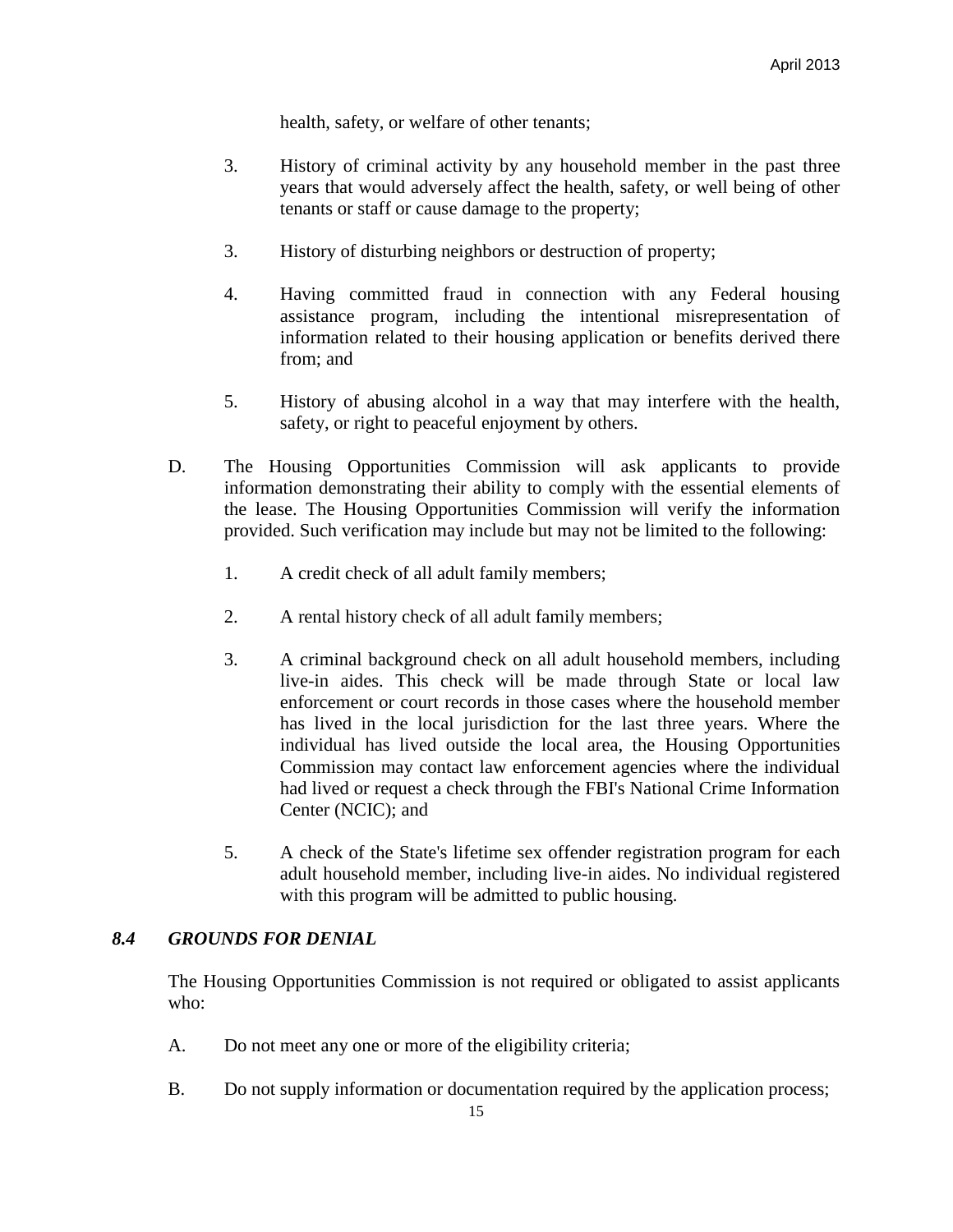health, safety, or welfare of other tenants;

3. History of criminal activity by any household member in the past three years that would adversely affect the health, safety, or well being of other tenants or staff or cause damage to the property;

3. History of disturbing neighbors or destruction of property;

4. Having committed fraud in connection with any Federal housing assistance program, including the intentional misrepresentation of information related to their housing application or benefits derived there from; and

5. History of abusing alcohol in a way that may interfere with the health, safety, or right to peaceful enjoyment by others.

D. The Housing Opportunities Commission will ask applicants to provide information demonstrating their ability to comply with the essential elements of the lease. The Housing Opportunities Commission will verify the information provided. Such verification may include but may not be limited to the following:

1. A credit check of all adult family members;

2. A rental history check of all adult family members;

3. A criminal background check on all adult household members, including live-in aides. This check will be made through State or local law enforcement or court records in those cases where the household member has lived in the local jurisdiction for the last three years. Where the individual has lived outside the local area, the Housing Opportunities Commission may contact law enforcement agencies where the individual had lived or request a check through the FBI's National Crime Information Center (NCIC); and

5. A check of the State's lifetime sex offender registration program for each adult household member, including live-in aides. No individual registered with this program will be admitted to public housing.

### *8.4 GROUNDS FOR DENIAL*

The Housing Opportunities Commission is not required or obligated to assist applicants who:

A. Do not meet any one or more of the eligibility criteria;

B. Do not supply information or documentation required by the application process;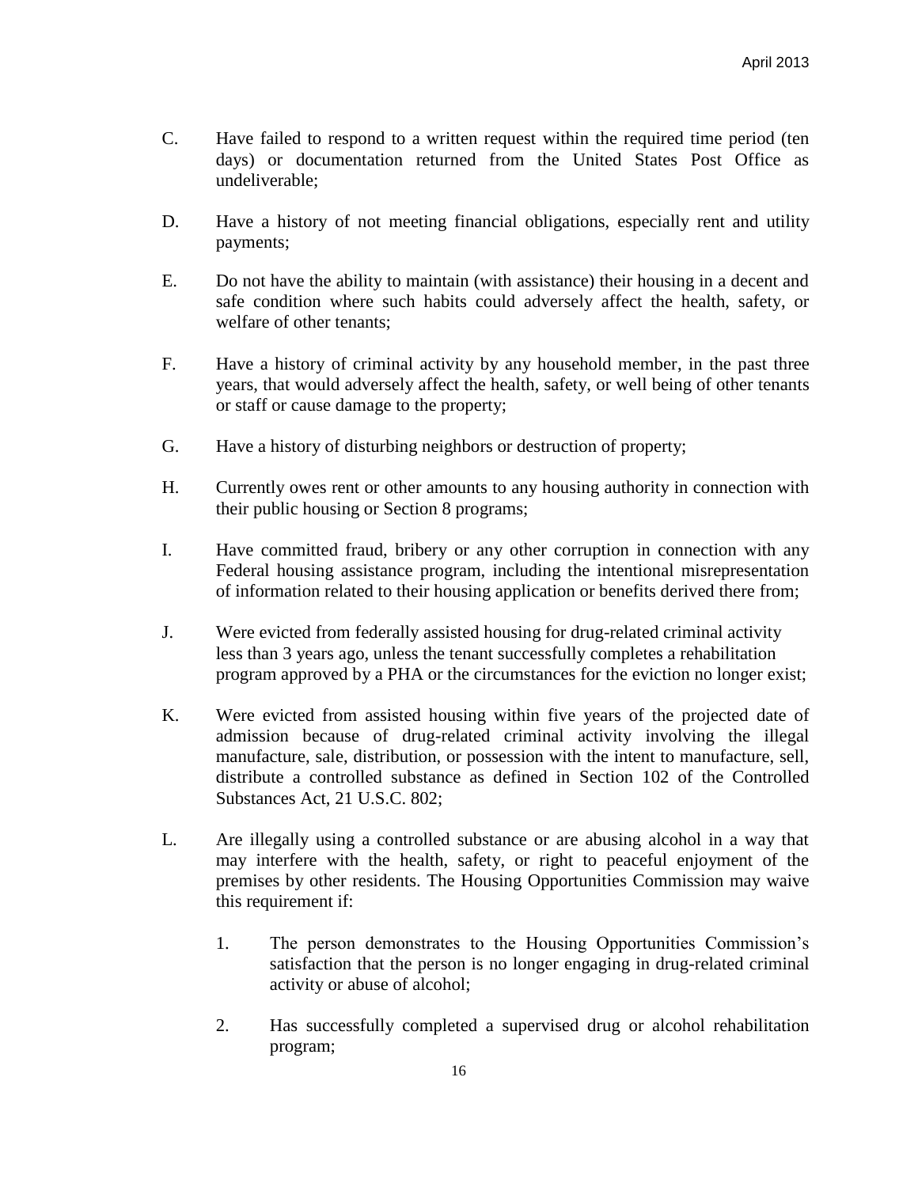C. Have failed to respond to a written request within the required time period (ten days) or documentation returned from the United States Post Office as undeliverable;

D. Have a history of not meeting financial obligations, especially rent and utility payments;

E. Do not have the ability to maintain (with assistance) their housing in a decent and safe condition where such habits could adversely affect the health, safety, or welfare of other tenants;

F. Have a history of criminal activity by any household member, in the past three years, that would adversely affect the health, safety, or well being of other tenants or staff or cause damage to the property;

G. Have a history of disturbing neighbors or destruction of property;

H. Currently owes rent or other amounts to any housing authority in connection with their public housing or Section 8 programs;

I. Have committed fraud, bribery or any other corruption in connection with any Federal housing assistance program, including the intentional misrepresentation of information related to their housing application or benefits derived there from;

J. Were evicted from federally assisted housing for drug-related criminal activity less than 3 years ago, unless the tenant successfully completes a rehabilitation program approved by a PHA or the circumstances for the eviction no longer exist;

K. Were evicted from assisted housing within five years of the projected date of admission because of drug-related criminal activity involving the illegal manufacture, sale, distribution, or possession with the intent to manufacture, sell, distribute a controlled substance as defined in Section 102 of the Controlled Substances Act, 21 U.S.C. 802;

L. Are illegally using a controlled substance or are abusing alcohol in a way that may interfere with the health, safety, or right to peaceful enjoyment of the premises by other residents. The Housing Opportunities Commission may waive this requirement if:

   1. The person demonstrates to the Housing Opportunities Commission's satisfaction that the person is no longer engaging in drug-related criminal activity or abuse of alcohol;

   2. Has successfully completed a supervised drug or alcohol rehabilitation program;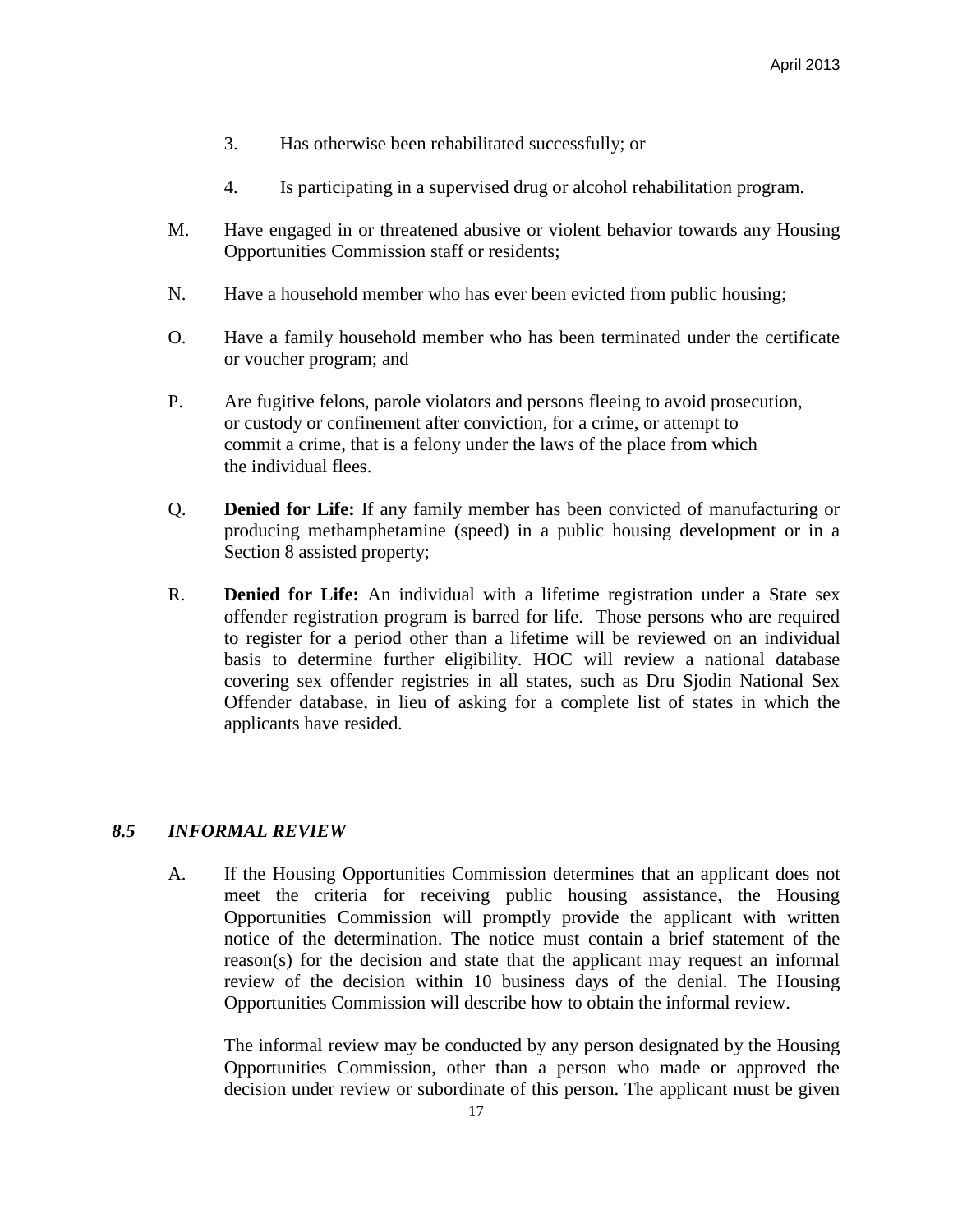3. Has otherwise been rehabilitated successfully; or

4. Is participating in a supervised drug or alcohol rehabilitation program.

M. Have engaged in or threatened abusive or violent behavior towards any Housing Opportunities Commission staff or residents;

N. Have a household member who has ever been evicted from public housing;

O. Have a family household member who has been terminated under the certificate or voucher program; and

P. Are fugitive felons, parole violators and persons fleeing to avoid prosecution, or custody or confinement after conviction, for a crime, or attempt to commit a crime, that is a felony under the laws of the place from which the individual flees.

Q. **Denied for Life:** If any family member has been convicted of manufacturing or producing methamphetamine (speed) in a public housing development or in a Section 8 assisted property;

R. **Denied for Life:** An individual with a lifetime registration under a State sex offender registration program is barred for life. Those persons who are required to register for a period other than a lifetime will be reviewed on an individual basis to determine further eligibility. HOC will review a national database covering sex offender registries in all states, such as Dru Sjodin National Sex Offender database, in lieu of asking for a complete list of states in which the applicants have resided.

### *8.5 INFORMAL REVIEW*

A. If the Housing Opportunities Commission determines that an applicant does not meet the criteria for receiving public housing assistance, the Housing Opportunities Commission will promptly provide the applicant with written notice of the determination. The notice must contain a brief statement of the reason(s) for the decision and state that the applicant may request an informal review of the decision within 10 business days of the denial. The Housing Opportunities Commission will describe how to obtain the informal review.

The informal review may be conducted by any person designated by the Housing Opportunities Commission, other than a person who made or approved the decision under review or subordinate of this person. The applicant must be given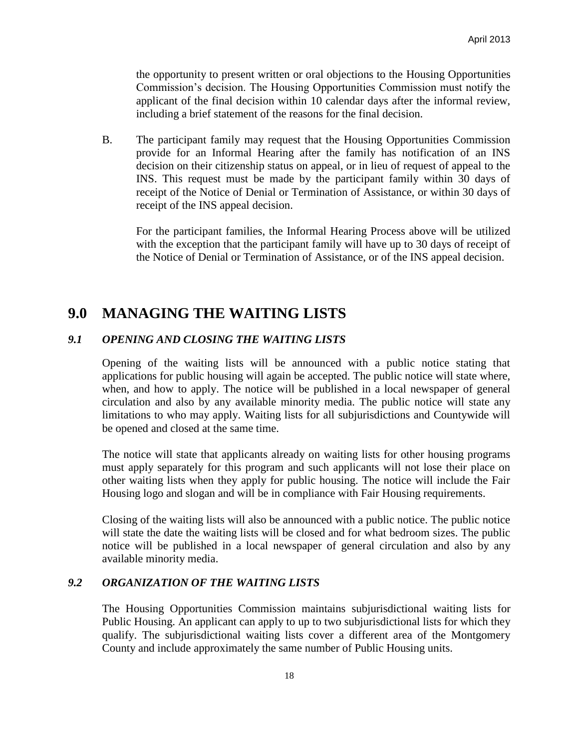the opportunity to present written or oral objections to the Housing Opportunities Commission's decision. The Housing Opportunities Commission must notify the applicant of the final decision within 10 calendar days after the informal review, including a brief statement of the reasons for the final decision.

B. The participant family may request that the Housing Opportunities Commission provide for an Informal Hearing after the family has notification of an INS decision on their citizenship status on appeal, or in lieu of request of appeal to the INS. This request must be made by the participant family within 30 days of receipt of the Notice of Denial or Termination of Assistance, or within 30 days of receipt of the INS appeal decision.

For the participant families, the Informal Hearing Process above will be utilized with the exception that the participant family will have up to 30 days of receipt of the Notice of Denial or Termination of Assistance, or of the INS appeal decision.

# 9.0 MANAGING THE WAITING LISTS

### *9.1 OPENING AND CLOSING THE WAITING LISTS*

Opening of the waiting lists will be announced with a public notice stating that applications for public housing will again be accepted. The public notice will state where, when, and how to apply. The notice will be published in a local newspaper of general circulation and also by any available minority media. The public notice will state any limitations to who may apply. Waiting lists for all subjurisdictions and Countywide will be opened and closed at the same time.

The notice will state that applicants already on waiting lists for other housing programs must apply separately for this program and such applicants will not lose their place on other waiting lists when they apply for public housing. The notice will include the Fair Housing logo and slogan and will be in compliance with Fair Housing requirements.

Closing of the waiting lists will also be announced with a public notice. The public notice will state the date the waiting lists will be closed and for what bedroom sizes. The public notice will be published in a local newspaper of general circulation and also by any available minority media.

### *9.2 ORGANIZATION OF THE WAITING LISTS*

The Housing Opportunities Commission maintains subjurisdictional waiting lists for Public Housing. An applicant can apply to up to two subjurisdictional lists for which they qualify. The subjurisdictional waiting lists cover a different area of the Montgomery County and include approximately the same number of Public Housing units.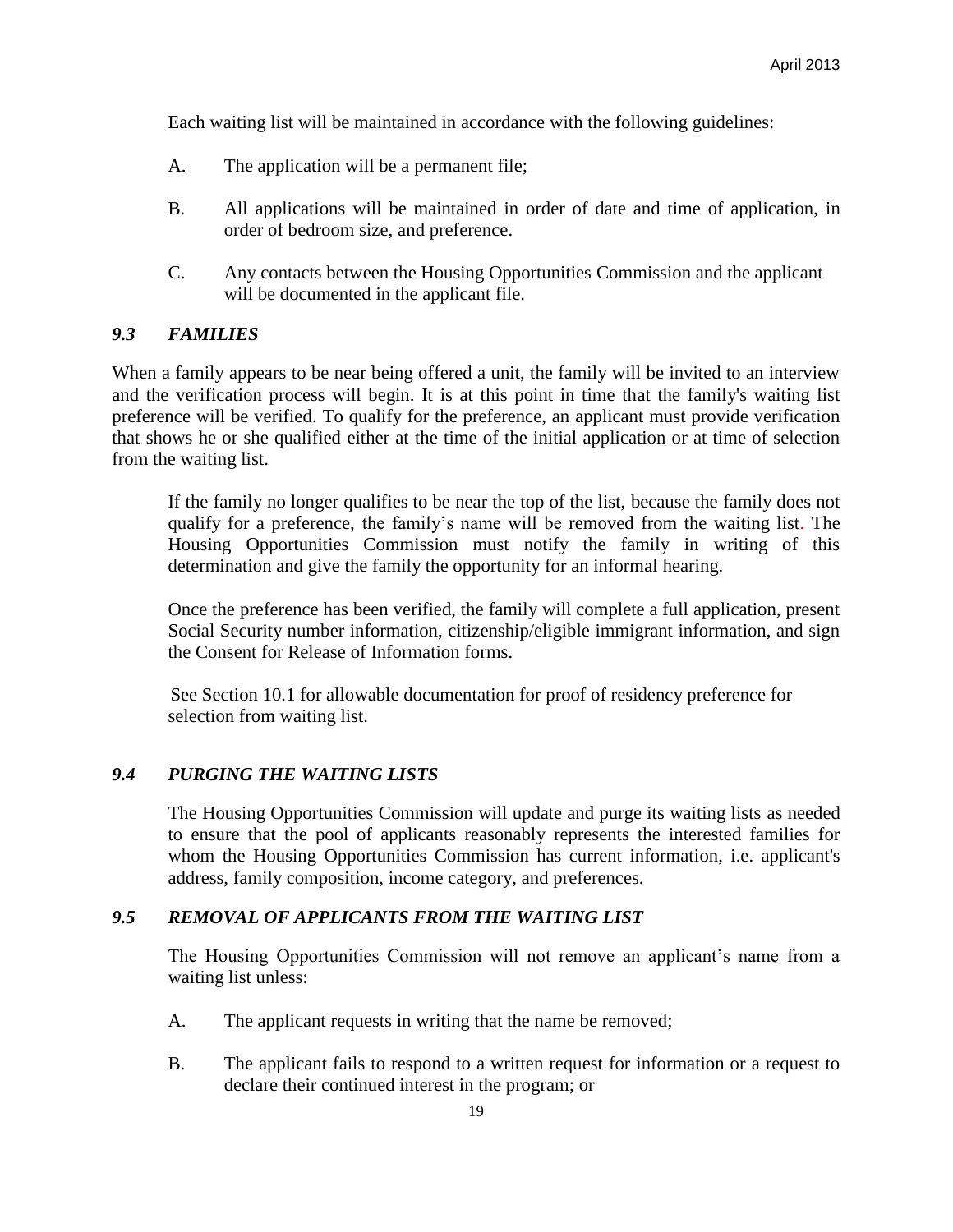Each waiting list will be maintained in accordance with the following guidelines:

A. The application will be a permanent file;

B. All applications will be maintained in order of date and time of application, in order of bedroom size, and preference.

C. Any contacts between the Housing Opportunities Commission and the applicant will be documented in the applicant file.

### *9.3 FAMILIES*

When a family appears to be near being offered a unit, the family will be invited to an interview and the verification process will begin. It is at this point in time that the family's waiting list preference will be verified. To qualify for the preference, an applicant must provide verification that shows he or she qualified either at the time of the initial application or at time of selection from the waiting list.

If the family no longer qualifies to be near the top of the list, because the family does not qualify for a preference, the family's name will be removed from the waiting list. The Housing Opportunities Commission must notify the family in writing of this determination and give the family the opportunity for an informal hearing.

Once the preference has been verified, the family will complete a full application, present Social Security number information, citizenship/eligible immigrant information, and sign the Consent for Release of Information forms.

See Section 10.1 for allowable documentation for proof of residency preference for selection from waiting list.

### *9.4 PURGING THE WAITING LISTS*

The Housing Opportunities Commission will update and purge its waiting lists as needed to ensure that the pool of applicants reasonably represents the interested families for whom the Housing Opportunities Commission has current information, i.e. applicant's address, family composition, income category, and preferences.

### *9.5 REMOVAL OF APPLICANTS FROM THE WAITING LIST*

The Housing Opportunities Commission will not remove an applicant's name from a waiting list unless:

A. The applicant requests in writing that the name be removed;

B. The applicant fails to respond to a written request for information or a request to declare their continued interest in the program; or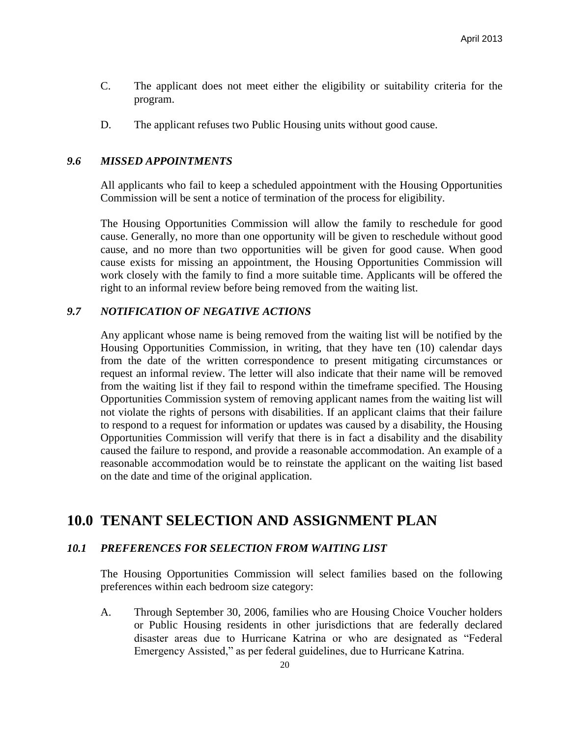C. The applicant does not meet either the eligibility or suitability criteria for the program.

D. The applicant refuses two Public Housing units without good cause.

### *9.6 MISSED APPOINTMENTS*

All applicants who fail to keep a scheduled appointment with the Housing Opportunities Commission will be sent a notice of termination of the process for eligibility.

The Housing Opportunities Commission will allow the family to reschedule for good cause. Generally, no more than one opportunity will be given to reschedule without good cause, and no more than two opportunities will be given for good cause. When good cause exists for missing an appointment, the Housing Opportunities Commission will work closely with the family to find a more suitable time. Applicants will be offered the right to an informal review before being removed from the waiting list.

### *9.7 NOTIFICATION OF NEGATIVE ACTIONS*

Any applicant whose name is being removed from the waiting list will be notified by the Housing Opportunities Commission, in writing, that they have ten (10) calendar days from the date of the written correspondence to present mitigating circumstances or request an informal review. The letter will also indicate that their name will be removed from the waiting list if they fail to respond within the timeframe specified. The Housing Opportunities Commission system of removing applicant names from the waiting list will not violate the rights of persons with disabilities. If an applicant claims that their failure to respond to a request for information or updates was caused by a disability, the Housing Opportunities Commission will verify that there is in fact a disability and the disability caused the failure to respond, and provide a reasonable accommodation. An example of a reasonable accommodation would be to reinstate the applicant on the waiting list based on the date and time of the original application.

## 10.0 TENANT SELECTION AND ASSIGNMENT PLAN

### *10.1 PREFERENCES FOR SELECTION FROM WAITING LIST*

The Housing Opportunities Commission will select families based on the following preferences within each bedroom size category:

A. Through September 30, 2006, families who are Housing Choice Voucher holders or Public Housing residents in other jurisdictions that are federally declared disaster areas due to Hurricane Katrina or who are designated as "Federal Emergency Assisted," as per federal guidelines, due to Hurricane Katrina.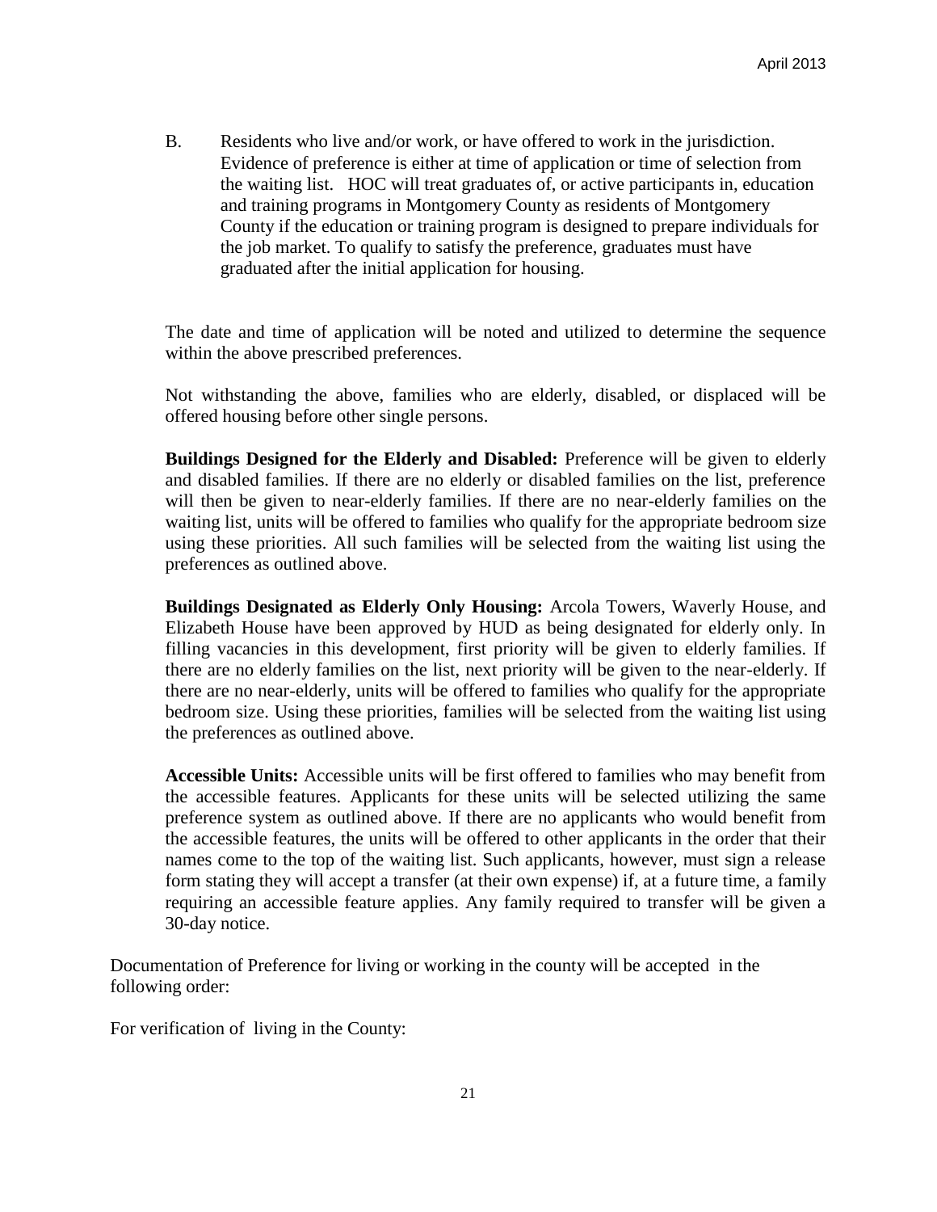B. Residents who live and/or work, or have offered to work in the jurisdiction. Evidence of preference is either at time of application or time of selection from the waiting list. HOC will treat graduates of, or active participants in, education and training programs in Montgomery County as residents of Montgomery County if the education or training program is designed to prepare individuals for the job market. To qualify to satisfy the preference, graduates must have graduated after the initial application for housing.

The date and time of application will be noted and utilized to determine the sequence within the above prescribed preferences.

Not withstanding the above, families who are elderly, disabled, or displaced will be offered housing before other single persons.

**Buildings Designed for the Elderly and Disabled:** Preference will be given to elderly and disabled families. If there are no elderly or disabled families on the list, preference will then be given to near-elderly families. If there are no near-elderly families on the waiting list, units will be offered to families who qualify for the appropriate bedroom size using these priorities. All such families will be selected from the waiting list using the preferences as outlined above.

**Buildings Designated as Elderly Only Housing:** Arcola Towers, Waverly House, and Elizabeth House have been approved by HUD as being designated for elderly only. In filling vacancies in this development, first priority will be given to elderly families. If there are no elderly families on the list, next priority will be given to the near-elderly. If there are no near-elderly, units will be offered to families who qualify for the appropriate bedroom size. Using these priorities, families will be selected from the waiting list using the preferences as outlined above.

**Accessible Units:** Accessible units will be first offered to families who may benefit from the accessible features. Applicants for these units will be selected utilizing the same preference system as outlined above. If there are no applicants who would benefit from the accessible features, the units will be offered to other applicants in the order that their names come to the top of the waiting list. Such applicants, however, must sign a release form stating they will accept a transfer (at their own expense) if, at a future time, a family requiring an accessible feature applies. Any family required to transfer will be given a 30-day notice.

Documentation of Preference for living or working in the county will be accepted in the following order:

For verification of living in the County: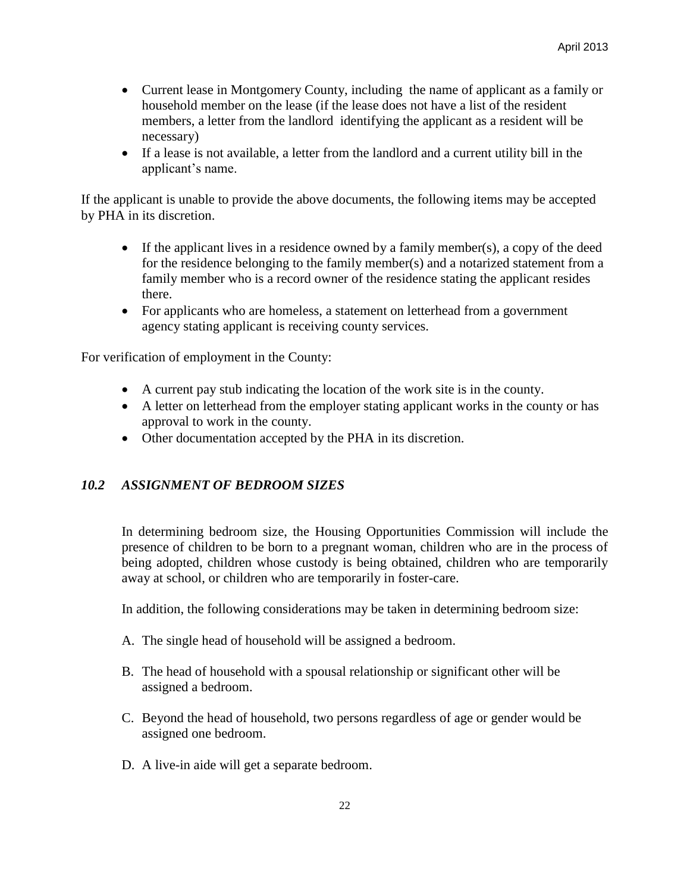- Current lease in Montgomery County, including the name of applicant as a family or household member on the lease (if the lease does not have a list of the resident members, a letter from the landlord identifying the applicant as a resident will be necessary)
- If a lease is not available, a letter from the landlord and a current utility bill in the applicant's name.

If the applicant is unable to provide the above documents, the following items may be accepted by PHA in its discretion.

- If the applicant lives in a residence owned by a family member(s), a copy of the deed for the residence belonging to the family member(s) and a notarized statement from a family member who is a record owner of the residence stating the applicant resides there.
- For applicants who are homeless, a statement on letterhead from a government agency stating applicant is receiving county services.

For verification of employment in the County:

- A current pay stub indicating the location of the work site is in the county.
- A letter on letterhead from the employer stating applicant works in the county or has approval to work in the county.
- Other documentation accepted by the PHA in its discretion.

### *10.2 ASSIGNMENT OF BEDROOM SIZES*

In determining bedroom size, the Housing Opportunities Commission will include the presence of children to be born to a pregnant woman, children who are in the process of being adopted, children whose custody is being obtained, children who are temporarily away at school, or children who are temporarily in foster-care.

In addition, the following considerations may be taken in determining bedroom size:

A. The single head of household will be assigned a bedroom.

B. The head of household with a spousal relationship or significant other will be assigned a bedroom.

C. Beyond the head of household, two persons regardless of age or gender would be assigned one bedroom.

D. A live-in aide will get a separate bedroom.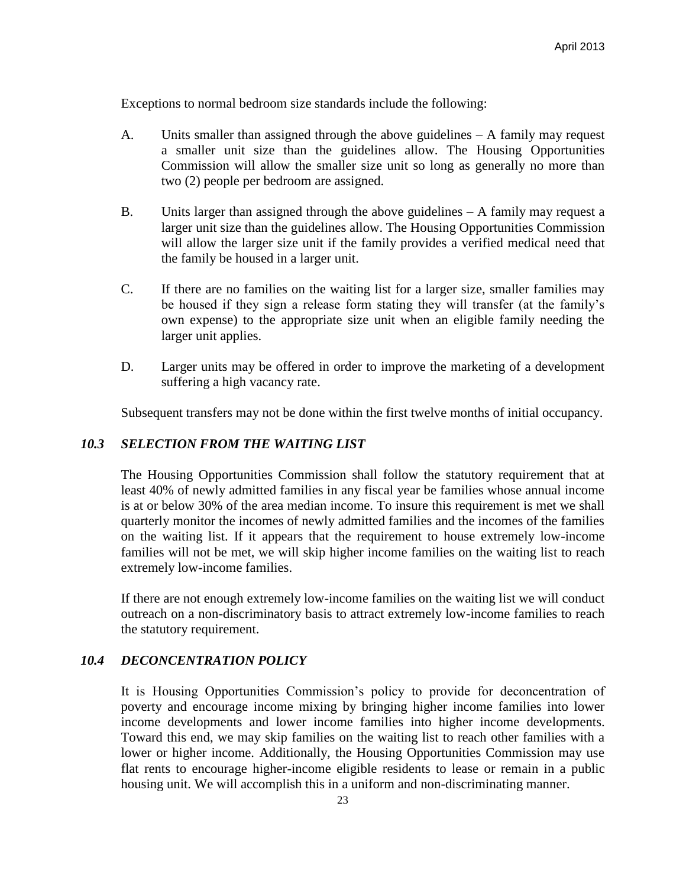Exceptions to normal bedroom size standards include the following:

A. Units smaller than assigned through the above guidelines – A family may request a smaller unit size than the guidelines allow. The Housing Opportunities Commission will allow the smaller size unit so long as generally no more than two (2) people per bedroom are assigned.

B. Units larger than assigned through the above guidelines – A family may request a larger unit size than the guidelines allow. The Housing Opportunities Commission will allow the larger size unit if the family provides a verified medical need that the family be housed in a larger unit.

C. If there are no families on the waiting list for a larger size, smaller families may be housed if they sign a release form stating they will transfer (at the family's own expense) to the appropriate size unit when an eligible family needing the larger unit applies.

D. Larger units may be offered in order to improve the marketing of a development suffering a high vacancy rate.

Subsequent transfers may not be done within the first twelve months of initial occupancy.

### *10.3 SELECTION FROM THE WAITING LIST*

The Housing Opportunities Commission shall follow the statutory requirement that at least 40% of newly admitted families in any fiscal year be families whose annual income is at or below 30% of the area median income. To insure this requirement is met we shall quarterly monitor the incomes of newly admitted families and the incomes of the families on the waiting list. If it appears that the requirement to house extremely low-income families will not be met, we will skip higher income families on the waiting list to reach extremely low-income families.

If there are not enough extremely low-income families on the waiting list we will conduct outreach on a non-discriminatory basis to attract extremely low-income families to reach the statutory requirement.

### *10.4 DECONCENTRATION POLICY*

It is Housing Opportunities Commission's policy to provide for deconcentration of poverty and encourage income mixing by bringing higher income families into lower income developments and lower income families into higher income developments. Toward this end, we may skip families on the waiting list to reach other families with a lower or higher income. Additionally, the Housing Opportunities Commission may use flat rents to encourage higher-income eligible residents to lease or remain in a public housing unit. We will accomplish this in a uniform and non-discriminating manner.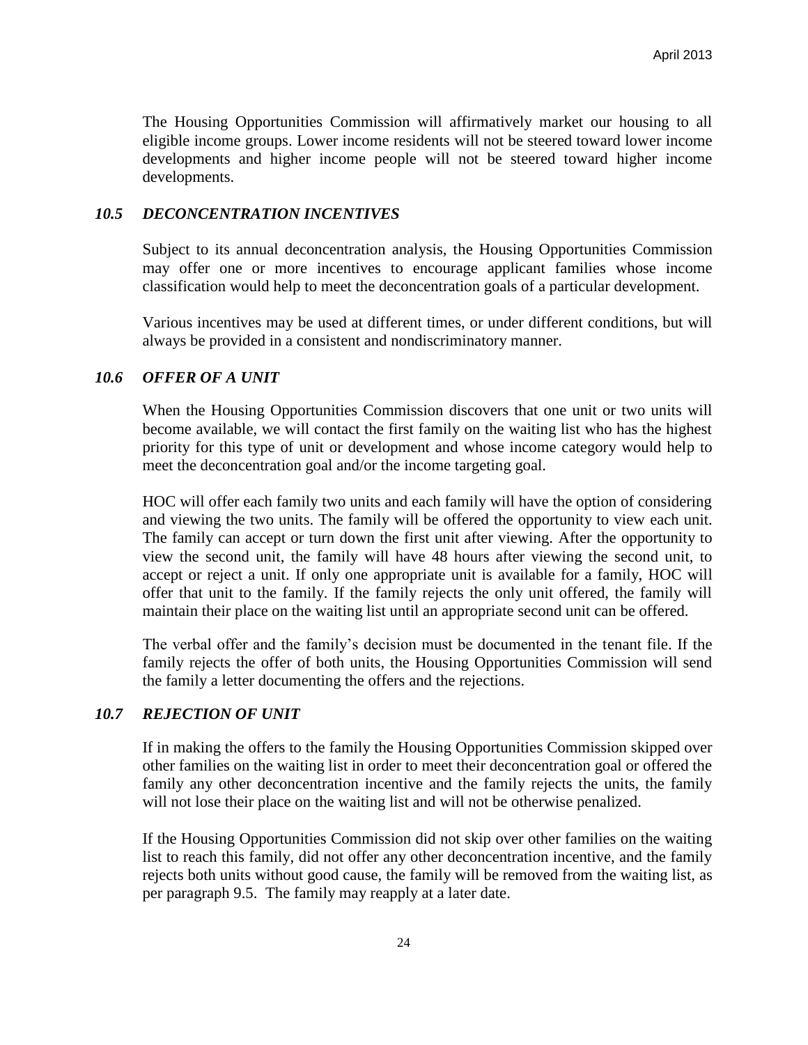The Housing Opportunities Commission will affirmatively market our housing to all eligible income groups. Lower income residents will not be steered toward lower income developments and higher income people will not be steered toward higher income developments.

### *10.5 DECONCENTRATION INCENTIVES*

Subject to its annual deconcentration analysis, the Housing Opportunities Commission may offer one or more incentives to encourage applicant families whose income classification would help to meet the deconcentration goals of a particular development.

Various incentives may be used at different times, or under different conditions, but will always be provided in a consistent and nondiscriminatory manner.

### *10.6 OFFER OF A UNIT*

When the Housing Opportunities Commission discovers that one unit or two units will become available, we will contact the first family on the waiting list who has the highest priority for this type of unit or development and whose income category would help to meet the deconcentration goal and/or the income targeting goal.

HOC will offer each family two units and each family will have the option of considering and viewing the two units. The family will be offered the opportunity to view each unit. The family can accept or turn down the first unit after viewing. After the opportunity to view the second unit, the family will have 48 hours after viewing the second unit, to accept or reject a unit. If only one appropriate unit is available for a family, HOC will offer that unit to the family. If the family rejects the only unit offered, the family will maintain their place on the waiting list until an appropriate second unit can be offered.

The verbal offer and the family's decision must be documented in the tenant file. If the family rejects the offer of both units, the Housing Opportunities Commission will send the family a letter documenting the offers and the rejections.

### *10.7 REJECTION OF UNIT*

If in making the offers to the family the Housing Opportunities Commission skipped over other families on the waiting list in order to meet their deconcentration goal or offered the family any other deconcentration incentive and the family rejects the units, the family will not lose their place on the waiting list and will not be otherwise penalized.

If the Housing Opportunities Commission did not skip over other families on the waiting list to reach this family, did not offer any other deconcentration incentive, and the family rejects both units without good cause, the family will be removed from the waiting list, as per paragraph 9.5. The family may reapply at a later date.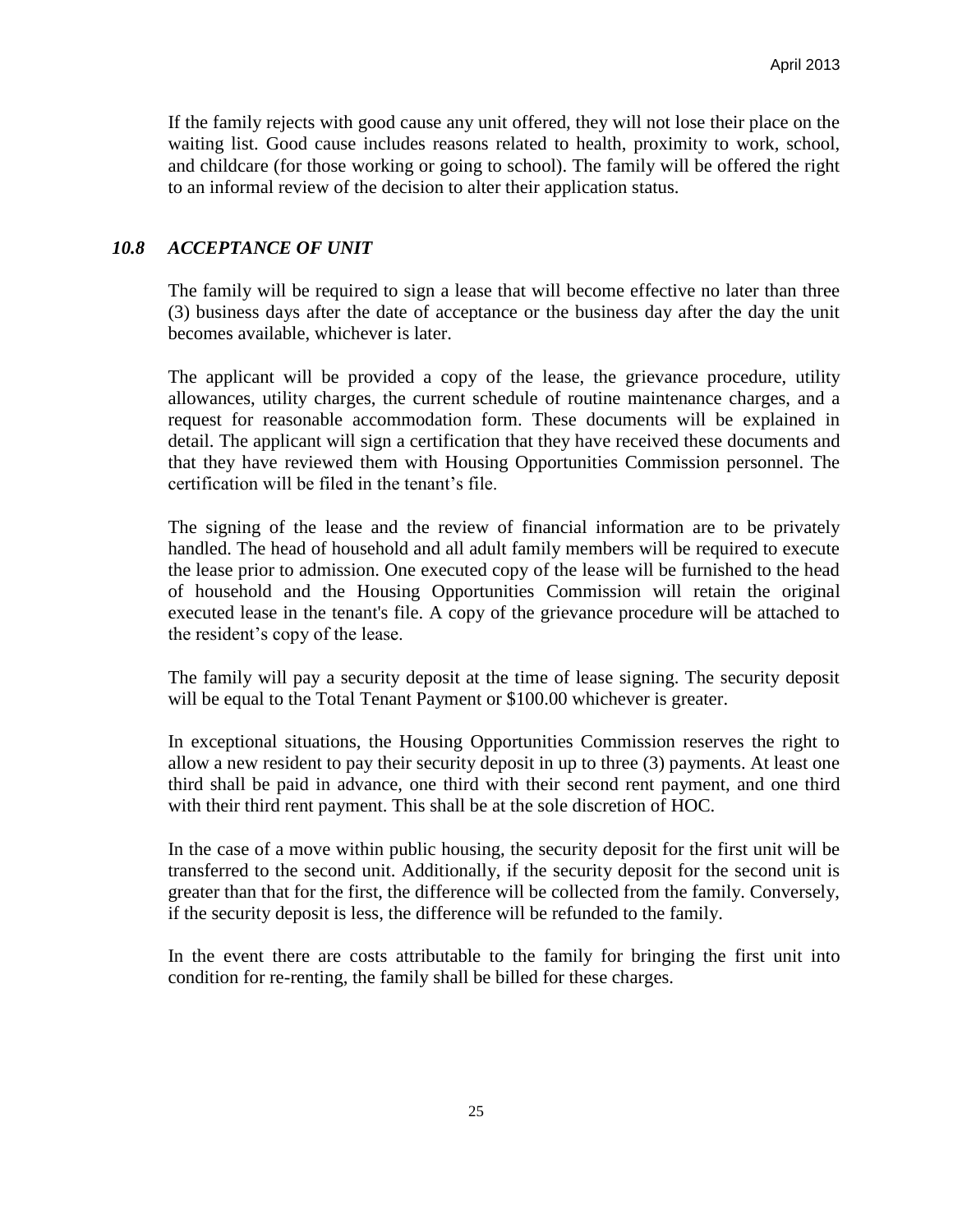If the family rejects with good cause any unit offered, they will not lose their place on the waiting list. Good cause includes reasons related to health, proximity to work, school, and childcare (for those working or going to school). The family will be offered the right to an informal review of the decision to alter their application status.

### *10.8 ACCEPTANCE OF UNIT*

The family will be required to sign a lease that will become effective no later than three (3) business days after the date of acceptance or the business day after the day the unit becomes available, whichever is later.

The applicant will be provided a copy of the lease, the grievance procedure, utility allowances, utility charges, the current schedule of routine maintenance charges, and a request for reasonable accommodation form. These documents will be explained in detail. The applicant will sign a certification that they have received these documents and that they have reviewed them with Housing Opportunities Commission personnel. The certification will be filed in the tenant's file.

The signing of the lease and the review of financial information are to be privately handled. The head of household and all adult family members will be required to execute the lease prior to admission. One executed copy of the lease will be furnished to the head of household and the Housing Opportunities Commission will retain the original executed lease in the tenant's file. A copy of the grievance procedure will be attached to the resident's copy of the lease.

The family will pay a security deposit at the time of lease signing. The security deposit will be equal to the Total Tenant Payment or $100.00 whichever is greater.

In exceptional situations, the Housing Opportunities Commission reserves the right to allow a new resident to pay their security deposit in up to three (3) payments. At least one third shall be paid in advance, one third with their second rent payment, and one third with their third rent payment. This shall be at the sole discretion of HOC.

In the case of a move within public housing, the security deposit for the first unit will be transferred to the second unit. Additionally, if the security deposit for the second unit is greater than that for the first, the difference will be collected from the family. Conversely, if the security deposit is less, the difference will be refunded to the family.

In the event there are costs attributable to the family for bringing the first unit into condition for re-renting, the family shall be billed for these charges.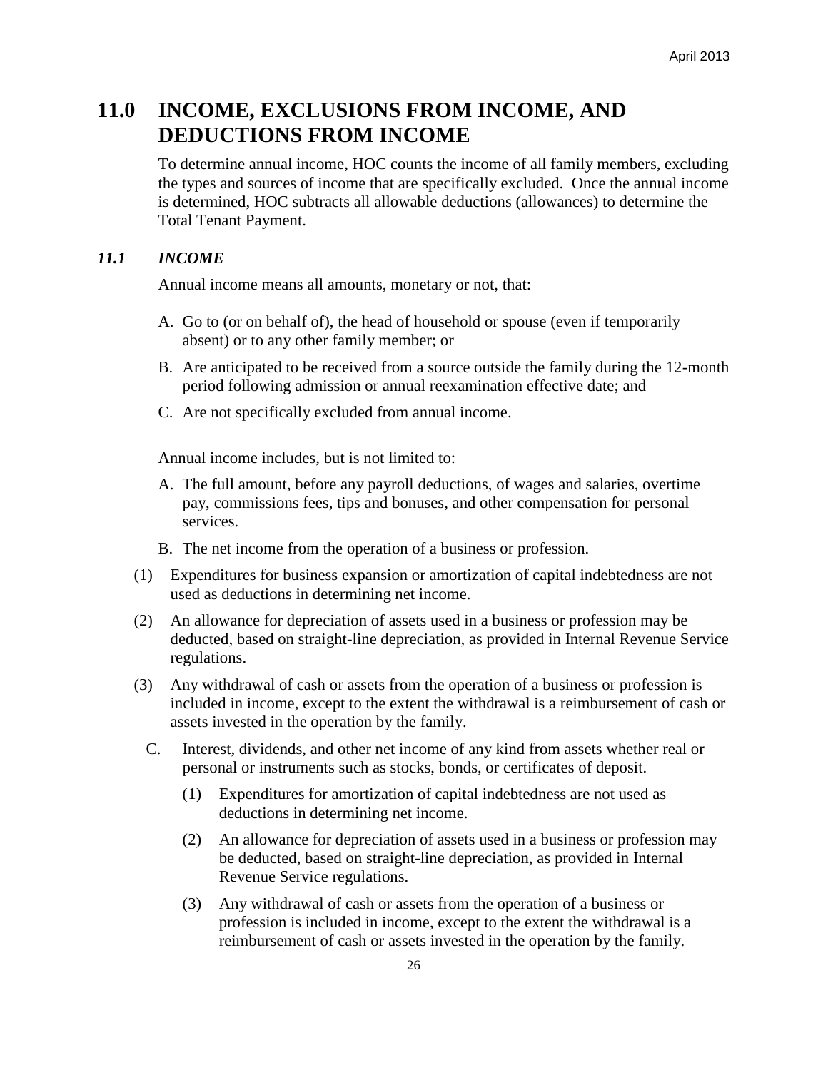# 11.0 INCOME, EXCLUSIONS FROM INCOME, AND DEDUCTIONS FROM INCOME

To determine annual income, HOC counts the income of all family members, excluding the types and sources of income that are specifically excluded. Once the annual income is determined, HOC subtracts all allowable deductions (allowances) to determine the Total Tenant Payment.

## *11.1 INCOME*

Annual income means all amounts, monetary or not, that:

A. Go to (or on behalf of), the head of household or spouse (even if temporarily absent) or to any other family member; or

B. Are anticipated to be received from a source outside the family during the 12-month period following admission or annual reexamination effective date; and

C. Are not specifically excluded from annual income.

Annual income includes, but is not limited to:

A. The full amount, before any payroll deductions, of wages and salaries, overtime pay, commissions fees, tips and bonuses, and other compensation for personal services.

B. The net income from the operation of a business or profession.

(1) Expenditures for business expansion or amortization of capital indebtedness are not used as deductions in determining net income.

(2) An allowance for depreciation of assets used in a business or profession may be deducted, based on straight-line depreciation, as provided in Internal Revenue Service regulations.

(3) Any withdrawal of cash or assets from the operation of a business or profession is included in income, except to the extent the withdrawal is a reimbursement of cash or assets invested in the operation by the family.

C. Interest, dividends, and other net income of any kind from assets whether real or personal or instruments such as stocks, bonds, or certificates of deposit.

   (1) Expenditures for amortization of capital indebtedness are not used as deductions in determining net income.

   (2) An allowance for depreciation of assets used in a business or profession may be deducted, based on straight-line depreciation, as provided in Internal Revenue Service regulations.

   (3) Any withdrawal of cash or assets from the operation of a business or profession is included in income, except to the extent the withdrawal is a reimbursement of cash or assets invested in the operation by the family.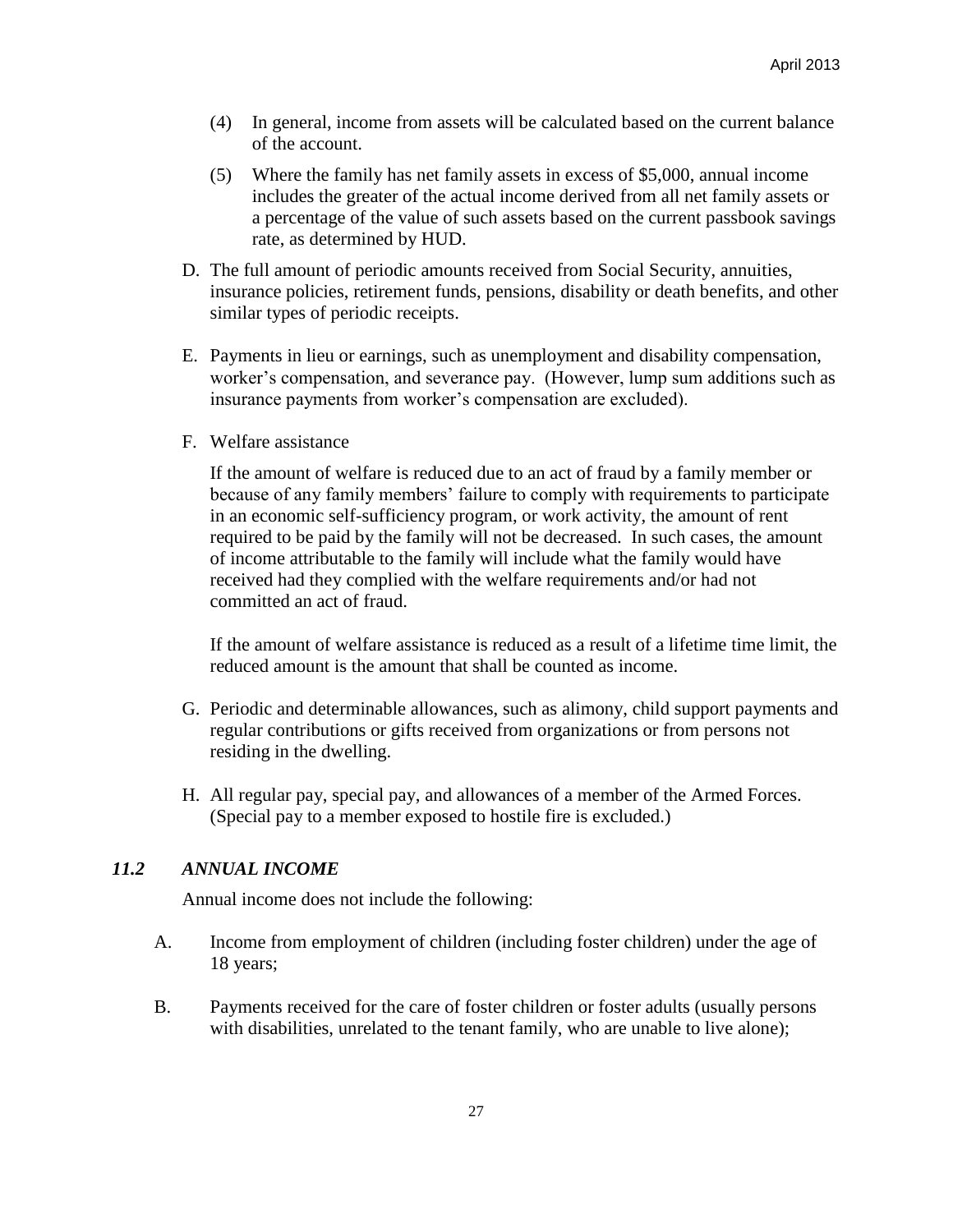(4) In general, income from assets will be calculated based on the current balance of the account.

(5) Where the family has net family assets in excess of $5,000, annual income includes the greater of the actual income derived from all net family assets or a percentage of the value of such assets based on the current passbook savings rate, as determined by HUD.

D. The full amount of periodic amounts received from Social Security, annuities, insurance policies, retirement funds, pensions, disability or death benefits, and other similar types of periodic receipts.

E. Payments in lieu or earnings, such as unemployment and disability compensation, worker's compensation, and severance pay. (However, lump sum additions such as insurance payments from worker's compensation are excluded).

F. Welfare assistance

If the amount of welfare is reduced due to an act of fraud by a family member or because of any family members' failure to comply with requirements to participate in an economic self-sufficiency program, or work activity, the amount of rent required to be paid by the family will not be decreased. In such cases, the amount of income attributable to the family will include what the family would have received had they complied with the welfare requirements and/or had not committed an act of fraud.

If the amount of welfare assistance is reduced as a result of a lifetime time limit, the reduced amount is the amount that shall be counted as income.

G. Periodic and determinable allowances, such as alimony, child support payments and regular contributions or gifts received from organizations or from persons not residing in the dwelling.

H. All regular pay, special pay, and allowances of a member of the Armed Forces. (Special pay to a member exposed to hostile fire is excluded.)

### *11.2 ANNUAL INCOME*

Annual income does not include the following:

A. Income from employment of children (including foster children) under the age of 18 years;

B. Payments received for the care of foster children or foster adults (usually persons with disabilities, unrelated to the tenant family, who are unable to live alone);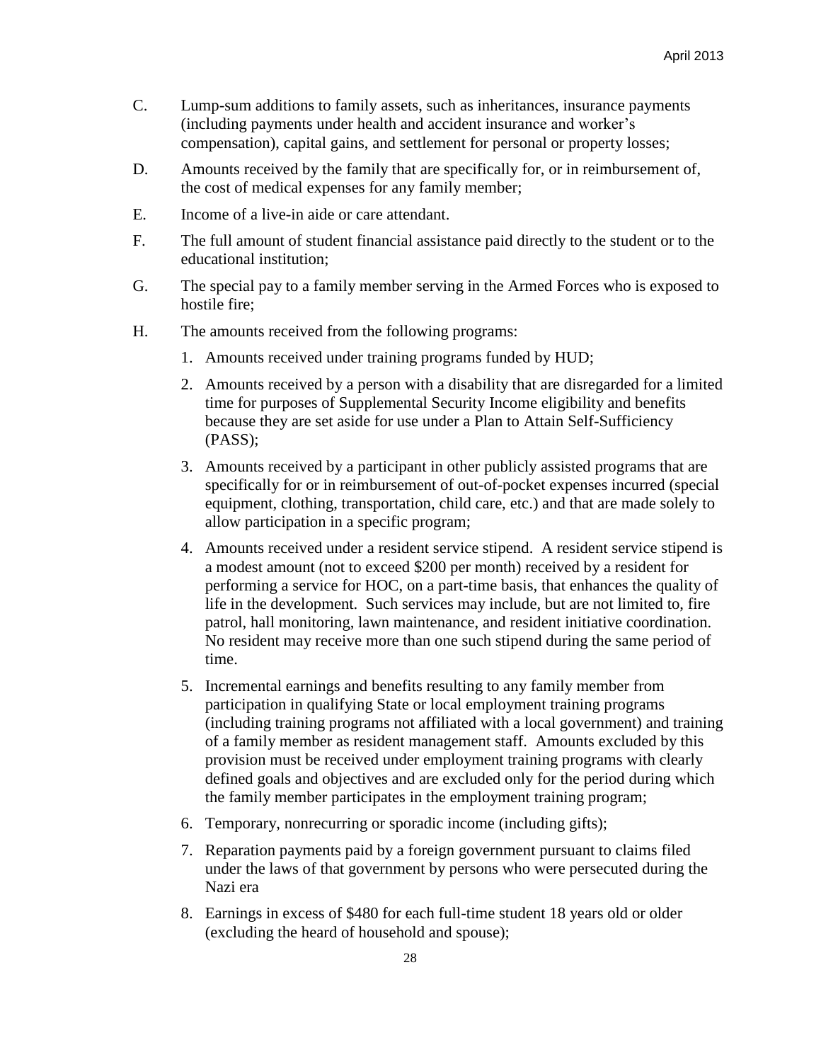C. Lump-sum additions to family assets, such as inheritances, insurance payments (including payments under health and accident insurance and worker's compensation), capital gains, and settlement for personal or property losses;

D. Amounts received by the family that are specifically for, or in reimbursement of, the cost of medical expenses for any family member;

E. Income of a live-in aide or care attendant.

F. The full amount of student financial assistance paid directly to the student or to the educational institution;

G. The special pay to a family member serving in the Armed Forces who is exposed to hostile fire;

H. The amounts received from the following programs:

1. Amounts received under training programs funded by HUD;
2. Amounts received by a person with a disability that are disregarded for a limited time for purposes of Supplemental Security Income eligibility and benefits because they are set aside for use under a Plan to Attain Self-Sufficiency (PASS);
3. Amounts received by a participant in other publicly assisted programs that are specifically for or in reimbursement of out-of-pocket expenses incurred (special equipment, clothing, transportation, child care, etc.) and that are made solely to allow participation in a specific program;
4. Amounts received under a resident service stipend. A resident service stipend is a modest amount (not to exceed $200 per month) received by a resident for performing a service for HOC, on a part-time basis, that enhances the quality of life in the development. Such services may include, but are not limited to, fire patrol, hall monitoring, lawn maintenance, and resident initiative coordination. No resident may receive more than one such stipend during the same period of time.
5. Incremental earnings and benefits resulting to any family member from participation in qualifying State or local employment training programs (including training programs not affiliated with a local government) and training of a family member as resident management staff. Amounts excluded by this provision must be received under employment training programs with clearly defined goals and objectives and are excluded only for the period during which the family member participates in the employment training program;
6. Temporary, nonrecurring or sporadic income (including gifts);
7. Reparation payments paid by a foreign government pursuant to claims filed under the laws of that government by persons who were persecuted during the Nazi era
8. Earnings in excess of $480 for each full-time student 18 years old or older (excluding the heard of household and spouse);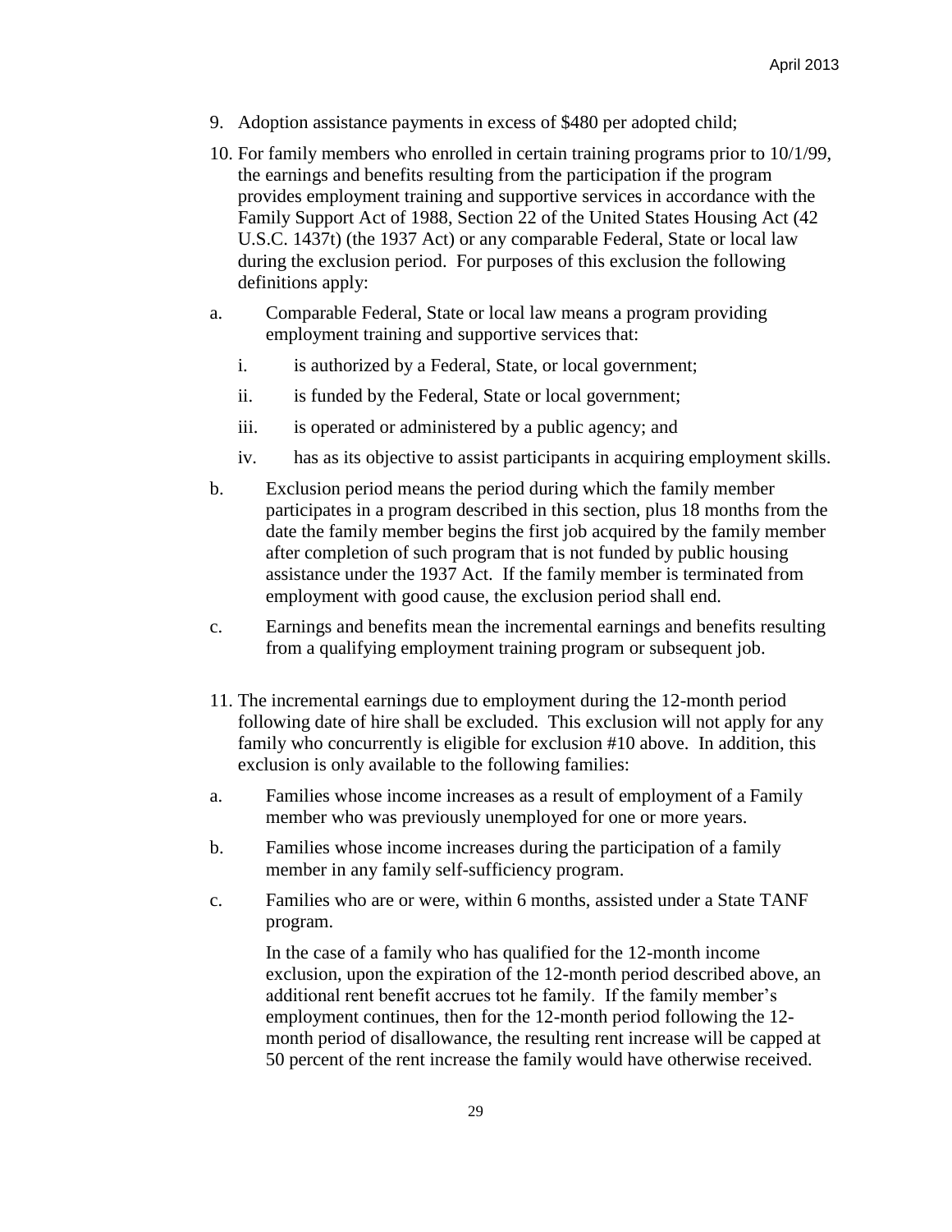9. Adoption assistance payments in excess of $480 per adopted child;

10. For family members who enrolled in certain training programs prior to 10/1/99, the earnings and benefits resulting from the participation if the program provides employment training and supportive services in accordance with the Family Support Act of 1988, Section 22 of the United States Housing Act (42 U.S.C. 1437t) (the 1937 Act) or any comparable Federal, State or local law during the exclusion period. For purposes of this exclusion the following definitions apply:

a. Comparable Federal, State or local law means a program providing employment training and supportive services that:

   i. is authorized by a Federal, State, or local government;

   ii. is funded by the Federal, State or local government;

   iii. is operated or administered by a public agency; and

   iv. has as its objective to assist participants in acquiring employment skills.

b. Exclusion period means the period during which the family member participates in a program described in this section, plus 18 months from the date the family member begins the first job acquired by the family member after completion of such program that is not funded by public housing assistance under the 1937 Act. If the family member is terminated from employment with good cause, the exclusion period shall end.

c. Earnings and benefits mean the incremental earnings and benefits resulting from a qualifying employment training program or subsequent job.

11. The incremental earnings due to employment during the 12-month period following date of hire shall be excluded. This exclusion will not apply for any family who concurrently is eligible for exclusion #10 above. In addition, this exclusion is only available to the following families:

a. Families whose income increases as a result of employment of a Family member who was previously unemployed for one or more years.

b. Families whose income increases during the participation of a family member in any family self-sufficiency program.

c. Families who are or were, within 6 months, assisted under a State TANF program.

   In the case of a family who has qualified for the 12-month income exclusion, upon the expiration of the 12-month period described above, an additional rent benefit accrues tot he family. If the family member's employment continues, then for the 12-month period following the 12-month period of disallowance, the resulting rent increase will be capped at 50 percent of the rent increase the family would have otherwise received.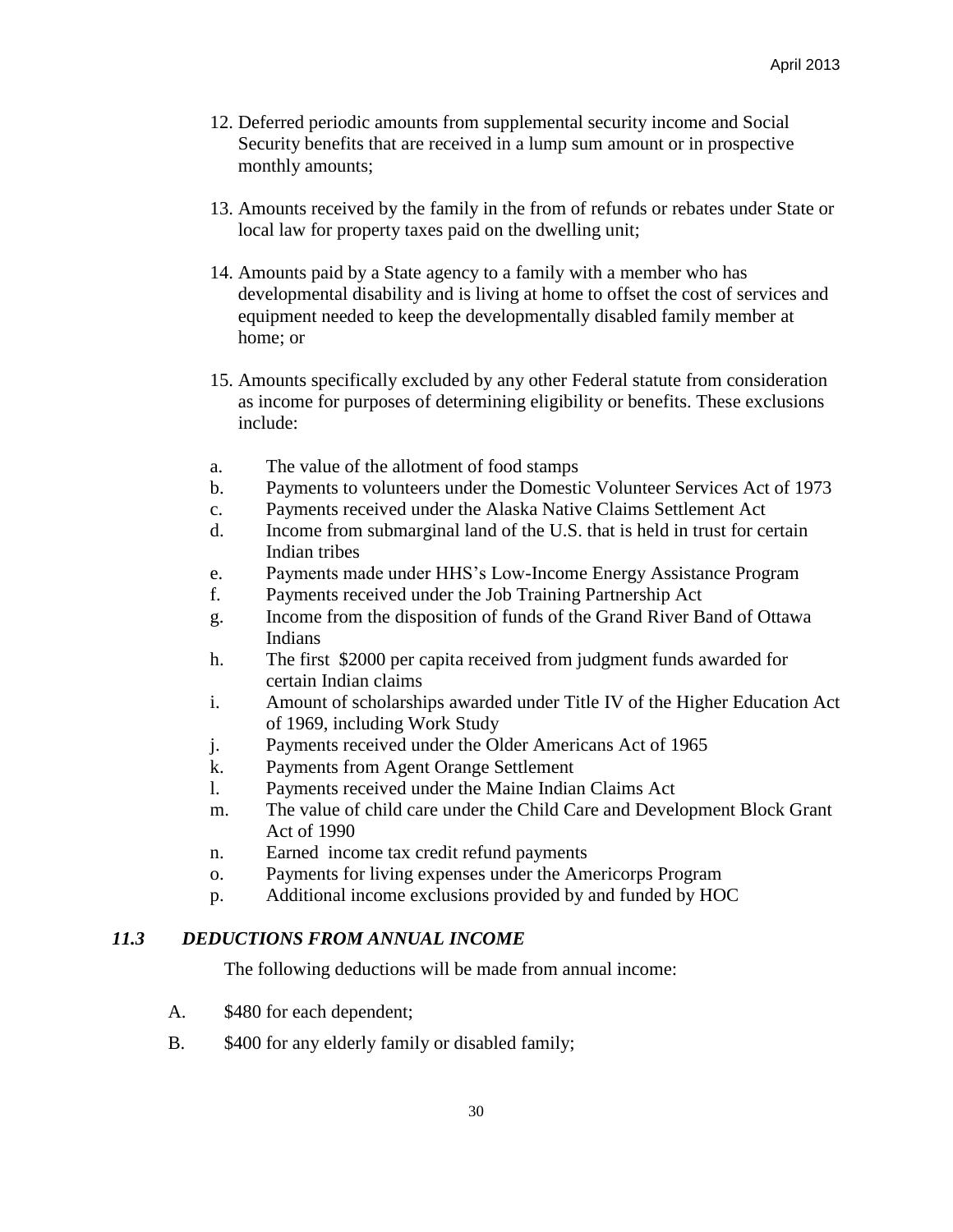12. Deferred periodic amounts from supplemental security income and Social Security benefits that are received in a lump sum amount or in prospective monthly amounts;

13. Amounts received by the family in the from of refunds or rebates under State or local law for property taxes paid on the dwelling unit;

14. Amounts paid by a State agency to a family with a member who has developmental disability and is living at home to offset the cost of services and equipment needed to keep the developmentally disabled family member at home; or

15. Amounts specifically excluded by any other Federal statute from consideration as income for purposes of determining eligibility or benefits. These exclusions include:

    a. The value of the allotment of food stamps
    b. Payments to volunteers under the Domestic Volunteer Services Act of 1973
    c. Payments received under the Alaska Native Claims Settlement Act
    d. Income from submarginal land of the U.S. that is held in trust for certain Indian tribes
    e. Payments made under HHS's Low-Income Energy Assistance Program
    f. Payments received under the Job Training Partnership Act
    g. Income from the disposition of funds of the Grand River Band of Ottawa Indians
    h. The first $2000 per capita received from judgment funds awarded for certain Indian claims
    i. Amount of scholarships awarded under Title IV of the Higher Education Act of 1969, including Work Study
    j. Payments received under the Older Americans Act of 1965
    k. Payments from Agent Orange Settlement
    l. Payments received under the Maine Indian Claims Act
    m. The value of child care under the Child Care and Development Block Grant Act of 1990
    n. Earned income tax credit refund payments
    o. Payments for living expenses under the Americorps Program
    p. Additional income exclusions provided by and funded by HOC

### *11.3 DEDUCTIONS FROM ANNUAL INCOME*

The following deductions will be made from annual income:

A. $480 for each dependent;

B. $400 for any elderly family or disabled family;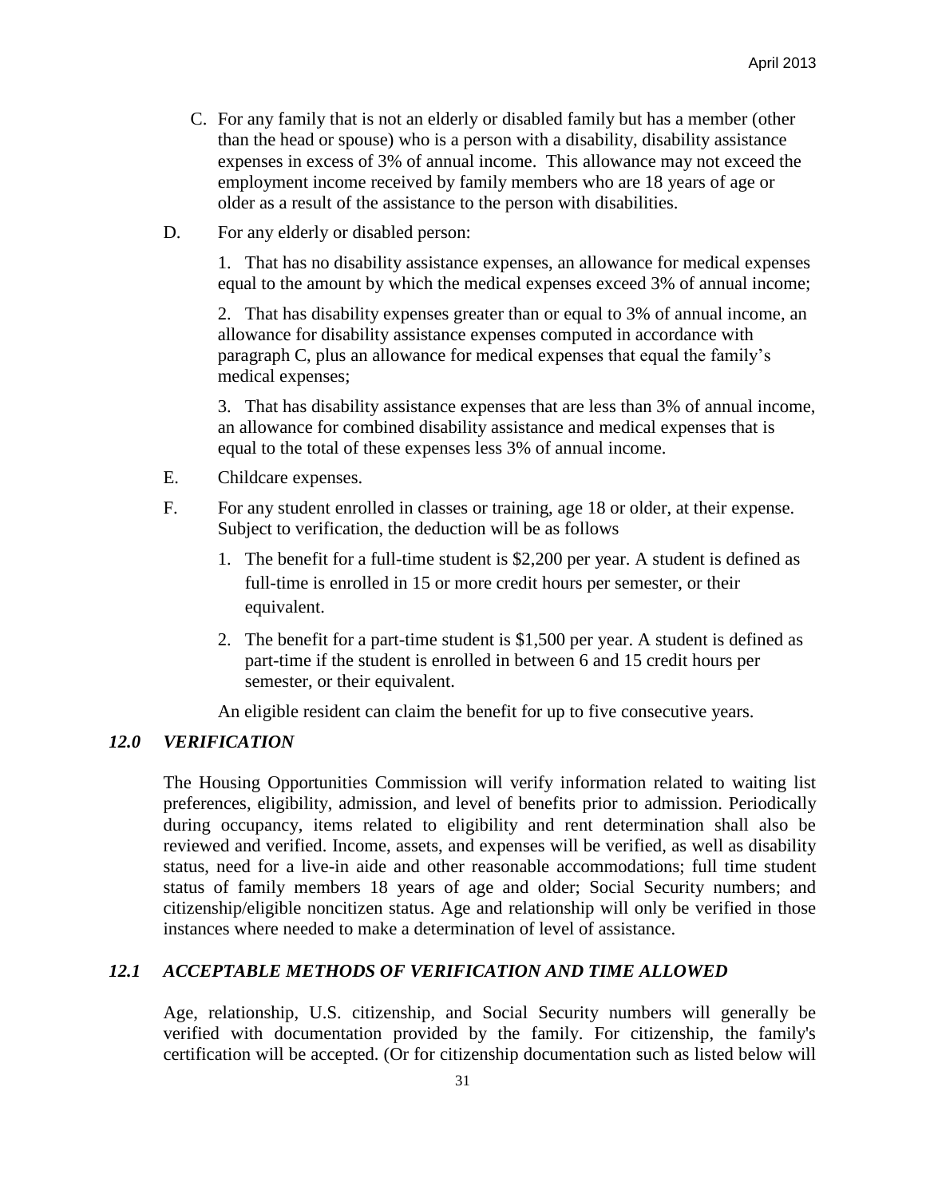C. For any family that is not an elderly or disabled family but has a member (other than the head or spouse) who is a person with a disability, disability assistance expenses in excess of 3% of annual income. This allowance may not exceed the employment income received by family members who are 18 years of age or older as a result of the assistance to the person with disabilities.

D. For any elderly or disabled person:

1. That has no disability assistance expenses, an allowance for medical expenses equal to the amount by which the medical expenses exceed 3% of annual income;

2. That has disability expenses greater than or equal to 3% of annual income, an allowance for disability assistance expenses computed in accordance with paragraph C, plus an allowance for medical expenses that equal the family's medical expenses;

3. That has disability assistance expenses that are less than 3% of annual income, an allowance for combined disability assistance and medical expenses that is equal to the total of these expenses less 3% of annual income.

E. Childcare expenses.

F. For any student enrolled in classes or training, age 18 or older, at their expense. Subject to verification, the deduction will be as follows

1. The benefit for a full-time student is $2,200 per year. A student is defined as full-time is enrolled in 15 or more credit hours per semester, or their equivalent.
2. The benefit for a part-time student is $1,500 per year. A student is defined as part-time if the student is enrolled in between 6 and 15 credit hours per semester, or their equivalent.

An eligible resident can claim the benefit for up to five consecutive years.

### *12.0 VERIFICATION*

The Housing Opportunities Commission will verify information related to waiting list preferences, eligibility, admission, and level of benefits prior to admission. Periodically during occupancy, items related to eligibility and rent determination shall also be reviewed and verified. Income, assets, and expenses will be verified, as well as disability status, need for a live-in aide and other reasonable accommodations; full time student status of family members 18 years of age and older; Social Security numbers; and citizenship/eligible noncitizen status. Age and relationship will only be verified in those instances where needed to make a determination of level of assistance.

### *12.1 ACCEPTABLE METHODS OF VERIFICATION AND TIME ALLOWED*

Age, relationship, U.S. citizenship, and Social Security numbers will generally be verified with documentation provided by the family. For citizenship, the family's certification will be accepted. (Or for citizenship documentation such as listed below will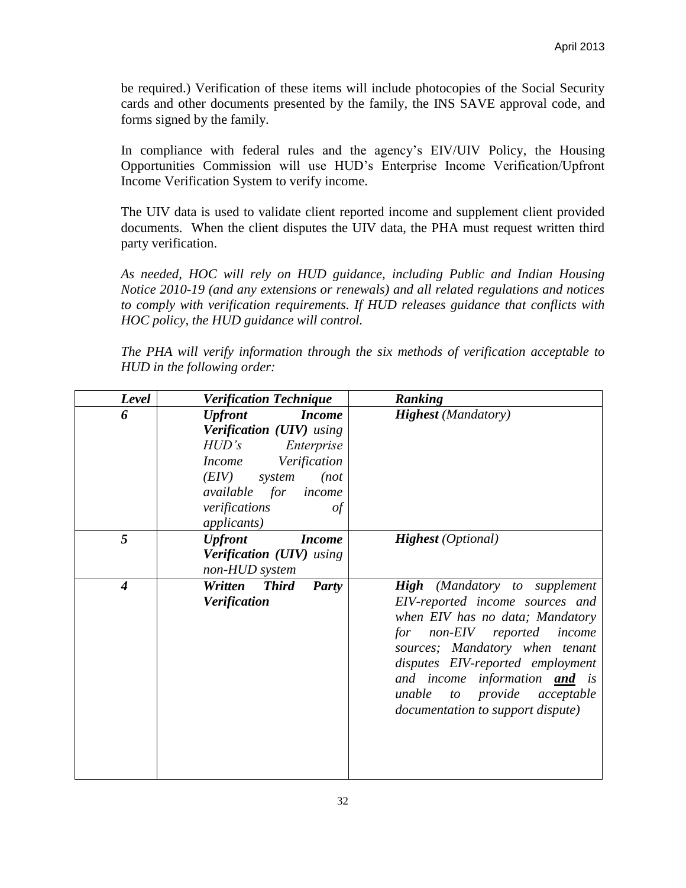be required.) Verification of these items will include photocopies of the Social Security cards and other documents presented by the family, the INS SAVE approval code, and forms signed by the family.

In compliance with federal rules and the agency's EIV/UIV Policy, the Housing Opportunities Commission will use HUD's Enterprise Income Verification/Upfront Income Verification System to verify income.

The UIV data is used to validate client reported income and supplement client provided documents. When the client disputes the UIV data, the PHA must request written third party verification.

*As needed, HOC will rely on HUD guidance, including Public and Indian Housing Notice 2010-19 (and any extensions or renewals) and all related regulations and notices to comply with verification requirements. If HUD releases guidance that conflicts with HOC policy, the HUD guidance will control.*

*The PHA will verify information through the six methods of verification acceptable to HUD in the following order:*

| ***Level*** | ***Verification Technique*** | ***Ranking*** |
|---|---|---|
| ***6*** | ***Upfront Income Verification (UIV)*** *using HUD's Enterprise Income Verification (EIV) system (not available for income verifications of applicants)* | ***Highest*** *(Mandatory)* |
| ***5*** | ***Upfront Income Verification (UIV)*** *using non-HUD system* | ***Highest*** *(Optional)* |
| ***4*** | ***Written Third Party Verification*** | ***High*** *(Mandatory to supplement EIV-reported income sources and when EIV has no data; Mandatory for non-EIV reported income sources; Mandatory when tenant disputes EIV-reported employment and income information **and** is unable to provide acceptable documentation to support dispute)* |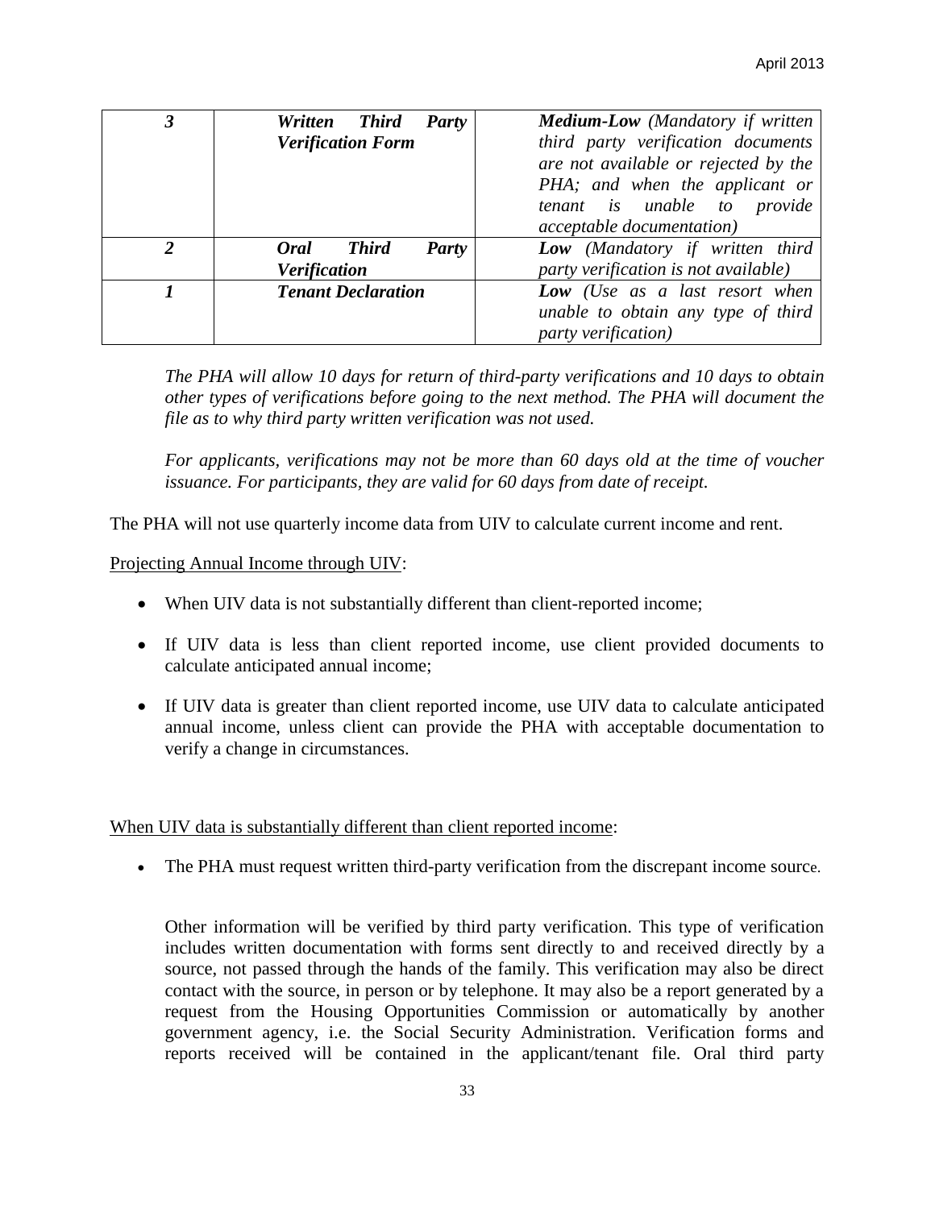| | | |
|---|---|---|
| ***3*** | ***Written Third Party Verification Form*** | ***Medium-Low*** *(Mandatory if written third party verification documents are not available or rejected by the PHA; and when the applicant or tenant is unable to provide acceptable documentation)* |
| ***2*** | ***Oral Third Party Verification*** | ***Low*** *(Mandatory if written third party verification is not available)* |
| ***1*** | ***Tenant Declaration*** | ***Low*** *(Use as a last resort when unable to obtain any type of third party verification)* |

*The PHA will allow 10 days for return of third-party verifications and 10 days to obtain other types of verifications before going to the next method. The PHA will document the file as to why third party written verification was not used.*

*For applicants, verifications may not be more than 60 days old at the time of voucher issuance. For participants, they are valid for 60 days from date of receipt.*

The PHA will not use quarterly income data from UIV to calculate current income and rent.

Projecting Annual Income through UIV:

- When UIV data is not substantially different than client-reported income;
- If UIV data is less than client reported income, use client provided documents to calculate anticipated annual income;
- If UIV data is greater than client reported income, use UIV data to calculate anticipated annual income, unless client can provide the PHA with acceptable documentation to verify a change in circumstances.

When UIV data is substantially different than client reported income:

- The PHA must request written third-party verification from the discrepant income source.

Other information will be verified by third party verification. This type of verification includes written documentation with forms sent directly to and received directly by a source, not passed through the hands of the family. This verification may also be direct contact with the source, in person or by telephone. It may also be a report generated by a request from the Housing Opportunities Commission or automatically by another government agency, i.e. the Social Security Administration. Verification forms and reports received will be contained in the applicant/tenant file. Oral third party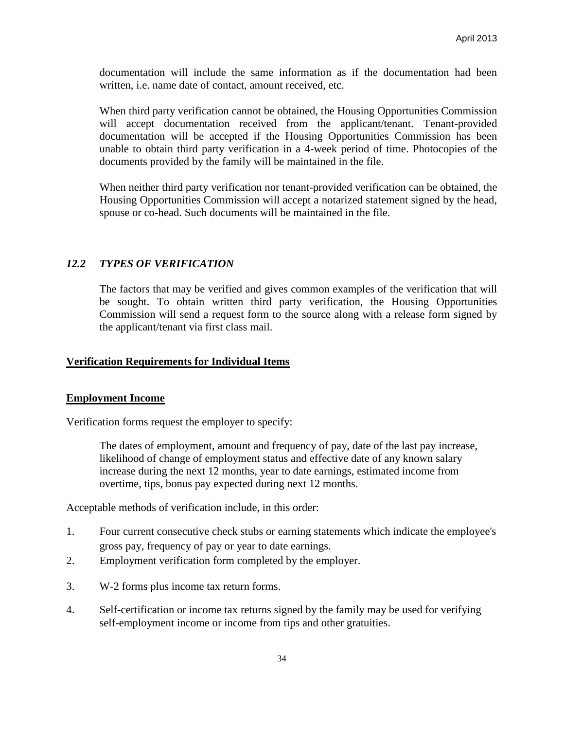documentation will include the same information as if the documentation had been written, i.e. name date of contact, amount received, etc.

When third party verification cannot be obtained, the Housing Opportunities Commission will accept documentation received from the applicant/tenant. Tenant-provided documentation will be accepted if the Housing Opportunities Commission has been unable to obtain third party verification in a 4-week period of time. Photocopies of the documents provided by the family will be maintained in the file.

When neither third party verification nor tenant-provided verification can be obtained, the Housing Opportunities Commission will accept a notarized statement signed by the head, spouse or co-head. Such documents will be maintained in the file.

## *12.2 TYPES OF VERIFICATION*

The factors that may be verified and gives common examples of the verification that will be sought. To obtain written third party verification, the Housing Opportunities Commission will send a request form to the source along with a release form signed by the applicant/tenant via first class mail.

### **Verification Requirements for Individual Items**

#### **Employment Income**

Verification forms request the employer to specify:

> The dates of employment, amount and frequency of pay, date of the last pay increase, likelihood of change of employment status and effective date of any known salary increase during the next 12 months, year to date earnings, estimated income from overtime, tips, bonus pay expected during next 12 months.

Acceptable methods of verification include, in this order:

1. Four current consecutive check stubs or earning statements which indicate the employee's gross pay, frequency of pay or year to date earnings.
2. Employment verification form completed by the employer.
3. W-2 forms plus income tax return forms.
4. Self-certification or income tax returns signed by the family may be used for verifying self-employment income or income from tips and other gratuities.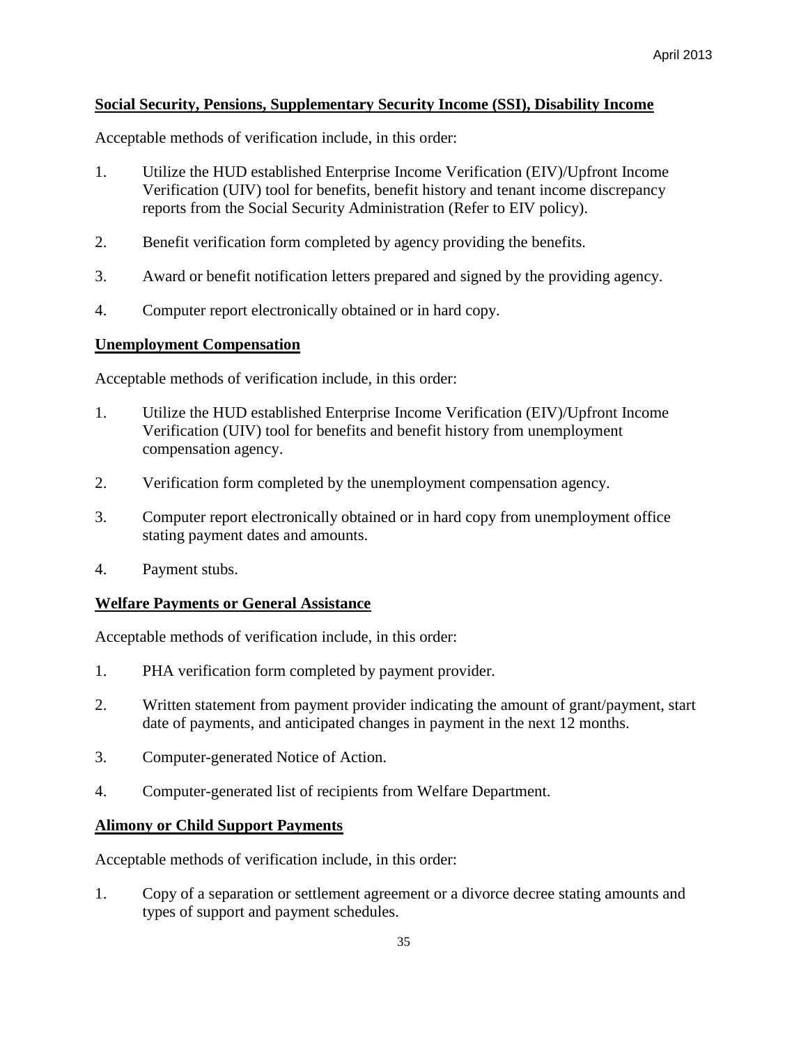**Social Security, Pensions, Supplementary Security Income (SSI), Disability Income**

Acceptable methods of verification include, in this order:

1. Utilize the HUD established Enterprise Income Verification (EIV)/Upfront Income Verification (UIV) tool for benefits, benefit history and tenant income discrepancy reports from the Social Security Administration (Refer to EIV policy).

2. Benefit verification form completed by agency providing the benefits.

3. Award or benefit notification letters prepared and signed by the providing agency.

4. Computer report electronically obtained or in hard copy.

**Unemployment Compensation**

Acceptable methods of verification include, in this order:

1. Utilize the HUD established Enterprise Income Verification (EIV)/Upfront Income Verification (UIV) tool for benefits and benefit history from unemployment compensation agency.

2. Verification form completed by the unemployment compensation agency.

3. Computer report electronically obtained or in hard copy from unemployment office stating payment dates and amounts.

4. Payment stubs.

**Welfare Payments or General Assistance**

Acceptable methods of verification include, in this order:

1. PHA verification form completed by payment provider.

2. Written statement from payment provider indicating the amount of grant/payment, start date of payments, and anticipated changes in payment in the next 12 months.

3. Computer-generated Notice of Action.

4. Computer-generated list of recipients from Welfare Department.

**Alimony or Child Support Payments**

Acceptable methods of verification include, in this order:

1. Copy of a separation or settlement agreement or a divorce decree stating amounts and types of support and payment schedules.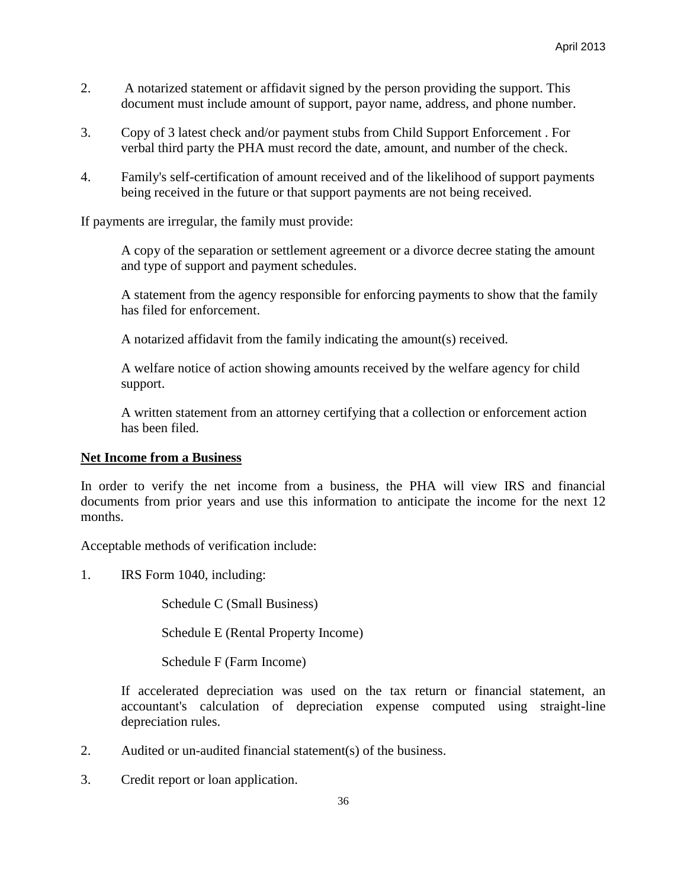2. A notarized statement or affidavit signed by the person providing the support. This document must include amount of support, payor name, address, and phone number.

3. Copy of 3 latest check and/or payment stubs from Child Support Enforcement . For verbal third party the PHA must record the date, amount, and number of the check.

4. Family's self-certification of amount received and of the likelihood of support payments being received in the future or that support payments are not being received.

If payments are irregular, the family must provide:

> A copy of the separation or settlement agreement or a divorce decree stating the amount and type of support and payment schedules.
>
> A statement from the agency responsible for enforcing payments to show that the family has filed for enforcement.
>
> A notarized affidavit from the family indicating the amount(s) received.
>
> A welfare notice of action showing amounts received by the welfare agency for child support.
>
> A written statement from an attorney certifying that a collection or enforcement action has been filed.

**Net Income from a Business**

In order to verify the net income from a business, the PHA will view IRS and financial documents from prior years and use this information to anticipate the income for the next 12 months.

Acceptable methods of verification include:

1. IRS Form 1040, including:

    Schedule C (Small Business)

    Schedule E (Rental Property Income)

    Schedule F (Farm Income)

    If accelerated depreciation was used on the tax return or financial statement, an accountant's calculation of depreciation expense computed using straight-line depreciation rules.

2. Audited or un-audited financial statement(s) of the business.

3. Credit report or loan application.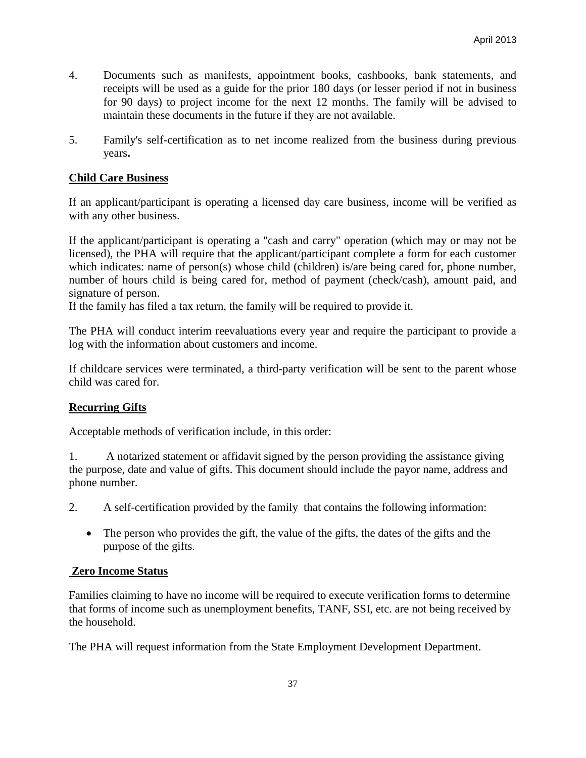4. Documents such as manifests, appointment books, cashbooks, bank statements, and receipts will be used as a guide for the prior 180 days (or lesser period if not in business for 90 days) to project income for the next 12 months. The family will be advised to maintain these documents in the future if they are not available.

5. Family's self-certification as to net income realized from the business during previous years**.**

**Child Care Business**

If an applicant/participant is operating a licensed day care business, income will be verified as with any other business.

If the applicant/participant is operating a "cash and carry" operation (which may or may not be licensed), the PHA will require that the applicant/participant complete a form for each customer which indicates: name of person(s) whose child (children) is/are being cared for, phone number, number of hours child is being cared for, method of payment (check/cash), amount paid, and signature of person.
If the family has filed a tax return, the family will be required to provide it.

The PHA will conduct interim reevaluations every year and require the participant to provide a log with the information about customers and income.

If childcare services were terminated, a third-party verification will be sent to the parent whose child was cared for.

**Recurring Gifts**

Acceptable methods of verification include, in this order:

1. A notarized statement or affidavit signed by the person providing the assistance giving the purpose, date and value of gifts. This document should include the payor name, address and phone number.

2. A self-certification provided by the family that contains the following information:

   - The person who provides the gift, the value of the gifts, the dates of the gifts and the purpose of the gifts.

**Zero Income Status**

Families claiming to have no income will be required to execute verification forms to determine that forms of income such as unemployment benefits, TANF, SSI, etc. are not being received by the household.

The PHA will request information from the State Employment Development Department.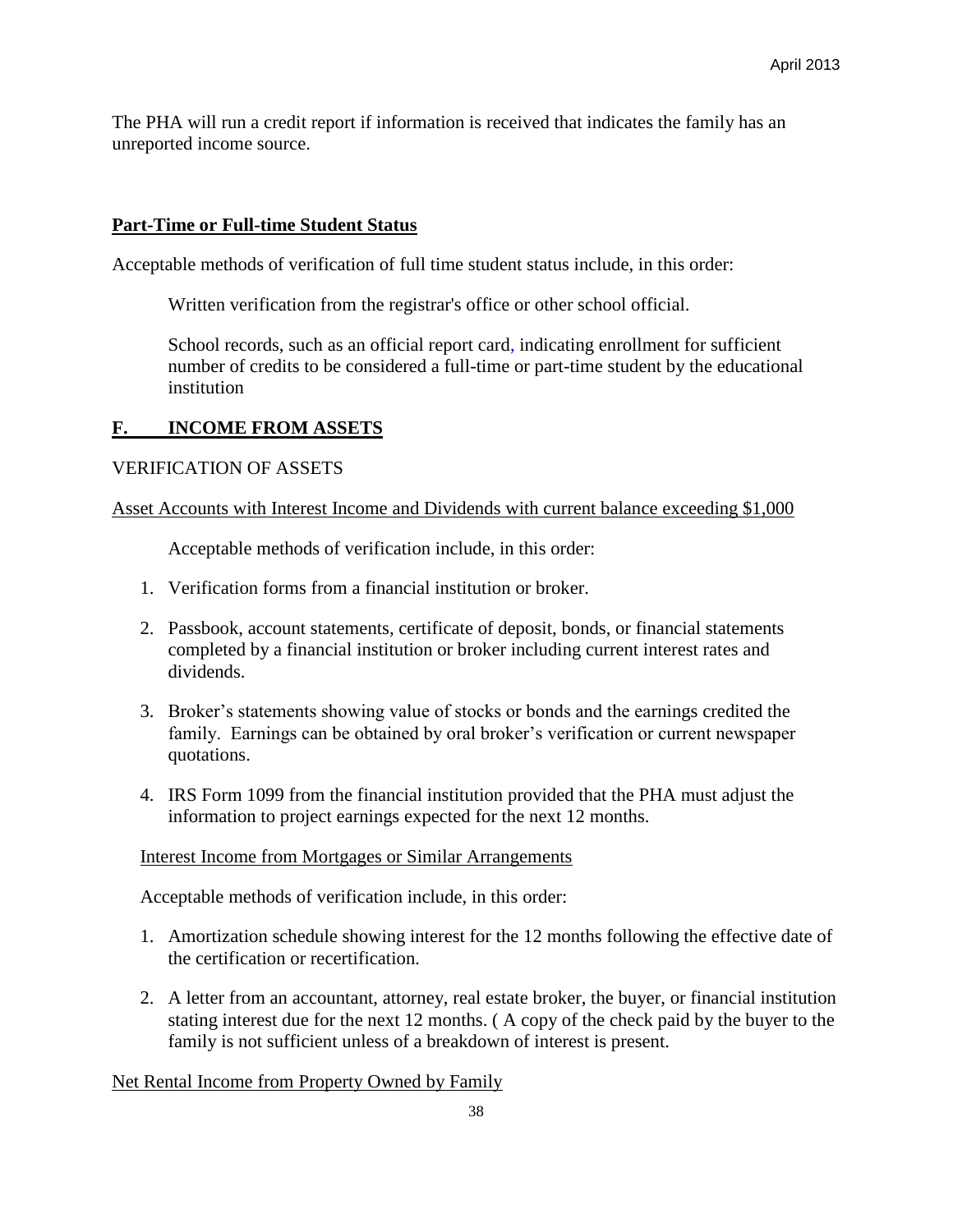The PHA will run a credit report if information is received that indicates the family has an unreported income source.

**Part-Time or Full-time Student Status**

Acceptable methods of verification of full time student status include, in this order:

Written verification from the registrar's office or other school official.

School records, such as an official report card, indicating enrollment for sufficient number of credits to be considered a full-time or part-time student by the educational institution

## F. INCOME FROM ASSETS

VERIFICATION OF ASSETS

Asset Accounts with Interest Income and Dividends with current balance exceeding $1,000

Acceptable methods of verification include, in this order:

1. Verification forms from a financial institution or broker.
2. Passbook, account statements, certificate of deposit, bonds, or financial statements completed by a financial institution or broker including current interest rates and dividends.
3. Broker's statements showing value of stocks or bonds and the earnings credited the family. Earnings can be obtained by oral broker's verification or current newspaper quotations.
4. IRS Form 1099 from the financial institution provided that the PHA must adjust the information to project earnings expected for the next 12 months.

Interest Income from Mortgages or Similar Arrangements

Acceptable methods of verification include, in this order:

1. Amortization schedule showing interest for the 12 months following the effective date of the certification or recertification.
2. A letter from an accountant, attorney, real estate broker, the buyer, or financial institution stating interest due for the next 12 months. ( A copy of the check paid by the buyer to the family is not sufficient unless of a breakdown of interest is present.

Net Rental Income from Property Owned by Family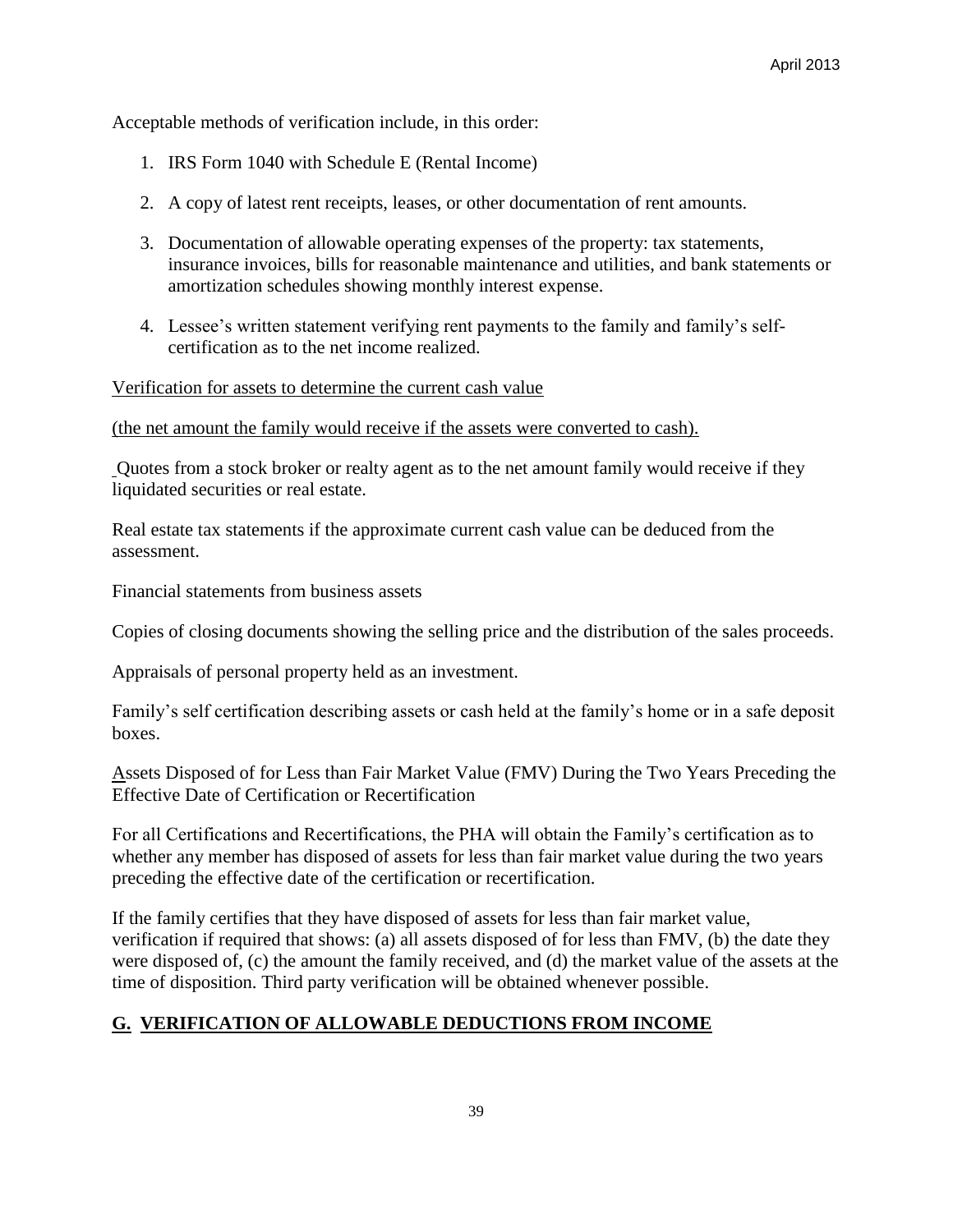Acceptable methods of verification include, in this order:

1. IRS Form 1040 with Schedule E (Rental Income)
2. A copy of latest rent receipts, leases, or other documentation of rent amounts.
3. Documentation of allowable operating expenses of the property: tax statements, insurance invoices, bills for reasonable maintenance and utilities, and bank statements or amortization schedules showing monthly interest expense.
4. Lessee's written statement verifying rent payments to the family and family's self-certification as to the net income realized.

Verification for assets to determine the current cash value

(the net amount the family would receive if the assets were converted to cash).

Quotes from a stock broker or realty agent as to the net amount family would receive if they liquidated securities or real estate.

Real estate tax statements if the approximate current cash value can be deduced from the assessment.

Financial statements from business assets

Copies of closing documents showing the selling price and the distribution of the sales proceeds.

Appraisals of personal property held as an investment.

Family's self certification describing assets or cash held at the family's home or in a safe deposit boxes.

Assets Disposed of for Less than Fair Market Value (FMV) During the Two Years Preceding the Effective Date of Certification or Recertification

For all Certifications and Recertifications, the PHA will obtain the Family's certification as to whether any member has disposed of assets for less than fair market value during the two years preceding the effective date of the certification or recertification.

If the family certifies that they have disposed of assets for less than fair market value, verification if required that shows: (a) all assets disposed of for less than FMV, (b) the date they were disposed of, (c) the amount the family received, and (d) the market value of the assets at the time of disposition. Third party verification will be obtained whenever possible.

## G. VERIFICATION OF ALLOWABLE DEDUCTIONS FROM INCOME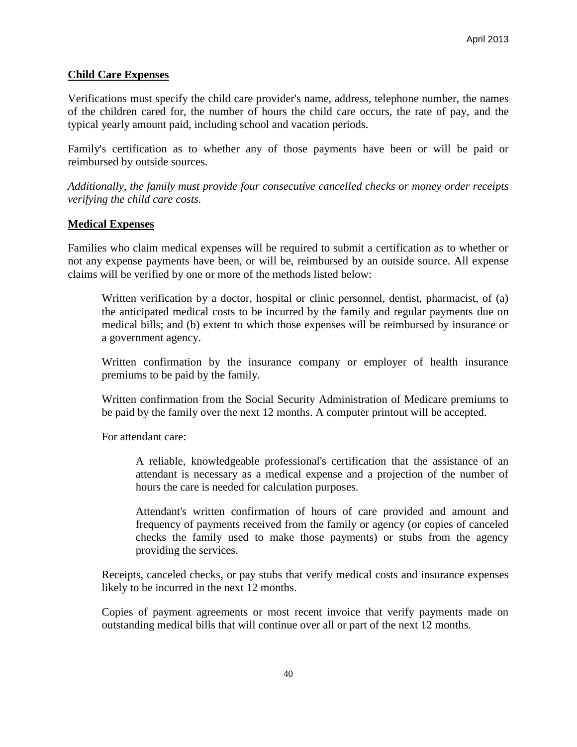**Child Care Expenses**

Verifications must specify the child care provider's name, address, telephone number, the names of the children cared for, the number of hours the child care occurs, the rate of pay, and the typical yearly amount paid, including school and vacation periods.

Family's certification as to whether any of those payments have been or will be paid or reimbursed by outside sources.

*Additionally, the family must provide four consecutive cancelled checks or money order receipts verifying the child care costs.*

**Medical Expenses**

Families who claim medical expenses will be required to submit a certification as to whether or not any expense payments have been, or will be, reimbursed by an outside source. All expense claims will be verified by one or more of the methods listed below:

> Written verification by a doctor, hospital or clinic personnel, dentist, pharmacist, of (a) the anticipated medical costs to be incurred by the family and regular payments due on medical bills; and (b) extent to which those expenses will be reimbursed by insurance or a government agency.
>
> Written confirmation by the insurance company or employer of health insurance premiums to be paid by the family.
>
> Written confirmation from the Social Security Administration of Medicare premiums to be paid by the family over the next 12 months. A computer printout will be accepted.
>
> For attendant care:
>
> > A reliable, knowledgeable professional's certification that the assistance of an attendant is necessary as a medical expense and a projection of the number of hours the care is needed for calculation purposes.
> >
> > Attendant's written confirmation of hours of care provided and amount and frequency of payments received from the family or agency (or copies of canceled checks the family used to make those payments) or stubs from the agency providing the services.
>
> Receipts, canceled checks, or pay stubs that verify medical costs and insurance expenses likely to be incurred in the next 12 months.
>
> Copies of payment agreements or most recent invoice that verify payments made on outstanding medical bills that will continue over all or part of the next 12 months.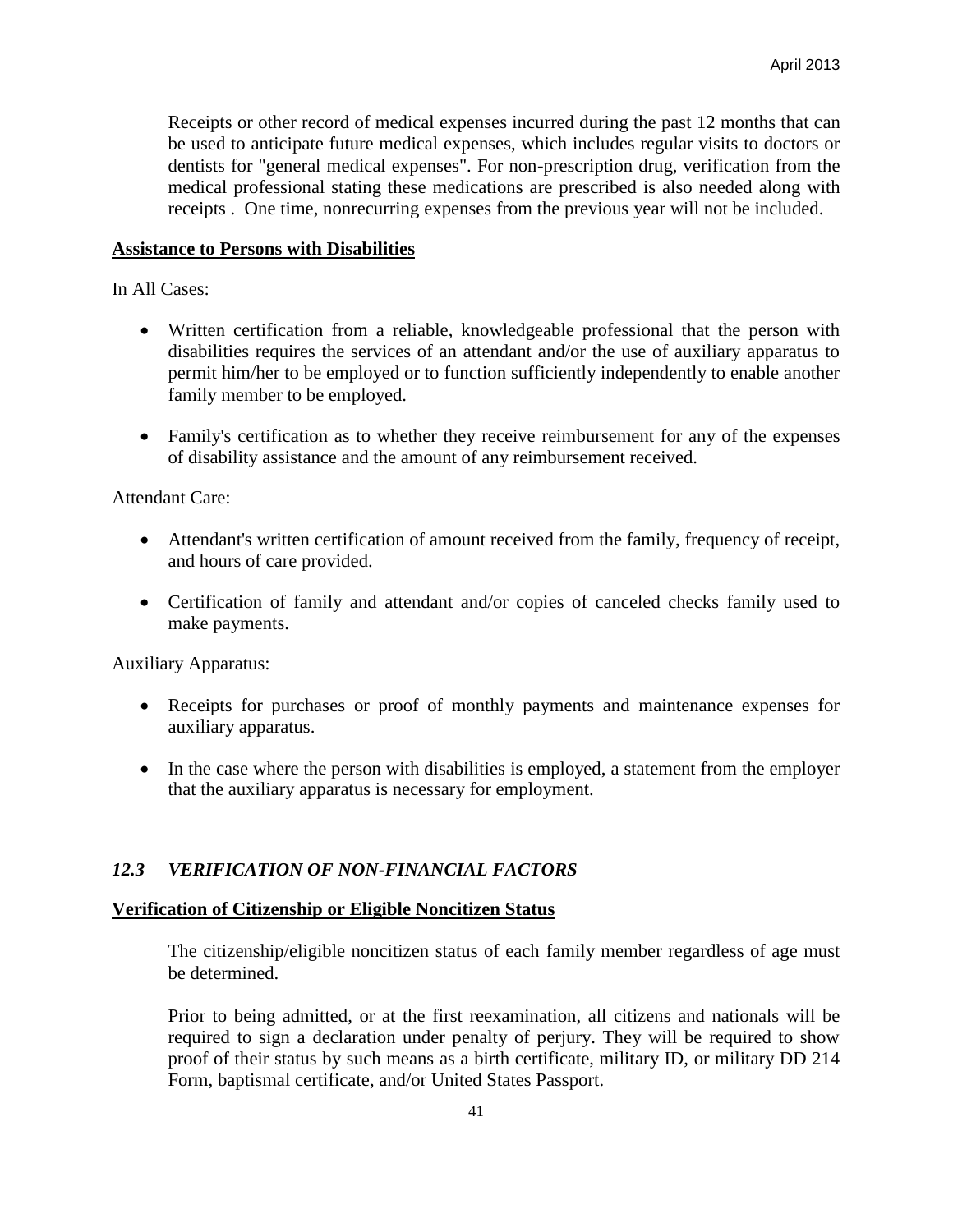Receipts or other record of medical expenses incurred during the past 12 months that can be used to anticipate future medical expenses, which includes regular visits to doctors or dentists for "general medical expenses". For non-prescription drug, verification from the medical professional stating these medications are prescribed is also needed along with receipts . One time, nonrecurring expenses from the previous year will not be included.

**Assistance to Persons with Disabilities**

In All Cases:

- Written certification from a reliable, knowledgeable professional that the person with disabilities requires the services of an attendant and/or the use of auxiliary apparatus to permit him/her to be employed or to function sufficiently independently to enable another family member to be employed.
- Family's certification as to whether they receive reimbursement for any of the expenses of disability assistance and the amount of any reimbursement received.

Attendant Care:

- Attendant's written certification of amount received from the family, frequency of receipt, and hours of care provided.
- Certification of family and attendant and/or copies of canceled checks family used to make payments.

Auxiliary Apparatus:

- Receipts for purchases or proof of monthly payments and maintenance expenses for auxiliary apparatus.
- In the case where the person with disabilities is employed, a statement from the employer that the auxiliary apparatus is necessary for employment.

## *12.3 VERIFICATION OF NON-FINANCIAL FACTORS*

**Verification of Citizenship or Eligible Noncitizen Status**

The citizenship/eligible noncitizen status of each family member regardless of age must be determined.

Prior to being admitted, or at the first reexamination, all citizens and nationals will be required to sign a declaration under penalty of perjury. They will be required to show proof of their status by such means as a birth certificate, military ID, or military DD 214 Form, baptismal certificate, and/or United States Passport.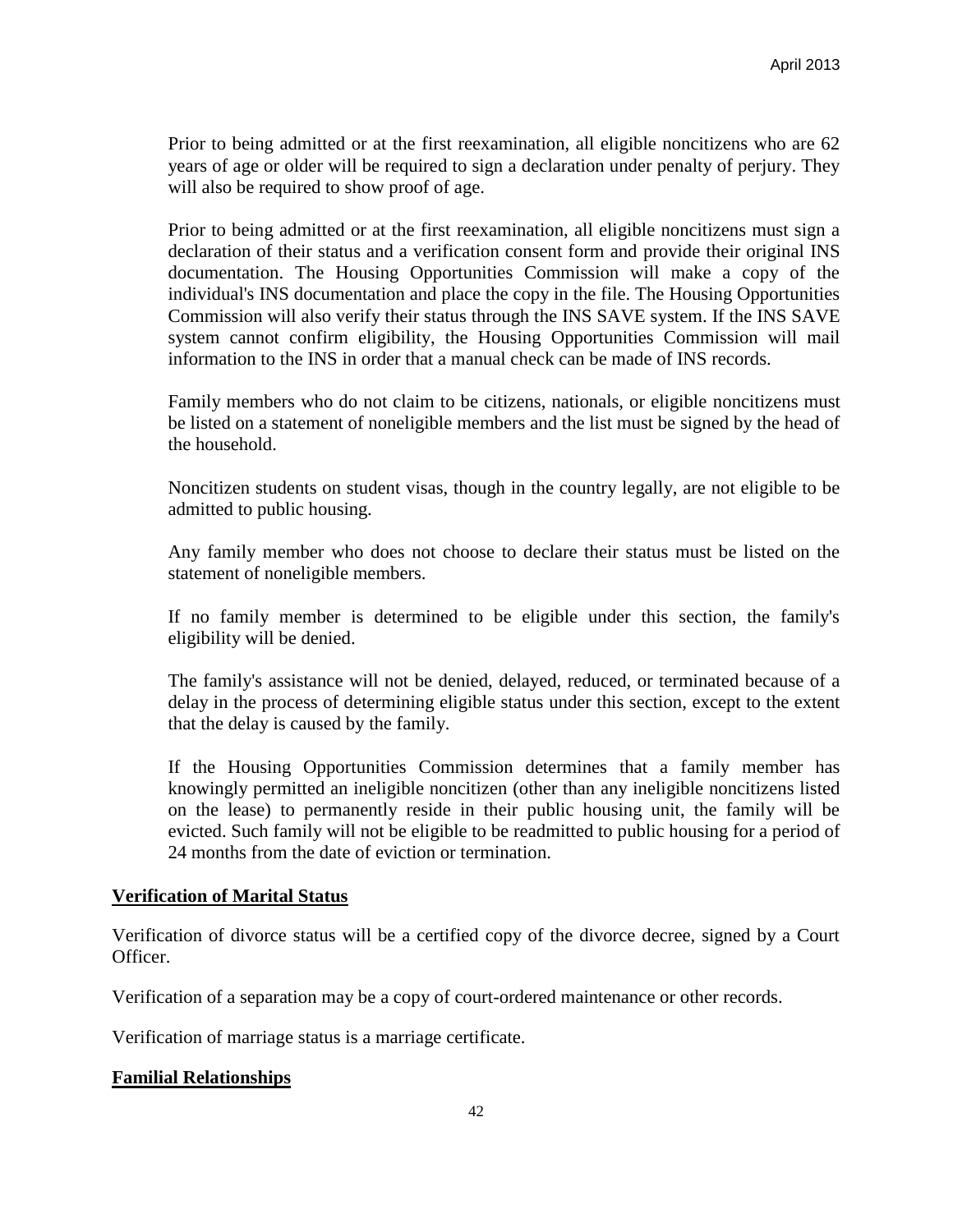Prior to being admitted or at the first reexamination, all eligible noncitizens who are 62 years of age or older will be required to sign a declaration under penalty of perjury. They will also be required to show proof of age.

Prior to being admitted or at the first reexamination, all eligible noncitizens must sign a declaration of their status and a verification consent form and provide their original INS documentation. The Housing Opportunities Commission will make a copy of the individual's INS documentation and place the copy in the file. The Housing Opportunities Commission will also verify their status through the INS SAVE system. If the INS SAVE system cannot confirm eligibility, the Housing Opportunities Commission will mail information to the INS in order that a manual check can be made of INS records.

Family members who do not claim to be citizens, nationals, or eligible noncitizens must be listed on a statement of noneligible members and the list must be signed by the head of the household.

Noncitizen students on student visas, though in the country legally, are not eligible to be admitted to public housing.

Any family member who does not choose to declare their status must be listed on the statement of noneligible members.

If no family member is determined to be eligible under this section, the family's eligibility will be denied.

The family's assistance will not be denied, delayed, reduced, or terminated because of a delay in the process of determining eligible status under this section, except to the extent that the delay is caused by the family.

If the Housing Opportunities Commission determines that a family member has knowingly permitted an ineligible noncitizen (other than any ineligible noncitizens listed on the lease) to permanently reside in their public housing unit, the family will be evicted. Such family will not be eligible to be readmitted to public housing for a period of 24 months from the date of eviction or termination.

**Verification of Marital Status**

Verification of divorce status will be a certified copy of the divorce decree, signed by a Court Officer.

Verification of a separation may be a copy of court-ordered maintenance or other records.

Verification of marriage status is a marriage certificate.

**Familial Relationships**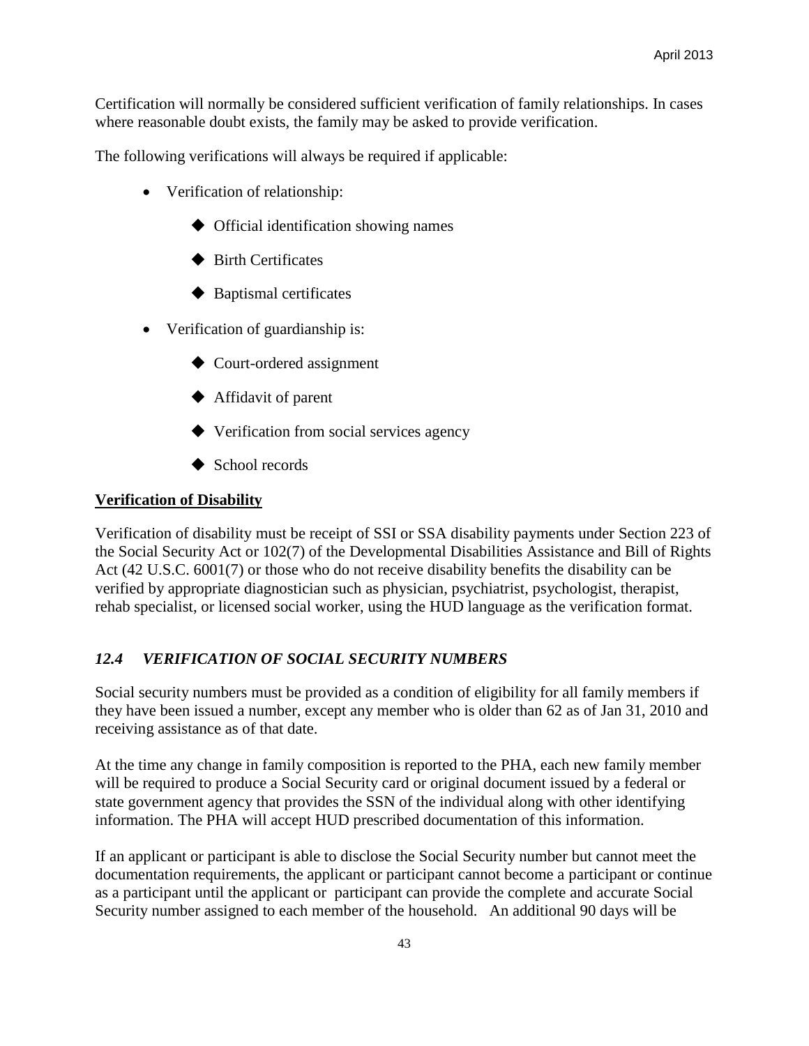Certification will normally be considered sufficient verification of family relationships. In cases where reasonable doubt exists, the family may be asked to provide verification.

The following verifications will always be required if applicable:

- Verification of relationship:
  - ◆ Official identification showing names
  - ◆ Birth Certificates
  - ◆ Baptismal certificates
- Verification of guardianship is:
  - ◆ Court-ordered assignment
  - ◆ Affidavit of parent
  - ◆ Verification from social services agency
  - ◆ School records

**Verification of Disability**

Verification of disability must be receipt of SSI or SSA disability payments under Section 223 of the Social Security Act or 102(7) of the Developmental Disabilities Assistance and Bill of Rights Act (42 U.S.C. 6001(7) or those who do not receive disability benefits the disability can be verified by appropriate diagnostician such as physician, psychiatrist, psychologist, therapist, rehab specialist, or licensed social worker, using the HUD language as the verification format.

### *12.4 VERIFICATION OF SOCIAL SECURITY NUMBERS*

Social security numbers must be provided as a condition of eligibility for all family members if they have been issued a number, except any member who is older than 62 as of Jan 31, 2010 and receiving assistance as of that date.

At the time any change in family composition is reported to the PHA, each new family member will be required to produce a Social Security card or original document issued by a federal or state government agency that provides the SSN of the individual along with other identifying information. The PHA will accept HUD prescribed documentation of this information.

If an applicant or participant is able to disclose the Social Security number but cannot meet the documentation requirements, the applicant or participant cannot become a participant or continue as a participant until the applicant or participant can provide the complete and accurate Social Security number assigned to each member of the household. An additional 90 days will be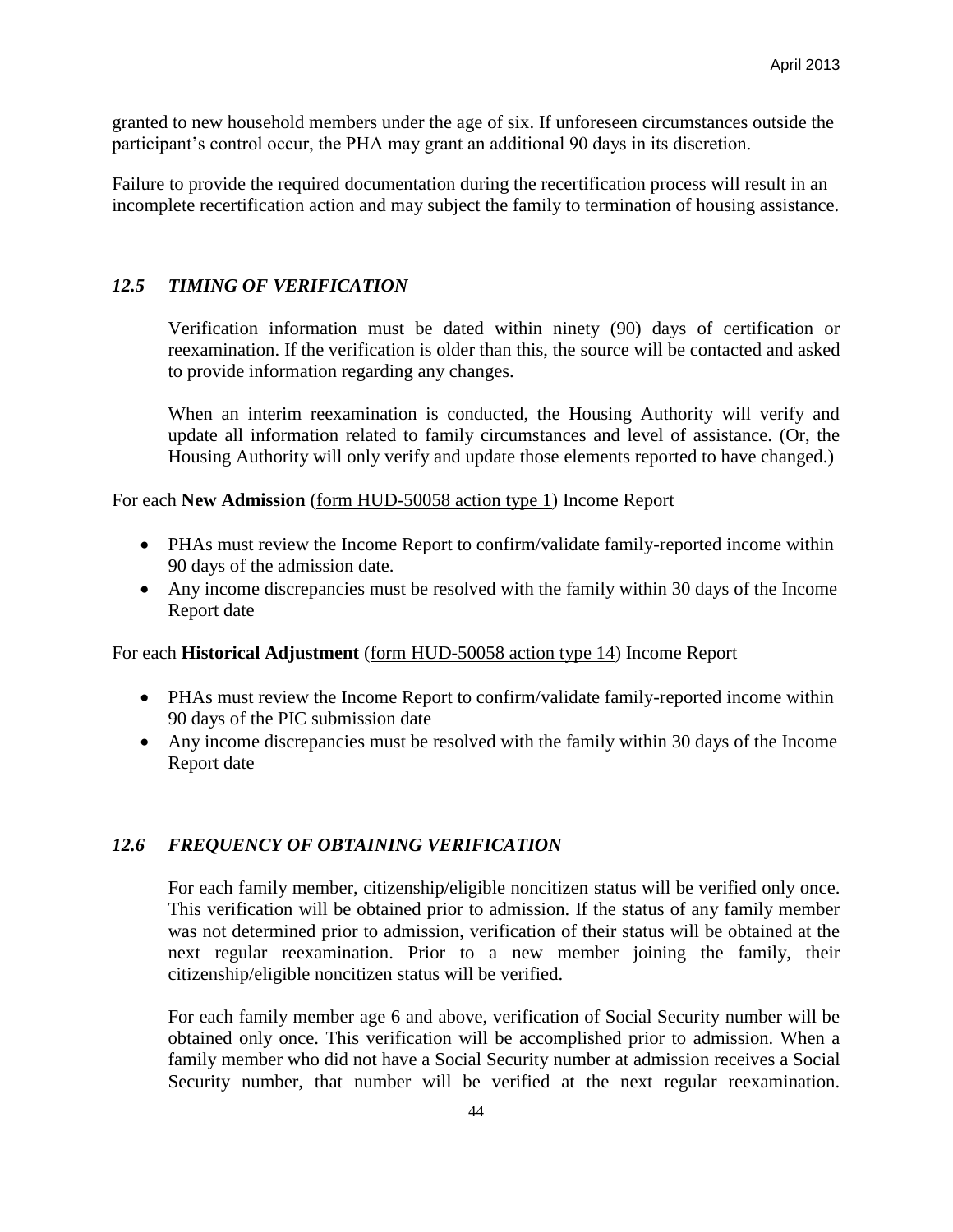granted to new household members under the age of six. If unforeseen circumstances outside the participant's control occur, the PHA may grant an additional 90 days in its discretion.

Failure to provide the required documentation during the recertification process will result in an incomplete recertification action and may subject the family to termination of housing assistance.

### *12.5 TIMING OF VERIFICATION*

Verification information must be dated within ninety (90) days of certification or reexamination. If the verification is older than this, the source will be contacted and asked to provide information regarding any changes.

When an interim reexamination is conducted, the Housing Authority will verify and update all information related to family circumstances and level of assistance. (Or, the Housing Authority will only verify and update those elements reported to have changed.)

For each **New Admission** (form HUD-50058 action type 1) Income Report

- PHAs must review the Income Report to confirm/validate family-reported income within 90 days of the admission date.
- Any income discrepancies must be resolved with the family within 30 days of the Income Report date

For each **Historical Adjustment** (form HUD-50058 action type 14) Income Report

- PHAs must review the Income Report to confirm/validate family-reported income within 90 days of the PIC submission date
- Any income discrepancies must be resolved with the family within 30 days of the Income Report date

### *12.6 FREQUENCY OF OBTAINING VERIFICATION*

For each family member, citizenship/eligible noncitizen status will be verified only once. This verification will be obtained prior to admission. If the status of any family member was not determined prior to admission, verification of their status will be obtained at the next regular reexamination. Prior to a new member joining the family, their citizenship/eligible noncitizen status will be verified.

For each family member age 6 and above, verification of Social Security number will be obtained only once. This verification will be accomplished prior to admission. When a family member who did not have a Social Security number at admission receives a Social Security number, that number will be verified at the next regular reexamination.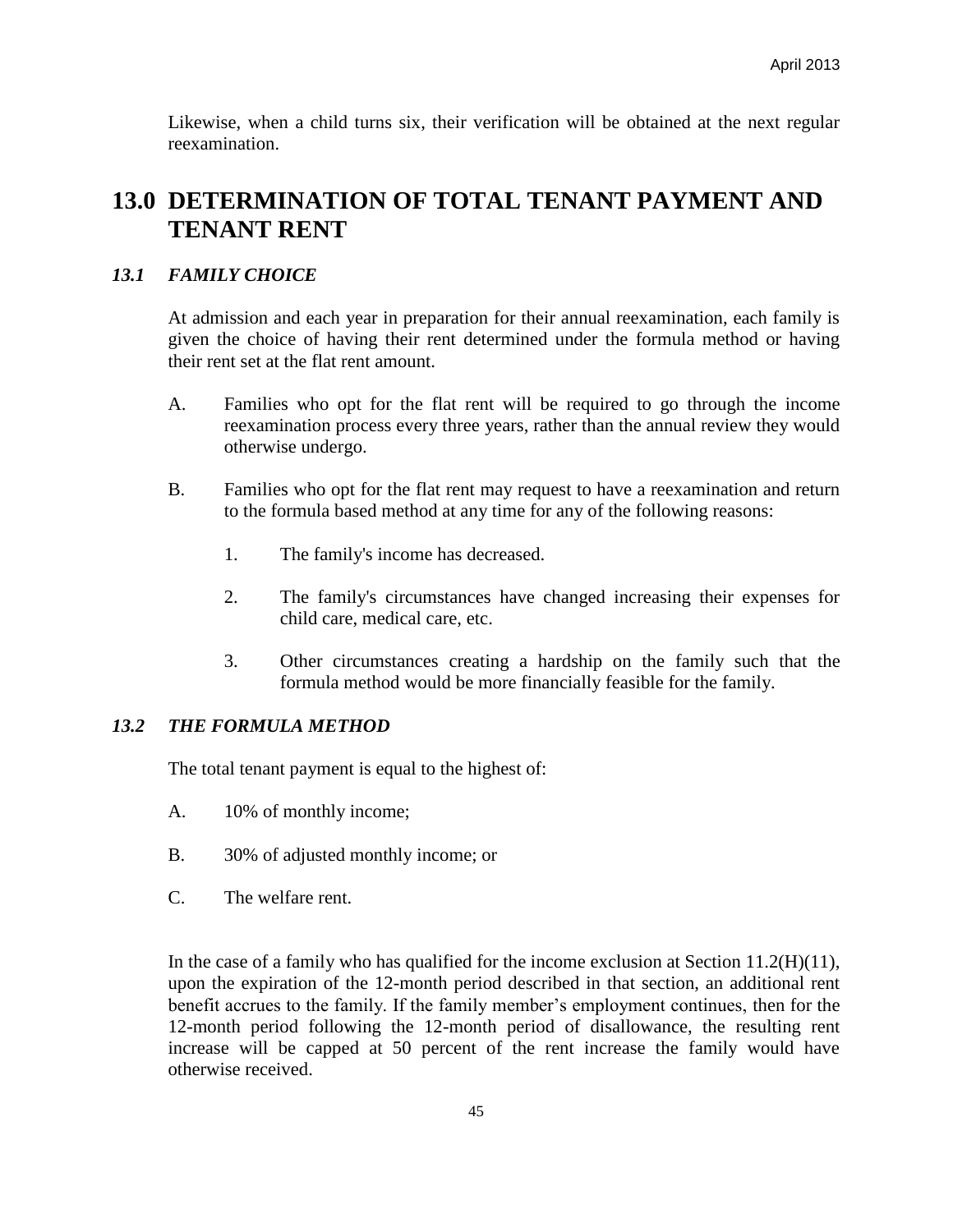Likewise, when a child turns six, their verification will be obtained at the next regular reexamination.

# 13.0 DETERMINATION OF TOTAL TENANT PAYMENT AND TENANT RENT

### *13.1 FAMILY CHOICE*

At admission and each year in preparation for their annual reexamination, each family is given the choice of having their rent determined under the formula method or having their rent set at the flat rent amount.

A. Families who opt for the flat rent will be required to go through the income reexamination process every three years, rather than the annual review they would otherwise undergo.

B. Families who opt for the flat rent may request to have a reexamination and return to the formula based method at any time for any of the following reasons:

   1. The family's income has decreased.

   2. The family's circumstances have changed increasing their expenses for child care, medical care, etc.

   3. Other circumstances creating a hardship on the family such that the formula method would be more financially feasible for the family.

### *13.2 THE FORMULA METHOD*

The total tenant payment is equal to the highest of:

A. 10% of monthly income;

B. 30% of adjusted monthly income; or

C. The welfare rent.

In the case of a family who has qualified for the income exclusion at Section 11.2(H)(11), upon the expiration of the 12-month period described in that section, an additional rent benefit accrues to the family. If the family member's employment continues, then for the 12-month period following the 12-month period of disallowance, the resulting rent increase will be capped at 50 percent of the rent increase the family would have otherwise received.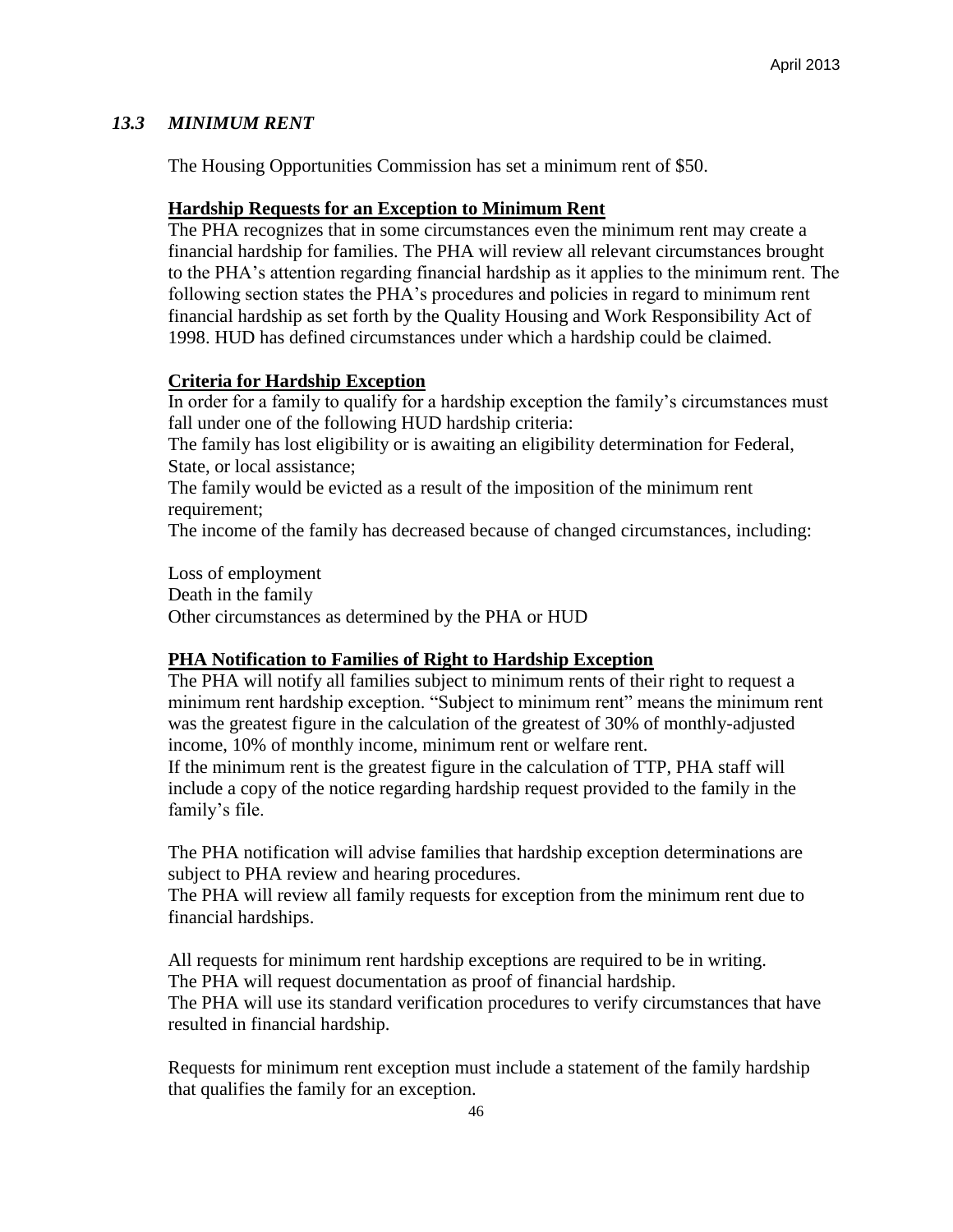## *13.3 MINIMUM RENT*

The Housing Opportunities Commission has set a minimum rent of $50.

**Hardship Requests for an Exception to Minimum Rent**

The PHA recognizes that in some circumstances even the minimum rent may create a financial hardship for families. The PHA will review all relevant circumstances brought to the PHA's attention regarding financial hardship as it applies to the minimum rent. The following section states the PHA's procedures and policies in regard to minimum rent financial hardship as set forth by the Quality Housing and Work Responsibility Act of 1998. HUD has defined circumstances under which a hardship could be claimed.

**Criteria for Hardship Exception**

In order for a family to qualify for a hardship exception the family's circumstances must fall under one of the following HUD hardship criteria:

The family has lost eligibility or is awaiting an eligibility determination for Federal, State, or local assistance;

The family would be evicted as a result of the imposition of the minimum rent requirement;

The income of the family has decreased because of changed circumstances, including:

Loss of employment

Death in the family

Other circumstances as determined by the PHA or HUD

**PHA Notification to Families of Right to Hardship Exception**

The PHA will notify all families subject to minimum rents of their right to request a minimum rent hardship exception. "Subject to minimum rent" means the minimum rent was the greatest figure in the calculation of the greatest of 30% of monthly-adjusted income, 10% of monthly income, minimum rent or welfare rent.

If the minimum rent is the greatest figure in the calculation of TTP, PHA staff will include a copy of the notice regarding hardship request provided to the family in the family's file.

The PHA notification will advise families that hardship exception determinations are subject to PHA review and hearing procedures.

The PHA will review all family requests for exception from the minimum rent due to financial hardships.

All requests for minimum rent hardship exceptions are required to be in writing.

The PHA will request documentation as proof of financial hardship.

The PHA will use its standard verification procedures to verify circumstances that have resulted in financial hardship.

Requests for minimum rent exception must include a statement of the family hardship that qualifies the family for an exception.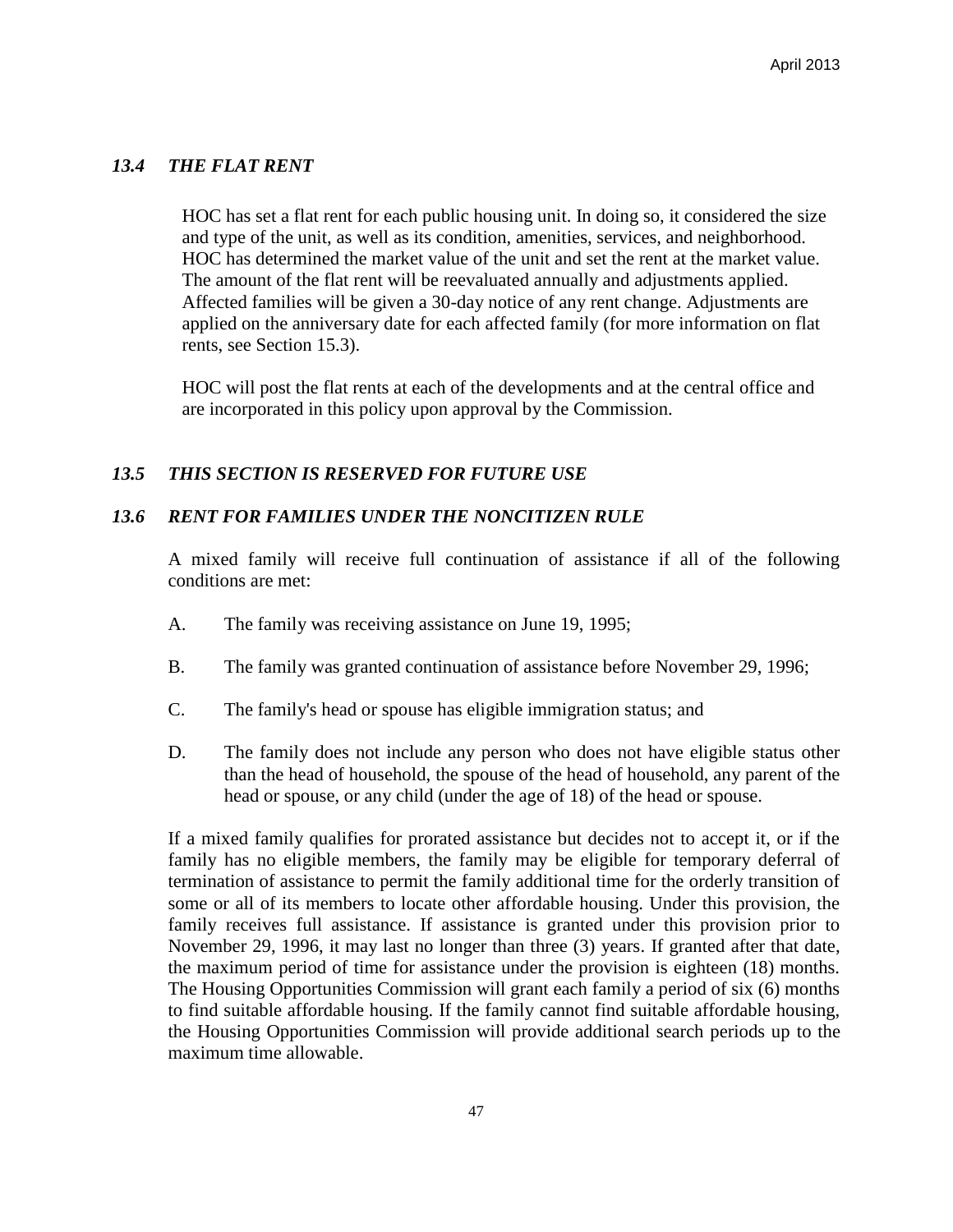### *13.4 THE FLAT RENT*

HOC has set a flat rent for each public housing unit. In doing so, it considered the size and type of the unit, as well as its condition, amenities, services, and neighborhood. HOC has determined the market value of the unit and set the rent at the market value. The amount of the flat rent will be reevaluated annually and adjustments applied. Affected families will be given a 30-day notice of any rent change. Adjustments are applied on the anniversary date for each affected family (for more information on flat rents, see Section 15.3).

HOC will post the flat rents at each of the developments and at the central office and are incorporated in this policy upon approval by the Commission.

### *13.5 THIS SECTION IS RESERVED FOR FUTURE USE*

### *13.6 RENT FOR FAMILIES UNDER THE NONCITIZEN RULE*

A mixed family will receive full continuation of assistance if all of the following conditions are met:

A. The family was receiving assistance on June 19, 1995;

B. The family was granted continuation of assistance before November 29, 1996;

C. The family's head or spouse has eligible immigration status; and

D. The family does not include any person who does not have eligible status other than the head of household, the spouse of the head of household, any parent of the head or spouse, or any child (under the age of 18) of the head or spouse.

If a mixed family qualifies for prorated assistance but decides not to accept it, or if the family has no eligible members, the family may be eligible for temporary deferral of termination of assistance to permit the family additional time for the orderly transition of some or all of its members to locate other affordable housing. Under this provision, the family receives full assistance. If assistance is granted under this provision prior to November 29, 1996, it may last no longer than three (3) years. If granted after that date, the maximum period of time for assistance under the provision is eighteen (18) months. The Housing Opportunities Commission will grant each family a period of six (6) months to find suitable affordable housing. If the family cannot find suitable affordable housing, the Housing Opportunities Commission will provide additional search periods up to the maximum time allowable.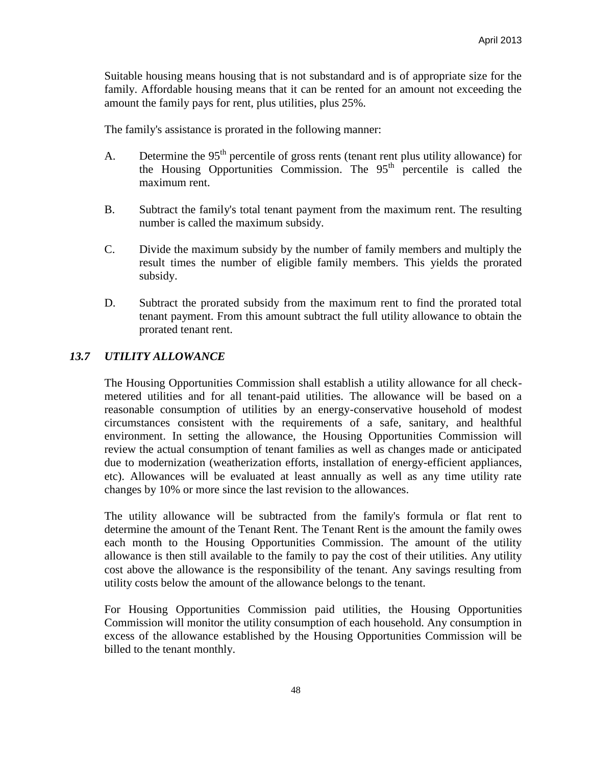Suitable housing means housing that is not substandard and is of appropriate size for the family. Affordable housing means that it can be rented for an amount not exceeding the amount the family pays for rent, plus utilities, plus 25%.

The family's assistance is prorated in the following manner:

A. Determine the 95th percentile of gross rents (tenant rent plus utility allowance) for the Housing Opportunities Commission. The 95th percentile is called the maximum rent.

B. Subtract the family's total tenant payment from the maximum rent. The resulting number is called the maximum subsidy.

C. Divide the maximum subsidy by the number of family members and multiply the result times the number of eligible family members. This yields the prorated subsidy.

D. Subtract the prorated subsidy from the maximum rent to find the prorated total tenant payment. From this amount subtract the full utility allowance to obtain the prorated tenant rent.

### *13.7 UTILITY ALLOWANCE*

The Housing Opportunities Commission shall establish a utility allowance for all check-metered utilities and for all tenant-paid utilities. The allowance will be based on a reasonable consumption of utilities by an energy-conservative household of modest circumstances consistent with the requirements of a safe, sanitary, and healthful environment. In setting the allowance, the Housing Opportunities Commission will review the actual consumption of tenant families as well as changes made or anticipated due to modernization (weatherization efforts, installation of energy-efficient appliances, etc). Allowances will be evaluated at least annually as well as any time utility rate changes by 10% or more since the last revision to the allowances.

The utility allowance will be subtracted from the family's formula or flat rent to determine the amount of the Tenant Rent. The Tenant Rent is the amount the family owes each month to the Housing Opportunities Commission. The amount of the utility allowance is then still available to the family to pay the cost of their utilities. Any utility cost above the allowance is the responsibility of the tenant. Any savings resulting from utility costs below the amount of the allowance belongs to the tenant.

For Housing Opportunities Commission paid utilities, the Housing Opportunities Commission will monitor the utility consumption of each household. Any consumption in excess of the allowance established by the Housing Opportunities Commission will be billed to the tenant monthly.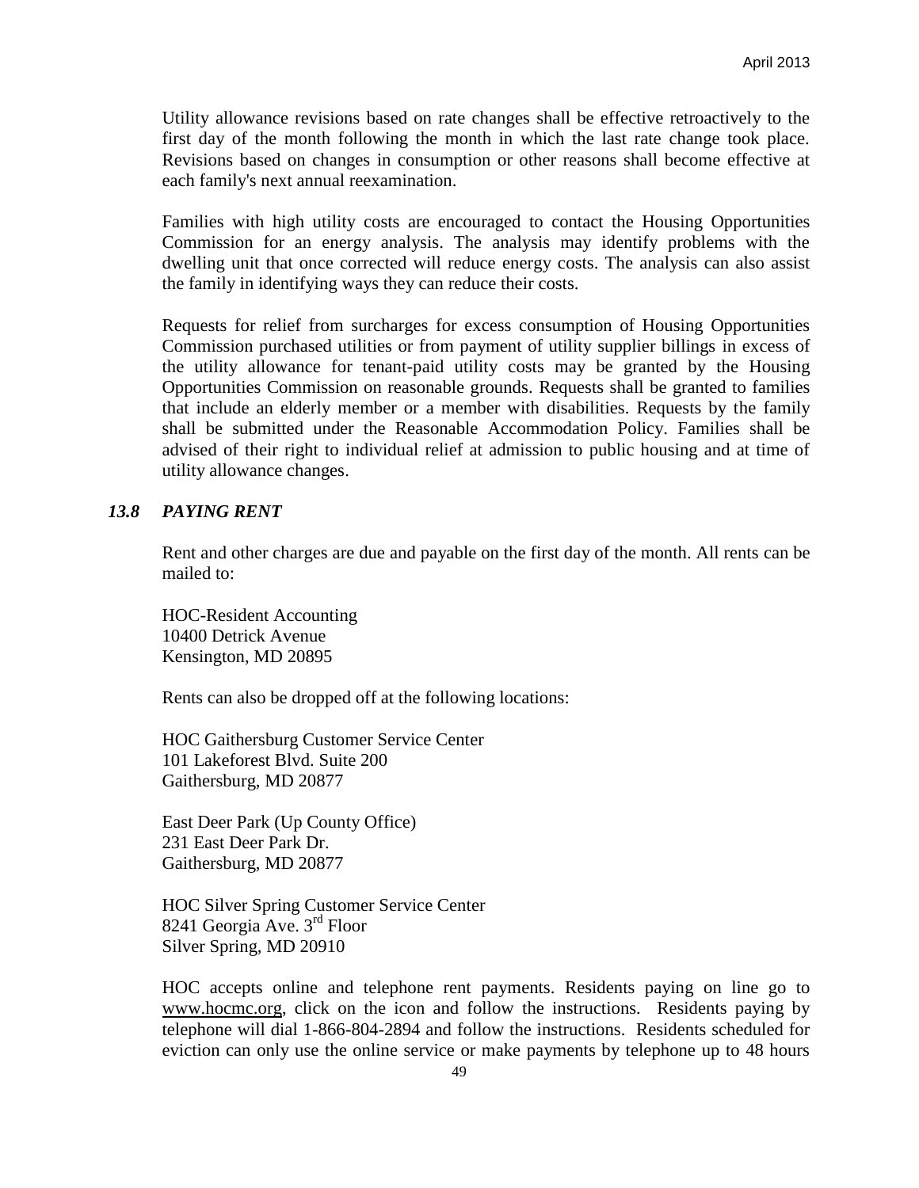Utility allowance revisions based on rate changes shall be effective retroactively to the first day of the month following the month in which the last rate change took place. Revisions based on changes in consumption or other reasons shall become effective at each family's next annual reexamination.

Families with high utility costs are encouraged to contact the Housing Opportunities Commission for an energy analysis. The analysis may identify problems with the dwelling unit that once corrected will reduce energy costs. The analysis can also assist the family in identifying ways they can reduce their costs.

Requests for relief from surcharges for excess consumption of Housing Opportunities Commission purchased utilities or from payment of utility supplier billings in excess of the utility allowance for tenant-paid utility costs may be granted by the Housing Opportunities Commission on reasonable grounds. Requests shall be granted to families that include an elderly member or a member with disabilities. Requests by the family shall be submitted under the Reasonable Accommodation Policy. Families shall be advised of their right to individual relief at admission to public housing and at time of utility allowance changes.

### *13.8 PAYING RENT*

Rent and other charges are due and payable on the first day of the month. All rents can be mailed to:

HOC-Resident Accounting
10400 Detrick Avenue
Kensington, MD 20895

Rents can also be dropped off at the following locations:

HOC Gaithersburg Customer Service Center
101 Lakeforest Blvd. Suite 200
Gaithersburg, MD 20877

East Deer Park (Up County Office)
231 East Deer Park Dr.
Gaithersburg, MD 20877

HOC Silver Spring Customer Service Center
8241 Georgia Ave. 3rd Floor
Silver Spring, MD 20910

HOC accepts online and telephone rent payments. Residents paying on line go to www.hocmc.org, click on the icon and follow the instructions. Residents paying by telephone will dial 1-866-804-2894 and follow the instructions. Residents scheduled for eviction can only use the online service or make payments by telephone up to 48 hours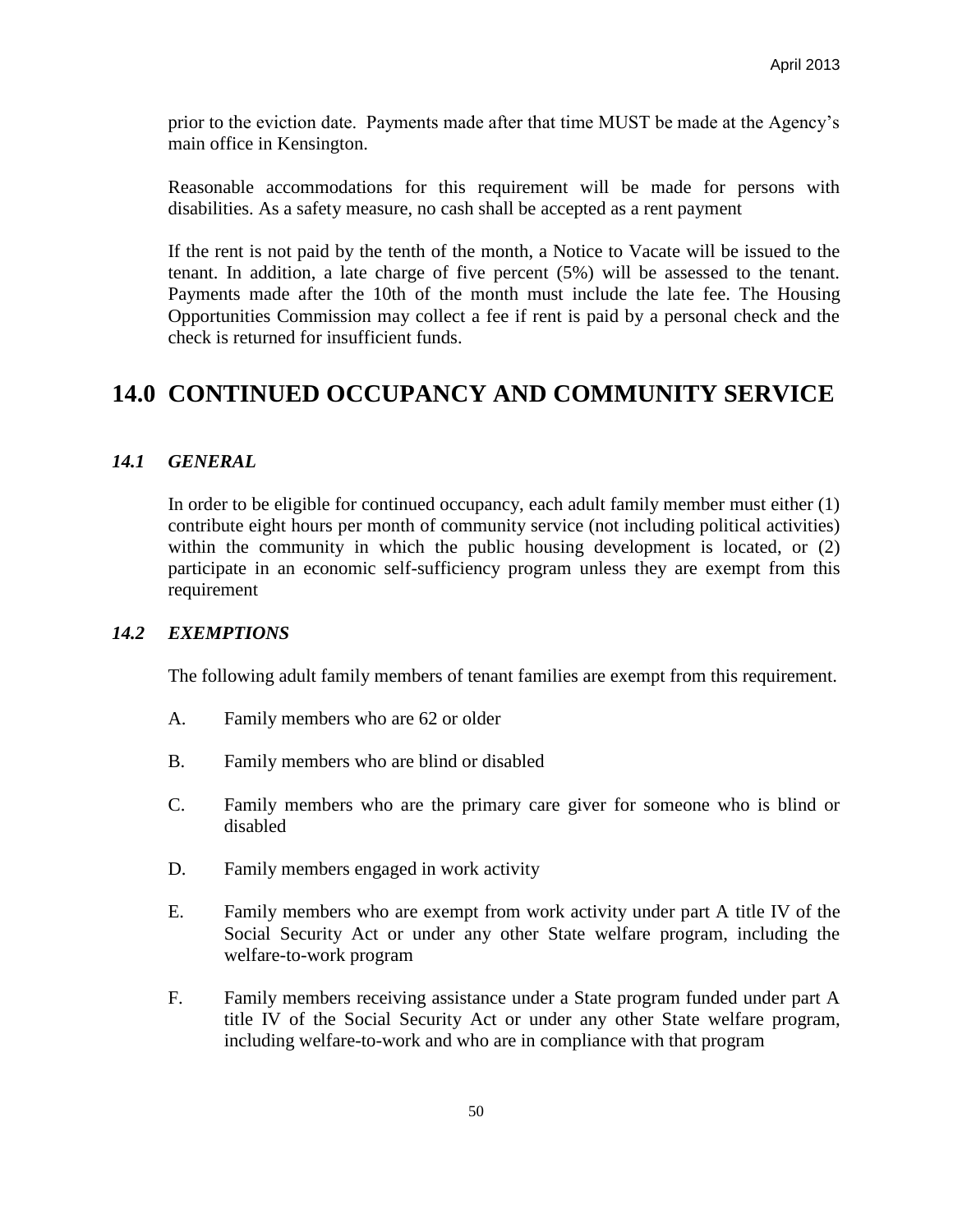prior to the eviction date. Payments made after that time MUST be made at the Agency's main office in Kensington.

Reasonable accommodations for this requirement will be made for persons with disabilities. As a safety measure, no cash shall be accepted as a rent payment

If the rent is not paid by the tenth of the month, a Notice to Vacate will be issued to the tenant. In addition, a late charge of five percent (5%) will be assessed to the tenant. Payments made after the 10th of the month must include the late fee. The Housing Opportunities Commission may collect a fee if rent is paid by a personal check and the check is returned for insufficient funds.

# 14.0 CONTINUED OCCUPANCY AND COMMUNITY SERVICE

### *14.1 GENERAL*

In order to be eligible for continued occupancy, each adult family member must either (1) contribute eight hours per month of community service (not including political activities) within the community in which the public housing development is located, or (2) participate in an economic self-sufficiency program unless they are exempt from this requirement

### *14.2 EXEMPTIONS*

The following adult family members of tenant families are exempt from this requirement.

A. Family members who are 62 or older

B. Family members who are blind or disabled

C. Family members who are the primary care giver for someone who is blind or disabled

D. Family members engaged in work activity

E. Family members who are exempt from work activity under part A title IV of the Social Security Act or under any other State welfare program, including the welfare-to-work program

F. Family members receiving assistance under a State program funded under part A title IV of the Social Security Act or under any other State welfare program, including welfare-to-work and who are in compliance with that program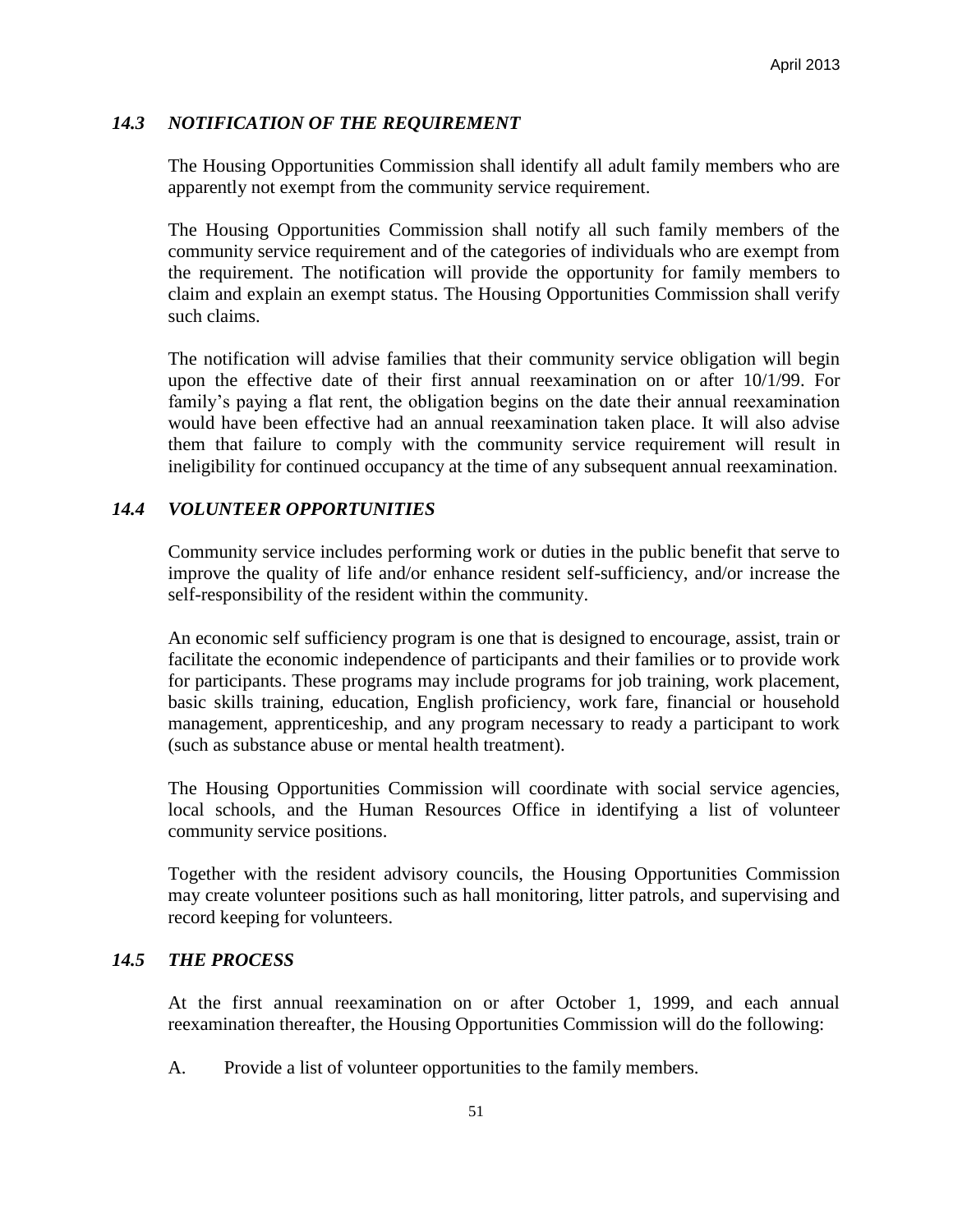### *14.3 NOTIFICATION OF THE REQUIREMENT*

The Housing Opportunities Commission shall identify all adult family members who are apparently not exempt from the community service requirement.

The Housing Opportunities Commission shall notify all such family members of the community service requirement and of the categories of individuals who are exempt from the requirement. The notification will provide the opportunity for family members to claim and explain an exempt status. The Housing Opportunities Commission shall verify such claims.

The notification will advise families that their community service obligation will begin upon the effective date of their first annual reexamination on or after 10/1/99. For family's paying a flat rent, the obligation begins on the date their annual reexamination would have been effective had an annual reexamination taken place. It will also advise them that failure to comply with the community service requirement will result in ineligibility for continued occupancy at the time of any subsequent annual reexamination.

### *14.4 VOLUNTEER OPPORTUNITIES*

Community service includes performing work or duties in the public benefit that serve to improve the quality of life and/or enhance resident self-sufficiency, and/or increase the self-responsibility of the resident within the community.

An economic self sufficiency program is one that is designed to encourage, assist, train or facilitate the economic independence of participants and their families or to provide work for participants. These programs may include programs for job training, work placement, basic skills training, education, English proficiency, work fare, financial or household management, apprenticeship, and any program necessary to ready a participant to work (such as substance abuse or mental health treatment).

The Housing Opportunities Commission will coordinate with social service agencies, local schools, and the Human Resources Office in identifying a list of volunteer community service positions.

Together with the resident advisory councils, the Housing Opportunities Commission may create volunteer positions such as hall monitoring, litter patrols, and supervising and record keeping for volunteers.

### *14.5 THE PROCESS*

At the first annual reexamination on or after October 1, 1999, and each annual reexamination thereafter, the Housing Opportunities Commission will do the following:

A. Provide a list of volunteer opportunities to the family members.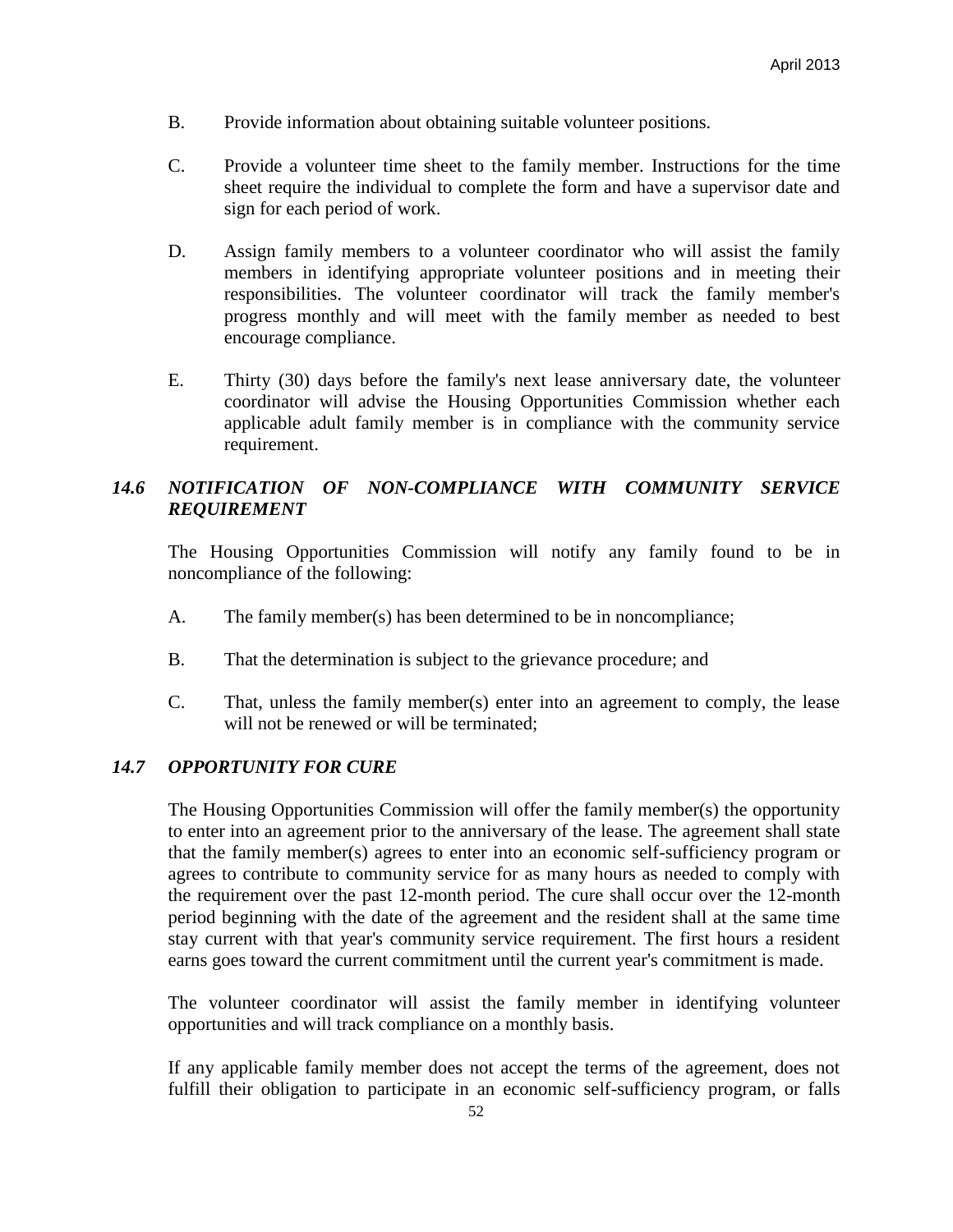B. Provide information about obtaining suitable volunteer positions.

C. Provide a volunteer time sheet to the family member. Instructions for the time sheet require the individual to complete the form and have a supervisor date and sign for each period of work.

D. Assign family members to a volunteer coordinator who will assist the family members in identifying appropriate volunteer positions and in meeting their responsibilities. The volunteer coordinator will track the family member's progress monthly and will meet with the family member as needed to best encourage compliance.

E. Thirty (30) days before the family's next lease anniversary date, the volunteer coordinator will advise the Housing Opportunities Commission whether each applicable adult family member is in compliance with the community service requirement.

### *14.6 NOTIFICATION OF NON-COMPLIANCE WITH COMMUNITY SERVICE REQUIREMENT*

The Housing Opportunities Commission will notify any family found to be in noncompliance of the following:

A. The family member(s) has been determined to be in noncompliance;

B. That the determination is subject to the grievance procedure; and

C. That, unless the family member(s) enter into an agreement to comply, the lease will not be renewed or will be terminated;

### *14.7 OPPORTUNITY FOR CURE*

The Housing Opportunities Commission will offer the family member(s) the opportunity to enter into an agreement prior to the anniversary of the lease. The agreement shall state that the family member(s) agrees to enter into an economic self-sufficiency program or agrees to contribute to community service for as many hours as needed to comply with the requirement over the past 12-month period. The cure shall occur over the 12-month period beginning with the date of the agreement and the resident shall at the same time stay current with that year's community service requirement. The first hours a resident earns goes toward the current commitment until the current year's commitment is made.

The volunteer coordinator will assist the family member in identifying volunteer opportunities and will track compliance on a monthly basis.

If any applicable family member does not accept the terms of the agreement, does not fulfill their obligation to participate in an economic self-sufficiency program, or falls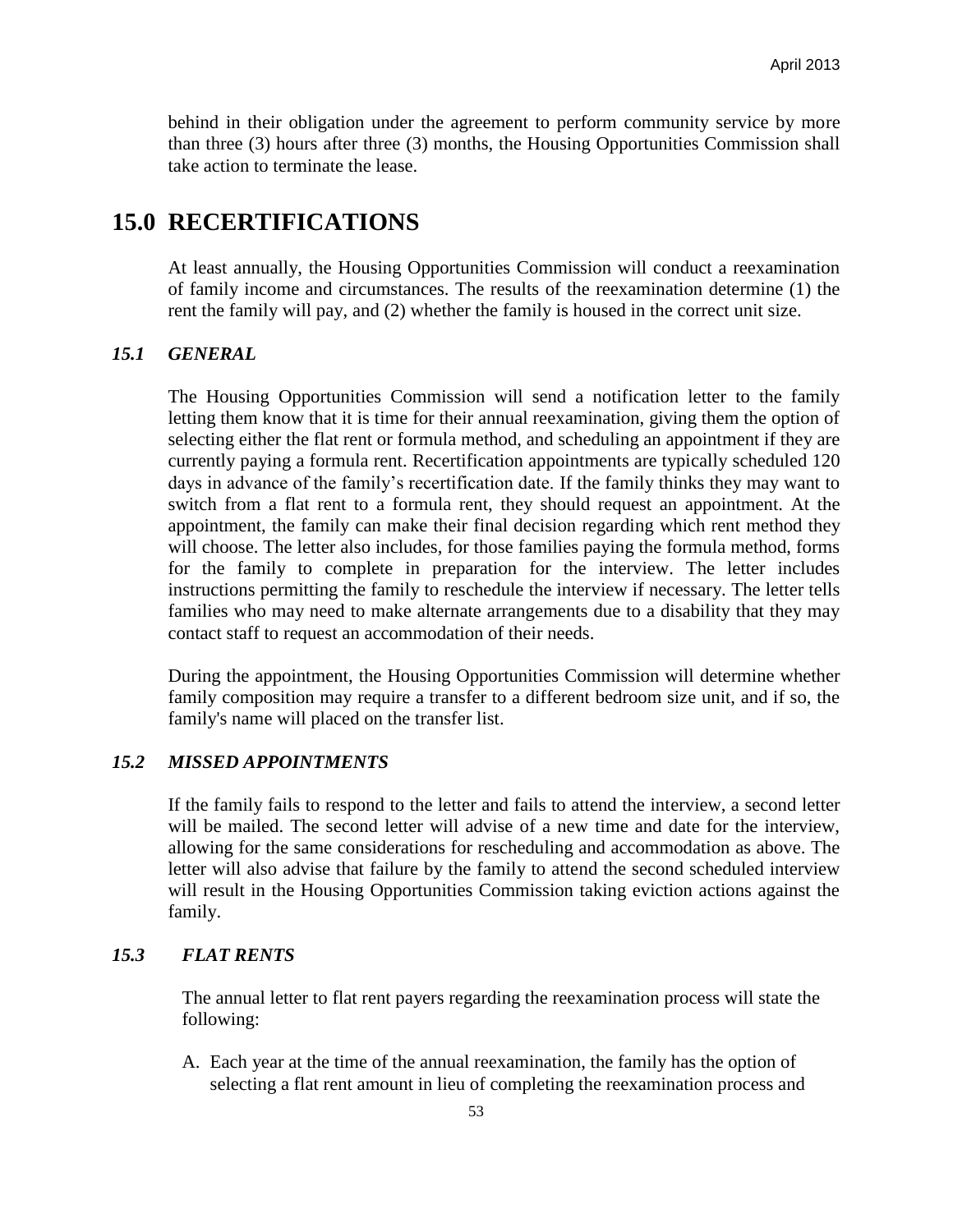behind in their obligation under the agreement to perform community service by more than three (3) hours after three (3) months, the Housing Opportunities Commission shall take action to terminate the lease.

# 15.0 RECERTIFICATIONS

At least annually, the Housing Opportunities Commission will conduct a reexamination of family income and circumstances. The results of the reexamination determine (1) the rent the family will pay, and (2) whether the family is housed in the correct unit size.

### *15.1 GENERAL*

The Housing Opportunities Commission will send a notification letter to the family letting them know that it is time for their annual reexamination, giving them the option of selecting either the flat rent or formula method, and scheduling an appointment if they are currently paying a formula rent. Recertification appointments are typically scheduled 120 days in advance of the family's recertification date. If the family thinks they may want to switch from a flat rent to a formula rent, they should request an appointment. At the appointment, the family can make their final decision regarding which rent method they will choose. The letter also includes, for those families paying the formula method, forms for the family to complete in preparation for the interview. The letter includes instructions permitting the family to reschedule the interview if necessary. The letter tells families who may need to make alternate arrangements due to a disability that they may contact staff to request an accommodation of their needs.

During the appointment, the Housing Opportunities Commission will determine whether family composition may require a transfer to a different bedroom size unit, and if so, the family's name will placed on the transfer list.

### *15.2 MISSED APPOINTMENTS*

If the family fails to respond to the letter and fails to attend the interview, a second letter will be mailed. The second letter will advise of a new time and date for the interview, allowing for the same considerations for rescheduling and accommodation as above. The letter will also advise that failure by the family to attend the second scheduled interview will result in the Housing Opportunities Commission taking eviction actions against the family.

### *15.3 FLAT RENTS*

The annual letter to flat rent payers regarding the reexamination process will state the following:

A. Each year at the time of the annual reexamination, the family has the option of selecting a flat rent amount in lieu of completing the reexamination process and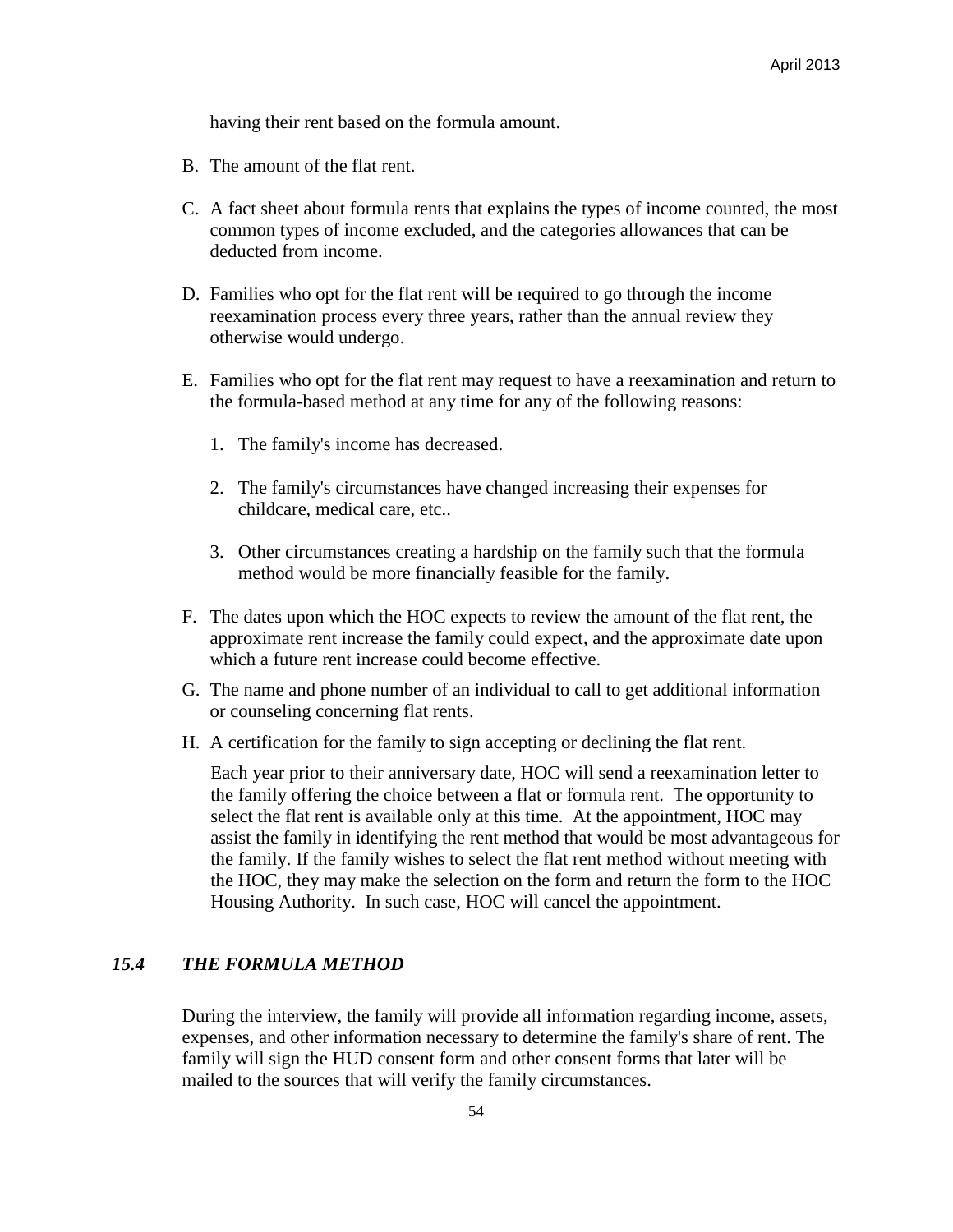having their rent based on the formula amount.

B. The amount of the flat rent.

C. A fact sheet about formula rents that explains the types of income counted, the most common types of income excluded, and the categories allowances that can be deducted from income.

D. Families who opt for the flat rent will be required to go through the income reexamination process every three years, rather than the annual review they otherwise would undergo.

E. Families who opt for the flat rent may request to have a reexamination and return to the formula-based method at any time for any of the following reasons:

   1. The family's income has decreased.

   2. The family's circumstances have changed increasing their expenses for childcare, medical care, etc..

   3. Other circumstances creating a hardship on the family such that the formula method would be more financially feasible for the family.

F. The dates upon which the HOC expects to review the amount of the flat rent, the approximate rent increase the family could expect, and the approximate date upon which a future rent increase could become effective.

G. The name and phone number of an individual to call to get additional information or counseling concerning flat rents.

H. A certification for the family to sign accepting or declining the flat rent.

   Each year prior to their anniversary date, HOC will send a reexamination letter to the family offering the choice between a flat or formula rent. The opportunity to select the flat rent is available only at this time. At the appointment, HOC may assist the family in identifying the rent method that would be most advantageous for the family. If the family wishes to select the flat rent method without meeting with the HOC, they may make the selection on the form and return the form to the HOC Housing Authority. In such case, HOC will cancel the appointment.

### *15.4 THE FORMULA METHOD*

During the interview, the family will provide all information regarding income, assets, expenses, and other information necessary to determine the family's share of rent. The family will sign the HUD consent form and other consent forms that later will be mailed to the sources that will verify the family circumstances.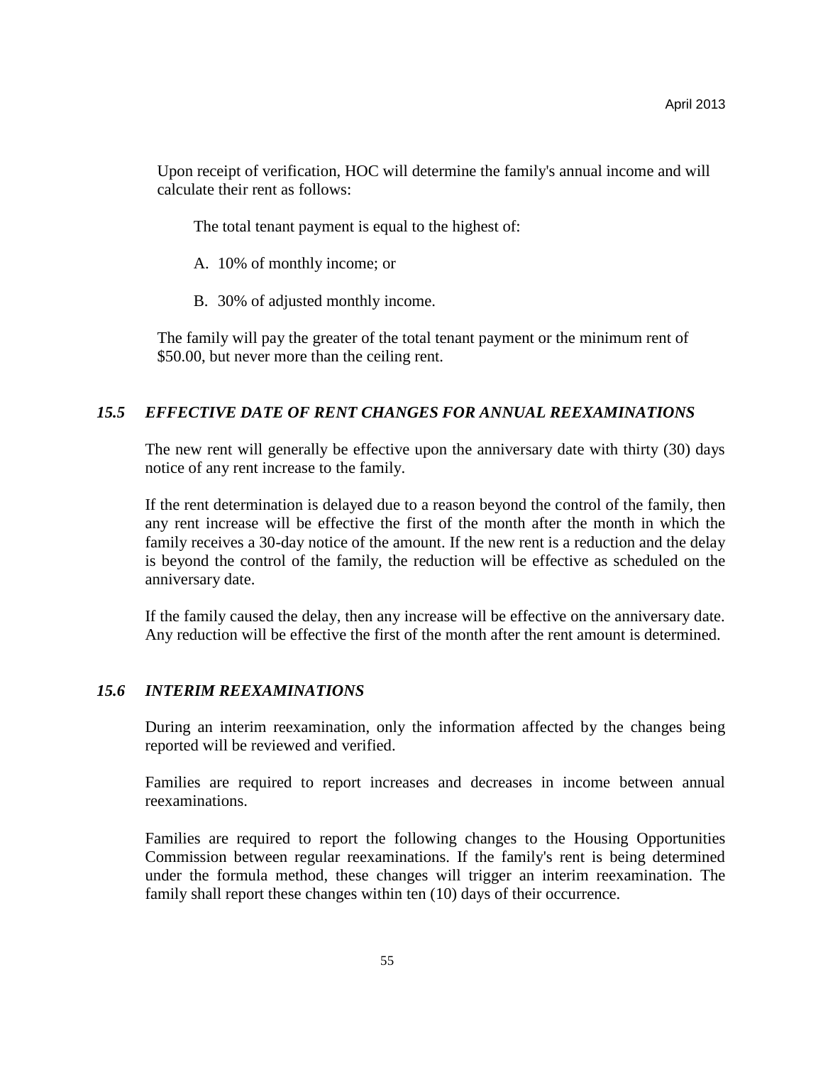Upon receipt of verification, HOC will determine the family's annual income and will calculate their rent as follows:

The total tenant payment is equal to the highest of:

A. 10% of monthly income; or

B. 30% of adjusted monthly income.

The family will pay the greater of the total tenant payment or the minimum rent of $50.00, but never more than the ceiling rent.

### *15.5 EFFECTIVE DATE OF RENT CHANGES FOR ANNUAL REEXAMINATIONS*

The new rent will generally be effective upon the anniversary date with thirty (30) days notice of any rent increase to the family.

If the rent determination is delayed due to a reason beyond the control of the family, then any rent increase will be effective the first of the month after the month in which the family receives a 30-day notice of the amount. If the new rent is a reduction and the delay is beyond the control of the family, the reduction will be effective as scheduled on the anniversary date.

If the family caused the delay, then any increase will be effective on the anniversary date. Any reduction will be effective the first of the month after the rent amount is determined.

### *15.6 INTERIM REEXAMINATIONS*

During an interim reexamination, only the information affected by the changes being reported will be reviewed and verified.

Families are required to report increases and decreases in income between annual reexaminations.

Families are required to report the following changes to the Housing Opportunities Commission between regular reexaminations. If the family's rent is being determined under the formula method, these changes will trigger an interim reexamination. The family shall report these changes within ten (10) days of their occurrence.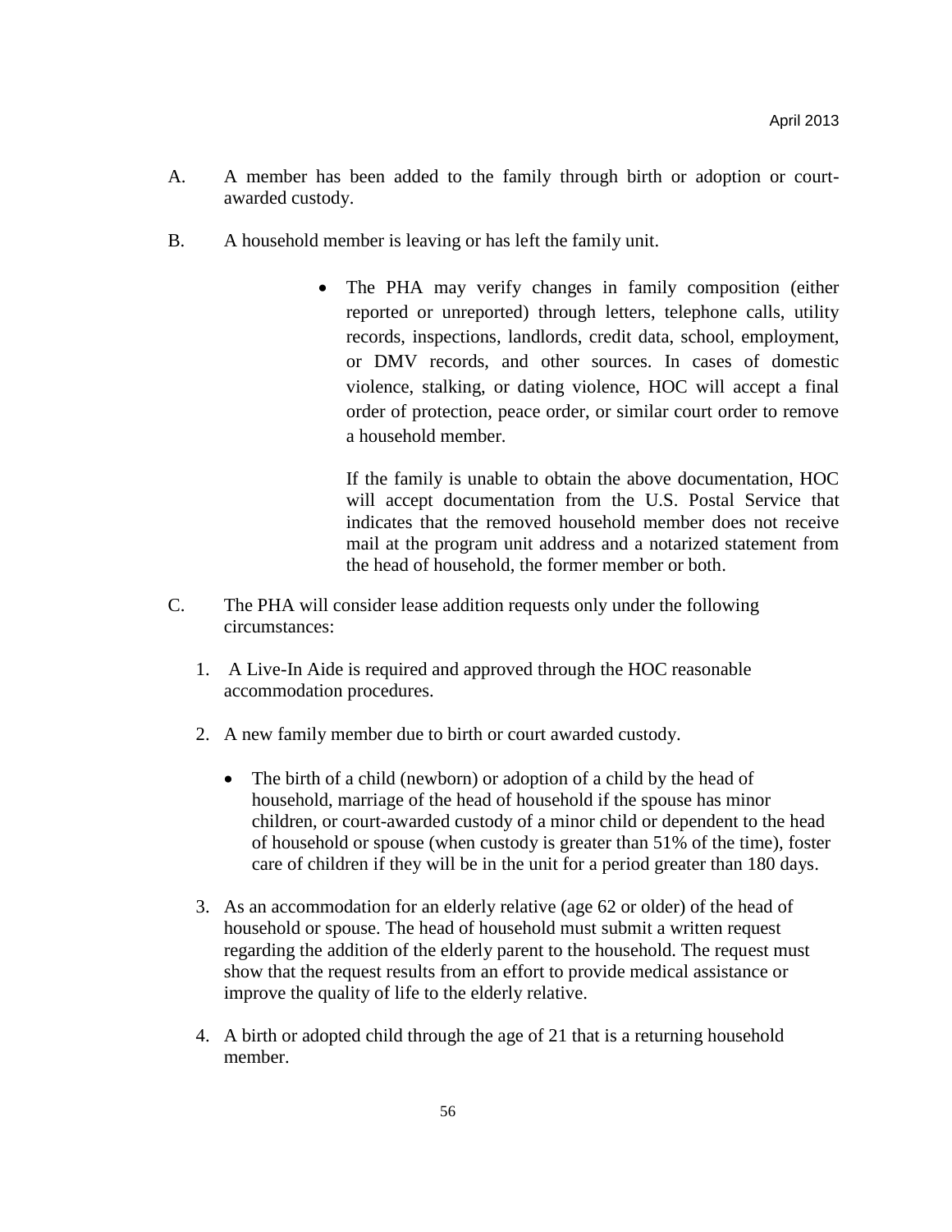A. A member has been added to the family through birth or adoption or court-awarded custody.

B. A household member is leaving or has left the family unit.

- The PHA may verify changes in family composition (either reported or unreported) through letters, telephone calls, utility records, inspections, landlords, credit data, school, employment, or DMV records, and other sources. In cases of domestic violence, stalking, or dating violence, HOC will accept a final order of protection, peace order, or similar court order to remove a household member.

  If the family is unable to obtain the above documentation, HOC will accept documentation from the U.S. Postal Service that indicates that the removed household member does not receive mail at the program unit address and a notarized statement from the head of household, the former member or both.

C. The PHA will consider lease addition requests only under the following circumstances:

1. A Live-In Aide is required and approved through the HOC reasonable accommodation procedures.

2. A new family member due to birth or court awarded custody.

   - The birth of a child (newborn) or adoption of a child by the head of household, marriage of the head of household if the spouse has minor children, or court-awarded custody of a minor child or dependent to the head of household or spouse (when custody is greater than 51% of the time), foster care of children if they will be in the unit for a period greater than 180 days.

3. As an accommodation for an elderly relative (age 62 or older) of the head of household or spouse. The head of household must submit a written request regarding the addition of the elderly parent to the household. The request must show that the request results from an effort to provide medical assistance or improve the quality of life to the elderly relative.

4. A birth or adopted child through the age of 21 that is a returning household member.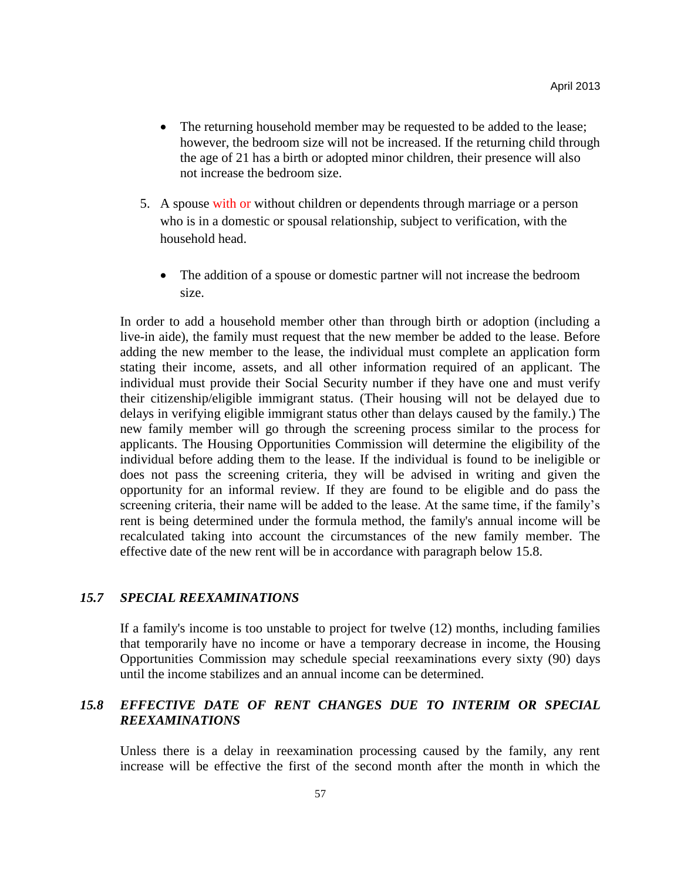- The returning household member may be requested to be added to the lease; however, the bedroom size will not be increased. If the returning child through the age of 21 has a birth or adopted minor children, their presence will also not increase the bedroom size.

5. A spouse with or without children or dependents through marriage or a person who is in a domestic or spousal relationship, subject to verification, with the household head.

   - The addition of a spouse or domestic partner will not increase the bedroom size.

In order to add a household member other than through birth or adoption (including a live-in aide), the family must request that the new member be added to the lease. Before adding the new member to the lease, the individual must complete an application form stating their income, assets, and all other information required of an applicant. The individual must provide their Social Security number if they have one and must verify their citizenship/eligible immigrant status. (Their housing will not be delayed due to delays in verifying eligible immigrant status other than delays caused by the family.) The new family member will go through the screening process similar to the process for applicants. The Housing Opportunities Commission will determine the eligibility of the individual before adding them to the lease. If the individual is found to be ineligible or does not pass the screening criteria, they will be advised in writing and given the opportunity for an informal review. If they are found to be eligible and do pass the screening criteria, their name will be added to the lease. At the same time, if the family's rent is being determined under the formula method, the family's annual income will be recalculated taking into account the circumstances of the new family member. The effective date of the new rent will be in accordance with paragraph below 15.8.

### *15.7 SPECIAL REEXAMINATIONS*

If a family's income is too unstable to project for twelve (12) months, including families that temporarily have no income or have a temporary decrease in income, the Housing Opportunities Commission may schedule special reexaminations every sixty (90) days until the income stabilizes and an annual income can be determined.

### *15.8 EFFECTIVE DATE OF RENT CHANGES DUE TO INTERIM OR SPECIAL REEXAMINATIONS*

Unless there is a delay in reexamination processing caused by the family, any rent increase will be effective the first of the second month after the month in which the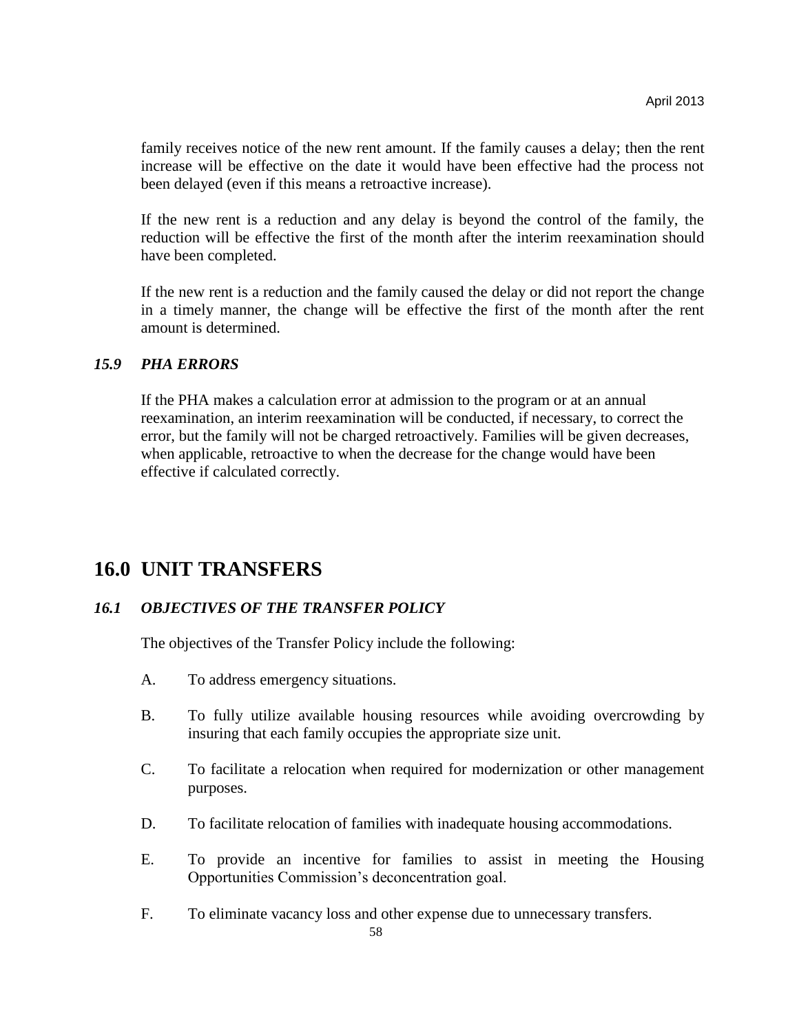family receives notice of the new rent amount. If the family causes a delay; then the rent increase will be effective on the date it would have been effective had the process not been delayed (even if this means a retroactive increase).

If the new rent is a reduction and any delay is beyond the control of the family, the reduction will be effective the first of the month after the interim reexamination should have been completed.

If the new rent is a reduction and the family caused the delay or did not report the change in a timely manner, the change will be effective the first of the month after the rent amount is determined.

### *15.9 PHA ERRORS*

If the PHA makes a calculation error at admission to the program or at an annual reexamination, an interim reexamination will be conducted, if necessary, to correct the error, but the family will not be charged retroactively. Families will be given decreases, when applicable, retroactive to when the decrease for the change would have been effective if calculated correctly.

## 16.0 UNIT TRANSFERS

### *16.1 OBJECTIVES OF THE TRANSFER POLICY*

The objectives of the Transfer Policy include the following:

A. To address emergency situations.

B. To fully utilize available housing resources while avoiding overcrowding by insuring that each family occupies the appropriate size unit.

C. To facilitate a relocation when required for modernization or other management purposes.

D. To facilitate relocation of families with inadequate housing accommodations.

E. To provide an incentive for families to assist in meeting the Housing Opportunities Commission's deconcentration goal.

F. To eliminate vacancy loss and other expense due to unnecessary transfers.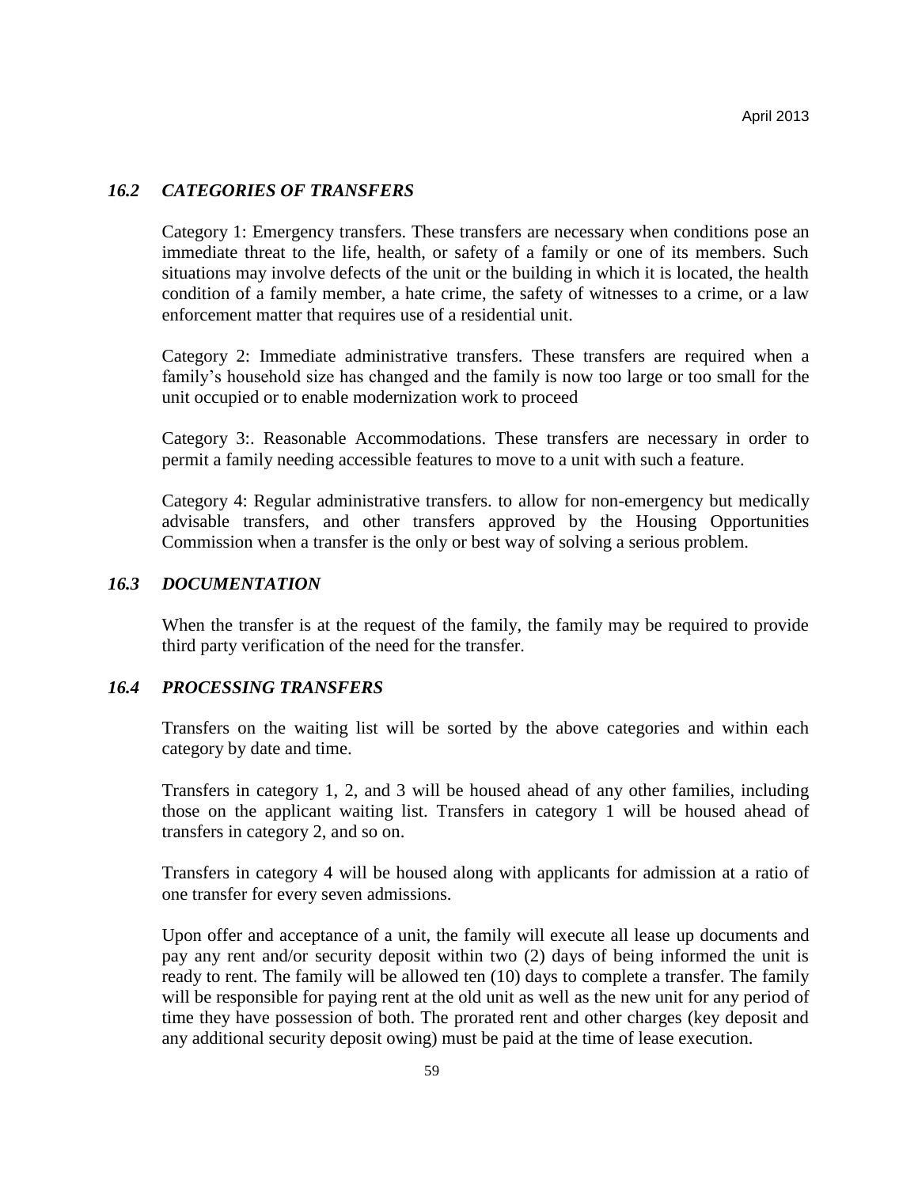### *16.2 CATEGORIES OF TRANSFERS*

Category 1: Emergency transfers. These transfers are necessary when conditions pose an immediate threat to the life, health, or safety of a family or one of its members. Such situations may involve defects of the unit or the building in which it is located, the health condition of a family member, a hate crime, the safety of witnesses to a crime, or a law enforcement matter that requires use of a residential unit.

Category 2: Immediate administrative transfers. These transfers are required when a family's household size has changed and the family is now too large or too small for the unit occupied or to enable modernization work to proceed

Category 3:. Reasonable Accommodations. These transfers are necessary in order to permit a family needing accessible features to move to a unit with such a feature.

Category 4: Regular administrative transfers. to allow for non-emergency but medically advisable transfers, and other transfers approved by the Housing Opportunities Commission when a transfer is the only or best way of solving a serious problem.

### *16.3 DOCUMENTATION*

When the transfer is at the request of the family, the family may be required to provide third party verification of the need for the transfer.

### *16.4 PROCESSING TRANSFERS*

Transfers on the waiting list will be sorted by the above categories and within each category by date and time.

Transfers in category 1, 2, and 3 will be housed ahead of any other families, including those on the applicant waiting list. Transfers in category 1 will be housed ahead of transfers in category 2, and so on.

Transfers in category 4 will be housed along with applicants for admission at a ratio of one transfer for every seven admissions.

Upon offer and acceptance of a unit, the family will execute all lease up documents and pay any rent and/or security deposit within two (2) days of being informed the unit is ready to rent. The family will be allowed ten (10) days to complete a transfer. The family will be responsible for paying rent at the old unit as well as the new unit for any period of time they have possession of both. The prorated rent and other charges (key deposit and any additional security deposit owing) must be paid at the time of lease execution.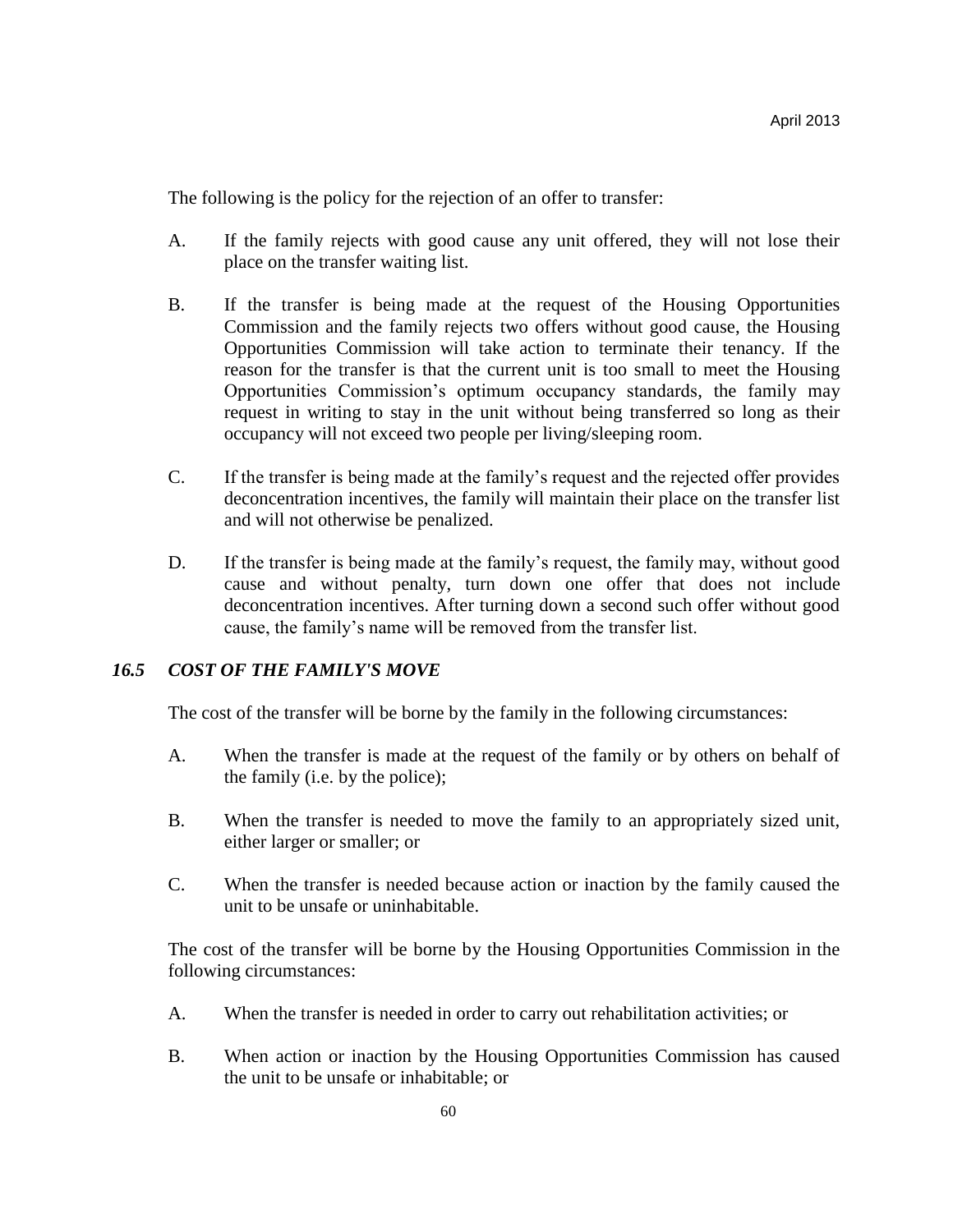The following is the policy for the rejection of an offer to transfer:

A. If the family rejects with good cause any unit offered, they will not lose their place on the transfer waiting list.

B. If the transfer is being made at the request of the Housing Opportunities Commission and the family rejects two offers without good cause, the Housing Opportunities Commission will take action to terminate their tenancy. If the reason for the transfer is that the current unit is too small to meet the Housing Opportunities Commission's optimum occupancy standards, the family may request in writing to stay in the unit without being transferred so long as their occupancy will not exceed two people per living/sleeping room.

C. If the transfer is being made at the family's request and the rejected offer provides deconcentration incentives, the family will maintain their place on the transfer list and will not otherwise be penalized.

D. If the transfer is being made at the family's request, the family may, without good cause and without penalty, turn down one offer that does not include deconcentration incentives. After turning down a second such offer without good cause, the family's name will be removed from the transfer list.

### *16.5 COST OF THE FAMILY'S MOVE*

The cost of the transfer will be borne by the family in the following circumstances:

A. When the transfer is made at the request of the family or by others on behalf of the family (i.e. by the police);

B. When the transfer is needed to move the family to an appropriately sized unit, either larger or smaller; or

C. When the transfer is needed because action or inaction by the family caused the unit to be unsafe or uninhabitable.

The cost of the transfer will be borne by the Housing Opportunities Commission in the following circumstances:

A. When the transfer is needed in order to carry out rehabilitation activities; or

B. When action or inaction by the Housing Opportunities Commission has caused the unit to be unsafe or inhabitable; or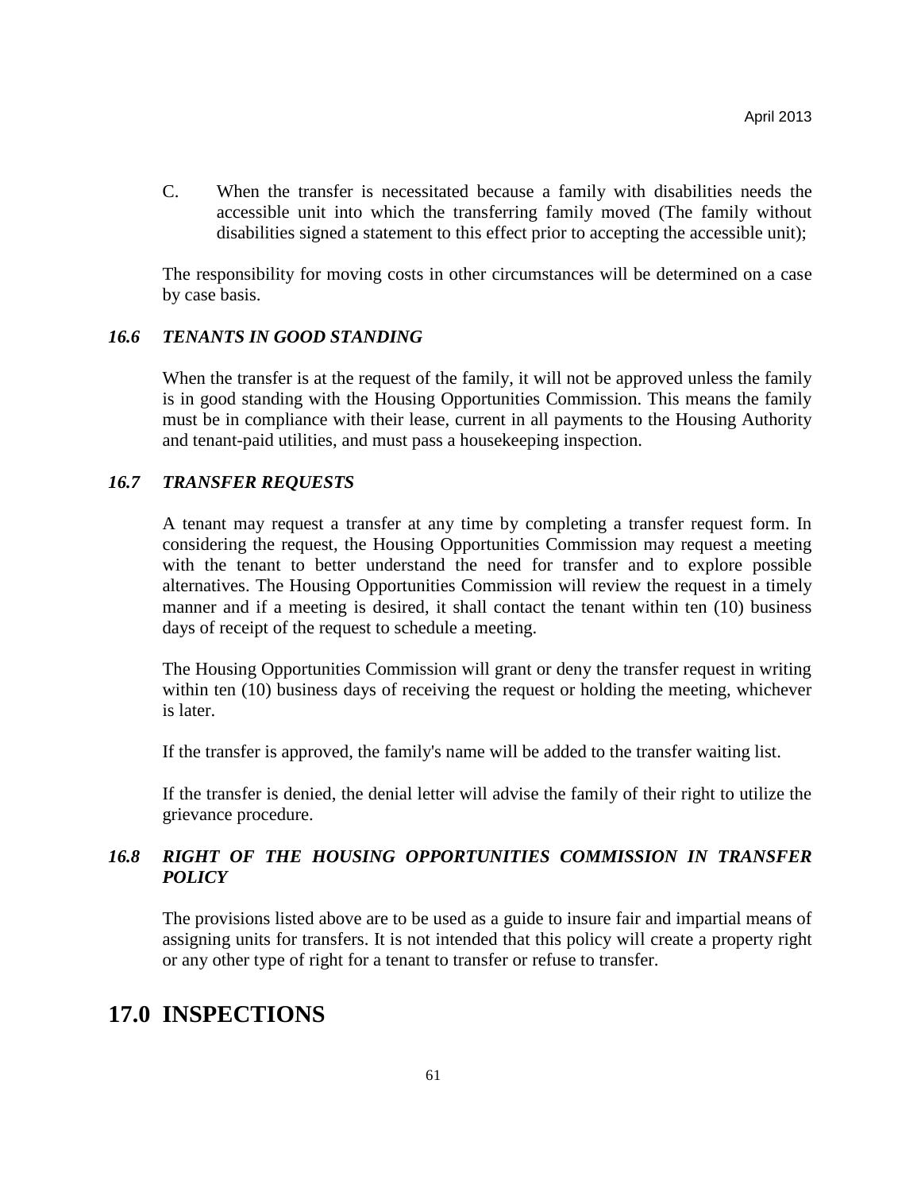C. When the transfer is necessitated because a family with disabilities needs the accessible unit into which the transferring family moved (The family without disabilities signed a statement to this effect prior to accepting the accessible unit);

The responsibility for moving costs in other circumstances will be determined on a case by case basis.

### *16.6 TENANTS IN GOOD STANDING*

When the transfer is at the request of the family, it will not be approved unless the family is in good standing with the Housing Opportunities Commission. This means the family must be in compliance with their lease, current in all payments to the Housing Authority and tenant-paid utilities, and must pass a housekeeping inspection.

### *16.7 TRANSFER REQUESTS*

A tenant may request a transfer at any time by completing a transfer request form. In considering the request, the Housing Opportunities Commission may request a meeting with the tenant to better understand the need for transfer and to explore possible alternatives. The Housing Opportunities Commission will review the request in a timely manner and if a meeting is desired, it shall contact the tenant within ten (10) business days of receipt of the request to schedule a meeting.

The Housing Opportunities Commission will grant or deny the transfer request in writing within ten (10) business days of receiving the request or holding the meeting, whichever is later.

If the transfer is approved, the family's name will be added to the transfer waiting list.

If the transfer is denied, the denial letter will advise the family of their right to utilize the grievance procedure.

### *16.8 RIGHT OF THE HOUSING OPPORTUNITIES COMMISSION IN TRANSFER POLICY*

The provisions listed above are to be used as a guide to insure fair and impartial means of assigning units for transfers. It is not intended that this policy will create a property right or any other type of right for a tenant to transfer or refuse to transfer.

## 17.0 INSPECTIONS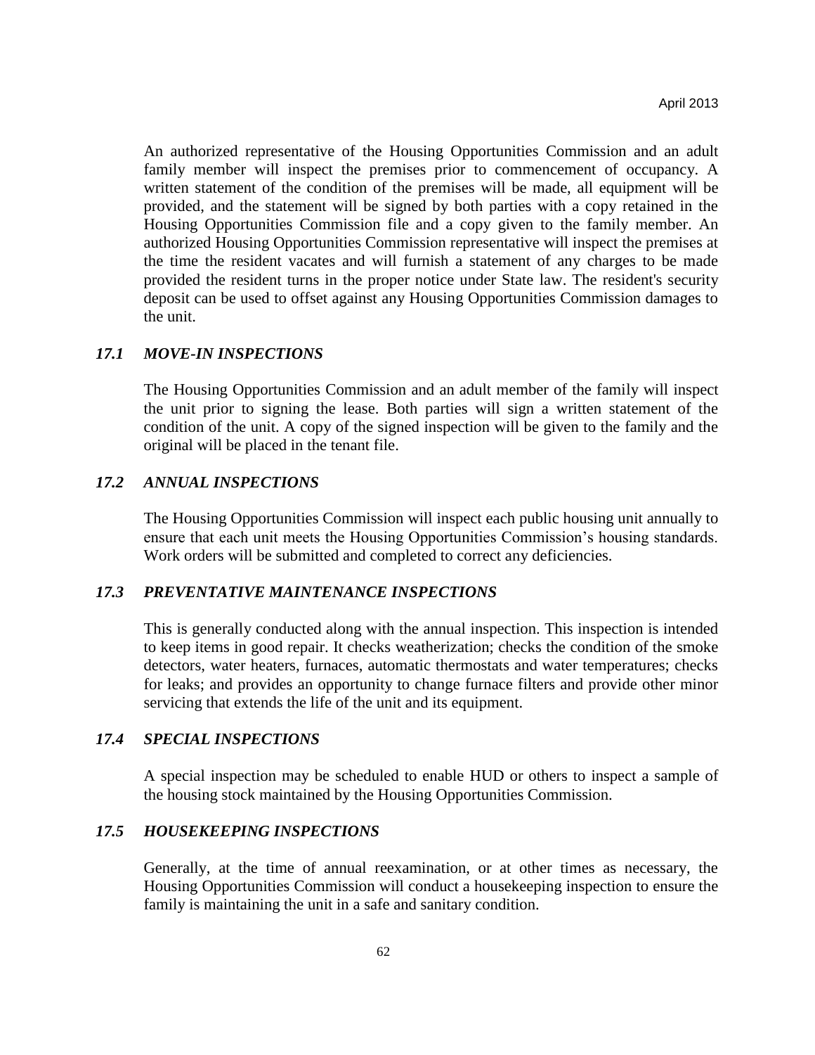An authorized representative of the Housing Opportunities Commission and an adult family member will inspect the premises prior to commencement of occupancy. A written statement of the condition of the premises will be made, all equipment will be provided, and the statement will be signed by both parties with a copy retained in the Housing Opportunities Commission file and a copy given to the family member. An authorized Housing Opportunities Commission representative will inspect the premises at the time the resident vacates and will furnish a statement of any charges to be made provided the resident turns in the proper notice under State law. The resident's security deposit can be used to offset against any Housing Opportunities Commission damages to the unit.

### *17.1 MOVE-IN INSPECTIONS*

The Housing Opportunities Commission and an adult member of the family will inspect the unit prior to signing the lease. Both parties will sign a written statement of the condition of the unit. A copy of the signed inspection will be given to the family and the original will be placed in the tenant file.

### *17.2 ANNUAL INSPECTIONS*

The Housing Opportunities Commission will inspect each public housing unit annually to ensure that each unit meets the Housing Opportunities Commission's housing standards. Work orders will be submitted and completed to correct any deficiencies.

### *17.3 PREVENTATIVE MAINTENANCE INSPECTIONS*

This is generally conducted along with the annual inspection. This inspection is intended to keep items in good repair. It checks weatherization; checks the condition of the smoke detectors, water heaters, furnaces, automatic thermostats and water temperatures; checks for leaks; and provides an opportunity to change furnace filters and provide other minor servicing that extends the life of the unit and its equipment.

### *17.4 SPECIAL INSPECTIONS*

A special inspection may be scheduled to enable HUD or others to inspect a sample of the housing stock maintained by the Housing Opportunities Commission.

### *17.5 HOUSEKEEPING INSPECTIONS*

Generally, at the time of annual reexamination, or at other times as necessary, the Housing Opportunities Commission will conduct a housekeeping inspection to ensure the family is maintaining the unit in a safe and sanitary condition.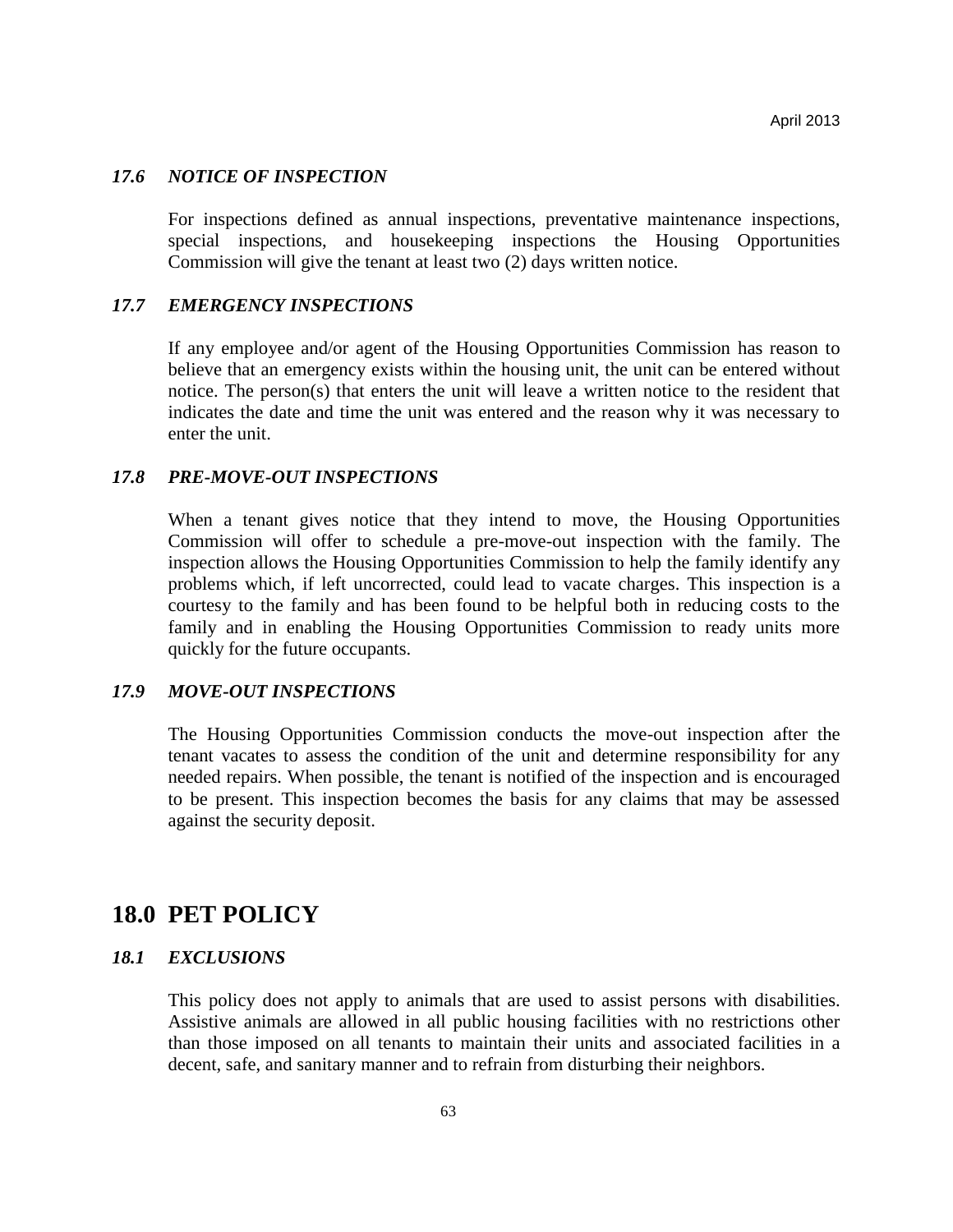### *17.6 NOTICE OF INSPECTION*

For inspections defined as annual inspections, preventative maintenance inspections, special inspections, and housekeeping inspections the Housing Opportunities Commission will give the tenant at least two (2) days written notice.

### *17.7 EMERGENCY INSPECTIONS*

If any employee and/or agent of the Housing Opportunities Commission has reason to believe that an emergency exists within the housing unit, the unit can be entered without notice. The person(s) that enters the unit will leave a written notice to the resident that indicates the date and time the unit was entered and the reason why it was necessary to enter the unit.

### *17.8 PRE-MOVE-OUT INSPECTIONS*

When a tenant gives notice that they intend to move, the Housing Opportunities Commission will offer to schedule a pre-move-out inspection with the family. The inspection allows the Housing Opportunities Commission to help the family identify any problems which, if left uncorrected, could lead to vacate charges. This inspection is a courtesy to the family and has been found to be helpful both in reducing costs to the family and in enabling the Housing Opportunities Commission to ready units more quickly for the future occupants.

### *17.9 MOVE-OUT INSPECTIONS*

The Housing Opportunities Commission conducts the move-out inspection after the tenant vacates to assess the condition of the unit and determine responsibility for any needed repairs. When possible, the tenant is notified of the inspection and is encouraged to be present. This inspection becomes the basis for any claims that may be assessed against the security deposit.

## 18.0 PET POLICY

### *18.1 EXCLUSIONS*

This policy does not apply to animals that are used to assist persons with disabilities. Assistive animals are allowed in all public housing facilities with no restrictions other than those imposed on all tenants to maintain their units and associated facilities in a decent, safe, and sanitary manner and to refrain from disturbing their neighbors.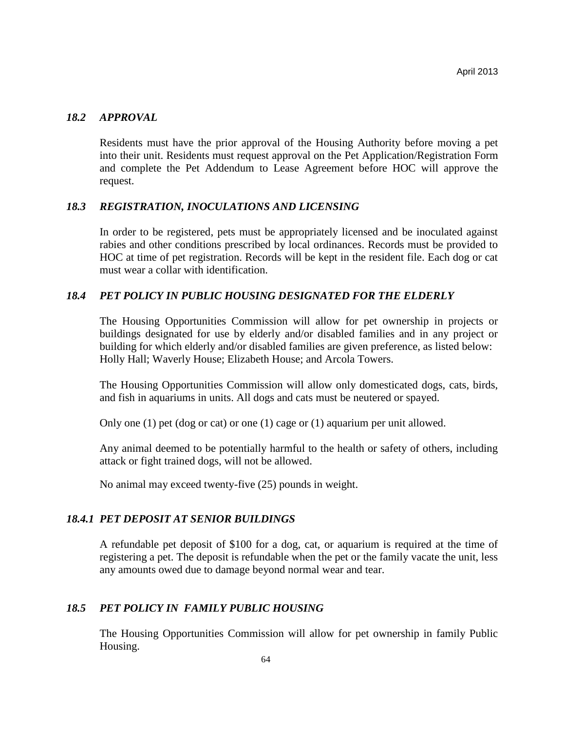### *18.2 APPROVAL*

Residents must have the prior approval of the Housing Authority before moving a pet into their unit. Residents must request approval on the Pet Application/Registration Form and complete the Pet Addendum to Lease Agreement before HOC will approve the request.

### *18.3 REGISTRATION, INOCULATIONS AND LICENSING*

In order to be registered, pets must be appropriately licensed and be inoculated against rabies and other conditions prescribed by local ordinances. Records must be provided to HOC at time of pet registration. Records will be kept in the resident file. Each dog or cat must wear a collar with identification.

### *18.4 PET POLICY IN PUBLIC HOUSING DESIGNATED FOR THE ELDERLY*

The Housing Opportunities Commission will allow for pet ownership in projects or buildings designated for use by elderly and/or disabled families and in any project or building for which elderly and/or disabled families are given preference, as listed below: Holly Hall; Waverly House; Elizabeth House; and Arcola Towers.

The Housing Opportunities Commission will allow only domesticated dogs, cats, birds, and fish in aquariums in units. All dogs and cats must be neutered or spayed.

Only one (1) pet (dog or cat) or one (1) cage or (1) aquarium per unit allowed.

Any animal deemed to be potentially harmful to the health or safety of others, including attack or fight trained dogs, will not be allowed.

No animal may exceed twenty-five (25) pounds in weight.

### *18.4.1 PET DEPOSIT AT SENIOR BUILDINGS*

A refundable pet deposit of $100 for a dog, cat, or aquarium is required at the time of registering a pet. The deposit is refundable when the pet or the family vacate the unit, less any amounts owed due to damage beyond normal wear and tear.

### *18.5 PET POLICY IN FAMILY PUBLIC HOUSING*

The Housing Opportunities Commission will allow for pet ownership in family Public Housing.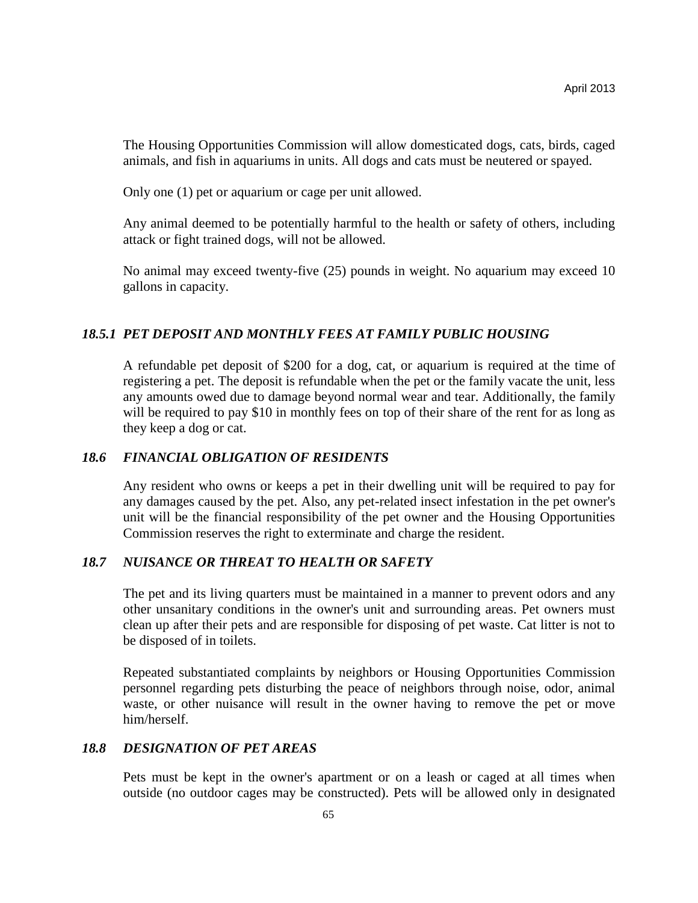The Housing Opportunities Commission will allow domesticated dogs, cats, birds, caged animals, and fish in aquariums in units. All dogs and cats must be neutered or spayed.

Only one (1) pet or aquarium or cage per unit allowed.

Any animal deemed to be potentially harmful to the health or safety of others, including attack or fight trained dogs, will not be allowed.

No animal may exceed twenty-five (25) pounds in weight. No aquarium may exceed 10 gallons in capacity.

### *18.5.1 PET DEPOSIT AND MONTHLY FEES AT FAMILY PUBLIC HOUSING*

A refundable pet deposit of $200 for a dog, cat, or aquarium is required at the time of registering a pet. The deposit is refundable when the pet or the family vacate the unit, less any amounts owed due to damage beyond normal wear and tear. Additionally, the family will be required to pay $10 in monthly fees on top of their share of the rent for as long as they keep a dog or cat.

### *18.6 FINANCIAL OBLIGATION OF RESIDENTS*

Any resident who owns or keeps a pet in their dwelling unit will be required to pay for any damages caused by the pet. Also, any pet-related insect infestation in the pet owner's unit will be the financial responsibility of the pet owner and the Housing Opportunities Commission reserves the right to exterminate and charge the resident.

### *18.7 NUISANCE OR THREAT TO HEALTH OR SAFETY*

The pet and its living quarters must be maintained in a manner to prevent odors and any other unsanitary conditions in the owner's unit and surrounding areas. Pet owners must clean up after their pets and are responsible for disposing of pet waste. Cat litter is not to be disposed of in toilets.

Repeated substantiated complaints by neighbors or Housing Opportunities Commission personnel regarding pets disturbing the peace of neighbors through noise, odor, animal waste, or other nuisance will result in the owner having to remove the pet or move him/herself.

### *18.8 DESIGNATION OF PET AREAS*

Pets must be kept in the owner's apartment or on a leash or caged at all times when outside (no outdoor cages may be constructed). Pets will be allowed only in designated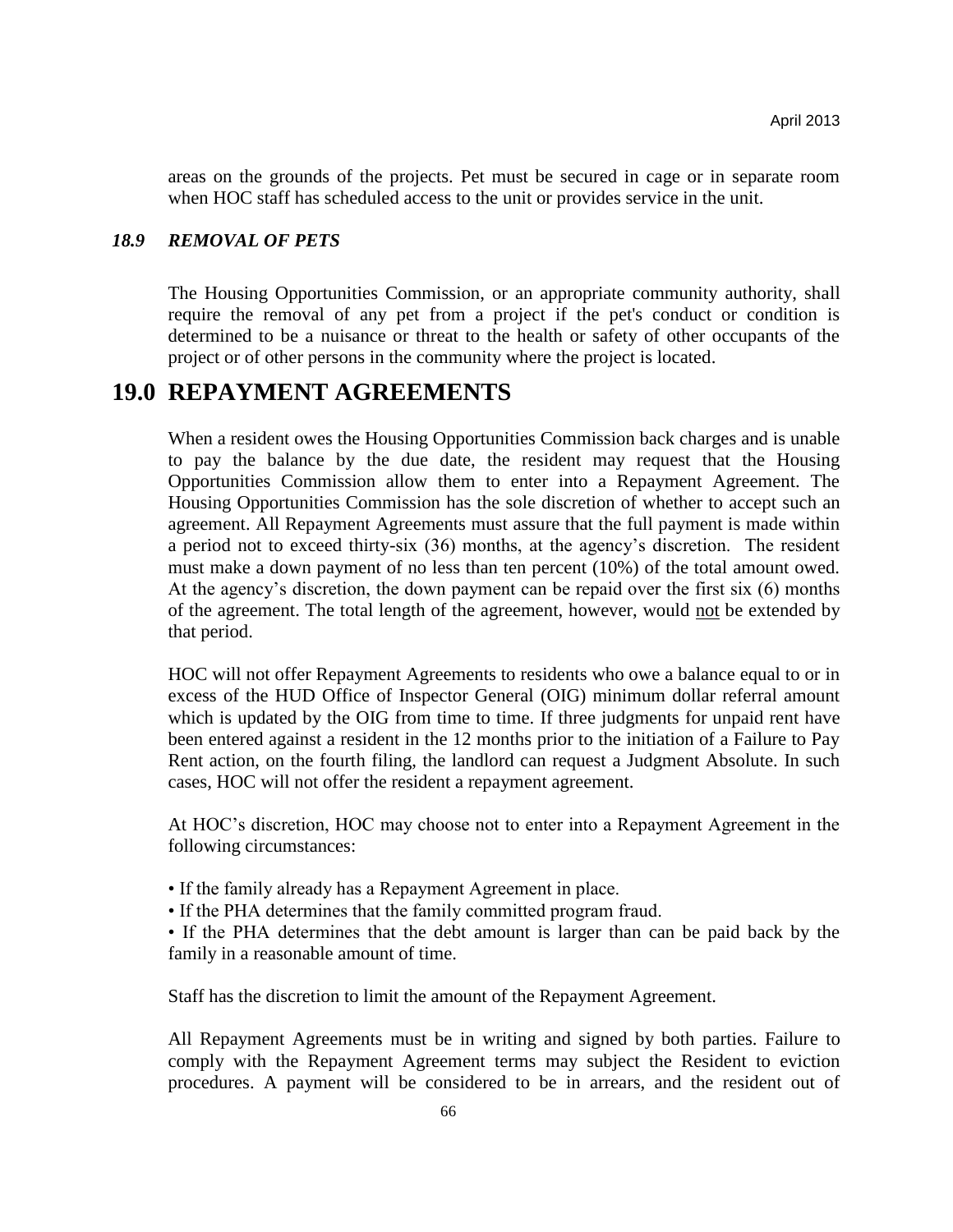areas on the grounds of the projects. Pet must be secured in cage or in separate room when HOC staff has scheduled access to the unit or provides service in the unit.

### *18.9 REMOVAL OF PETS*

The Housing Opportunities Commission, or an appropriate community authority, shall require the removal of any pet from a project if the pet's conduct or condition is determined to be a nuisance or threat to the health or safety of other occupants of the project or of other persons in the community where the project is located.

# 19.0 REPAYMENT AGREEMENTS

When a resident owes the Housing Opportunities Commission back charges and is unable to pay the balance by the due date, the resident may request that the Housing Opportunities Commission allow them to enter into a Repayment Agreement. The Housing Opportunities Commission has the sole discretion of whether to accept such an agreement. All Repayment Agreements must assure that the full payment is made within a period not to exceed thirty-six (36) months, at the agency's discretion. The resident must make a down payment of no less than ten percent (10%) of the total amount owed. At the agency's discretion, the down payment can be repaid over the first six (6) months of the agreement. The total length of the agreement, however, would <u>not</u> be extended by that period.

HOC will not offer Repayment Agreements to residents who owe a balance equal to or in excess of the HUD Office of Inspector General (OIG) minimum dollar referral amount which is updated by the OIG from time to time. If three judgments for unpaid rent have been entered against a resident in the 12 months prior to the initiation of a Failure to Pay Rent action, on the fourth filing, the landlord can request a Judgment Absolute. In such cases, HOC will not offer the resident a repayment agreement.

At HOC's discretion, HOC may choose not to enter into a Repayment Agreement in the following circumstances:

- If the family already has a Repayment Agreement in place.
- If the PHA determines that the family committed program fraud.
- If the PHA determines that the debt amount is larger than can be paid back by the family in a reasonable amount of time.

Staff has the discretion to limit the amount of the Repayment Agreement.

All Repayment Agreements must be in writing and signed by both parties. Failure to comply with the Repayment Agreement terms may subject the Resident to eviction procedures. A payment will be considered to be in arrears, and the resident out of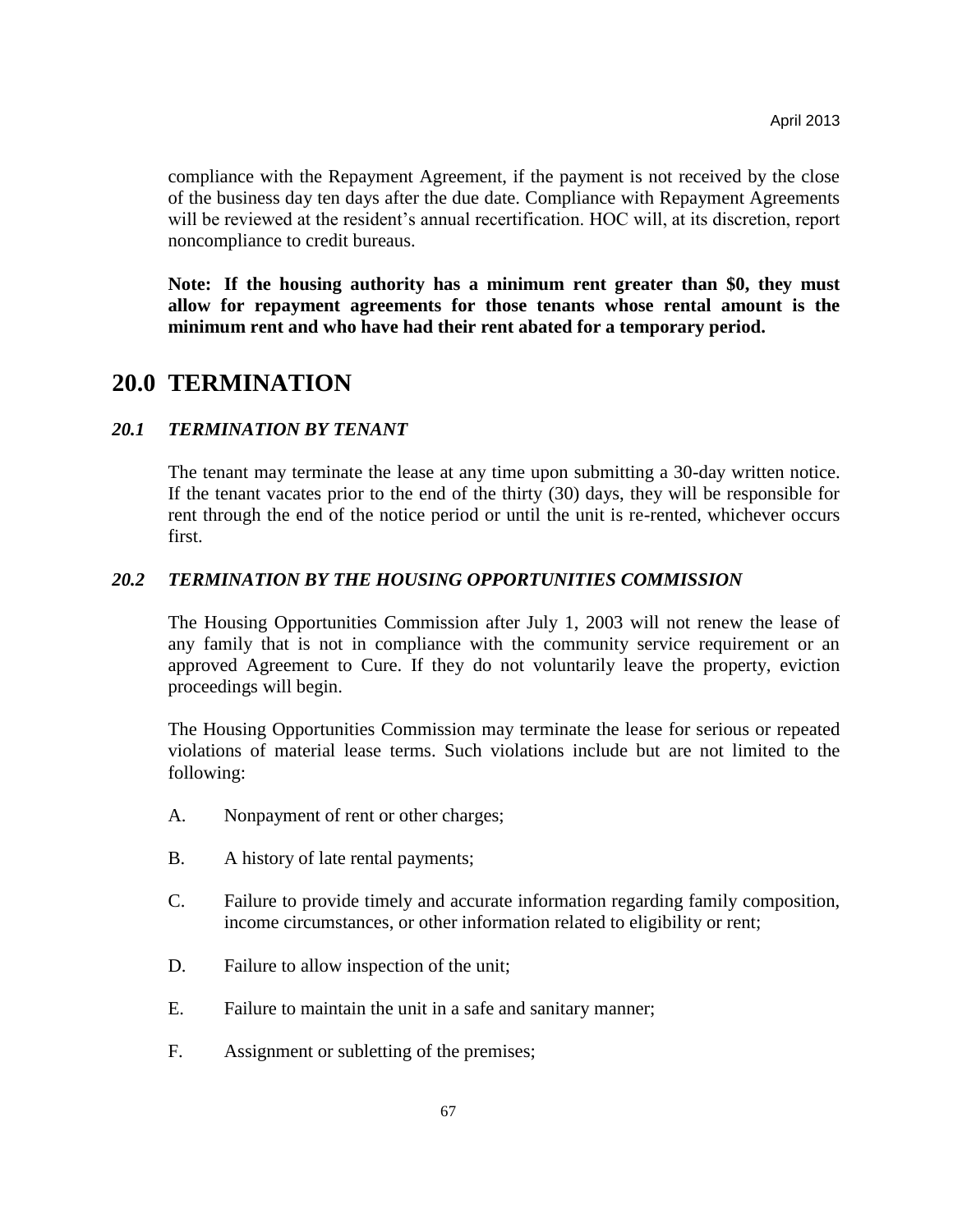compliance with the Repayment Agreement, if the payment is not received by the close of the business day ten days after the due date. Compliance with Repayment Agreements will be reviewed at the resident's annual recertification. HOC will, at its discretion, report noncompliance to credit bureaus.

**Note: If the housing authority has a minimum rent greater than $0, they must allow for repayment agreements for those tenants whose rental amount is the minimum rent and who have had their rent abated for a temporary period.**

# 20.0 TERMINATION

### *20.1 TERMINATION BY TENANT*

The tenant may terminate the lease at any time upon submitting a 30-day written notice. If the tenant vacates prior to the end of the thirty (30) days, they will be responsible for rent through the end of the notice period or until the unit is re-rented, whichever occurs first.

### *20.2 TERMINATION BY THE HOUSING OPPORTUNITIES COMMISSION*

The Housing Opportunities Commission after July 1, 2003 will not renew the lease of any family that is not in compliance with the community service requirement or an approved Agreement to Cure. If they do not voluntarily leave the property, eviction proceedings will begin.

The Housing Opportunities Commission may terminate the lease for serious or repeated violations of material lease terms. Such violations include but are not limited to the following:

A. Nonpayment of rent or other charges;

B. A history of late rental payments;

C. Failure to provide timely and accurate information regarding family composition, income circumstances, or other information related to eligibility or rent;

D. Failure to allow inspection of the unit;

E. Failure to maintain the unit in a safe and sanitary manner;

F. Assignment or subletting of the premises;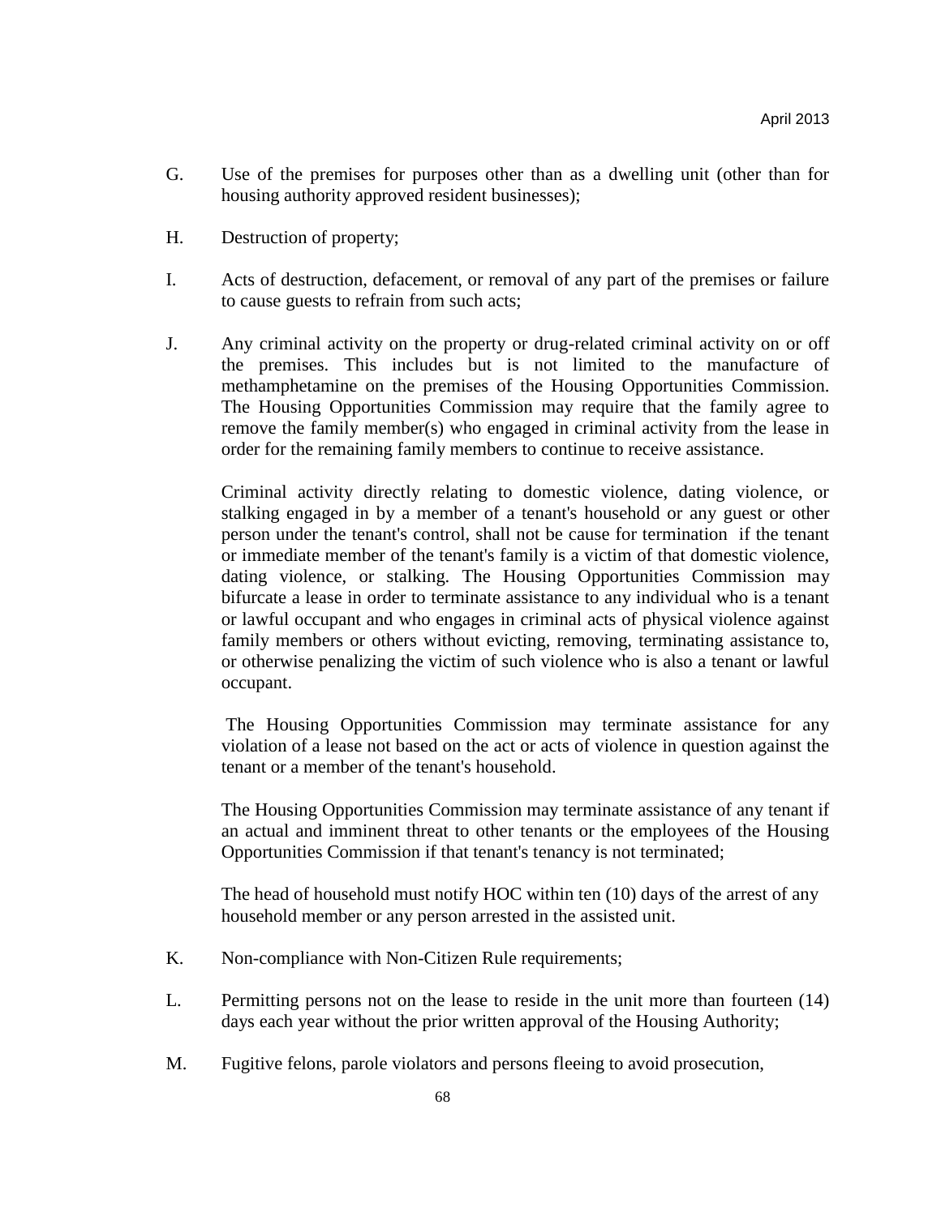G. Use of the premises for purposes other than as a dwelling unit (other than for housing authority approved resident businesses);

H. Destruction of property;

I. Acts of destruction, defacement, or removal of any part of the premises or failure to cause guests to refrain from such acts;

J. Any criminal activity on the property or drug-related criminal activity on or off the premises. This includes but is not limited to the manufacture of methamphetamine on the premises of the Housing Opportunities Commission. The Housing Opportunities Commission may require that the family agree to remove the family member(s) who engaged in criminal activity from the lease in order for the remaining family members to continue to receive assistance.

   Criminal activity directly relating to domestic violence, dating violence, or stalking engaged in by a member of a tenant's household or any guest or other person under the tenant's control, shall not be cause for termination if the tenant or immediate member of the tenant's family is a victim of that domestic violence, dating violence, or stalking. The Housing Opportunities Commission may bifurcate a lease in order to terminate assistance to any individual who is a tenant or lawful occupant and who engages in criminal acts of physical violence against family members or others without evicting, removing, terminating assistance to, or otherwise penalizing the victim of such violence who is also a tenant or lawful occupant.

   The Housing Opportunities Commission may terminate assistance for any violation of a lease not based on the act or acts of violence in question against the tenant or a member of the tenant's household.

   The Housing Opportunities Commission may terminate assistance of any tenant if an actual and imminent threat to other tenants or the employees of the Housing Opportunities Commission if that tenant's tenancy is not terminated;

   The head of household must notify HOC within ten (10) days of the arrest of any household member or any person arrested in the assisted unit.

K. Non-compliance with Non-Citizen Rule requirements;

L. Permitting persons not on the lease to reside in the unit more than fourteen (14) days each year without the prior written approval of the Housing Authority;

M. Fugitive felons, parole violators and persons fleeing to avoid prosecution,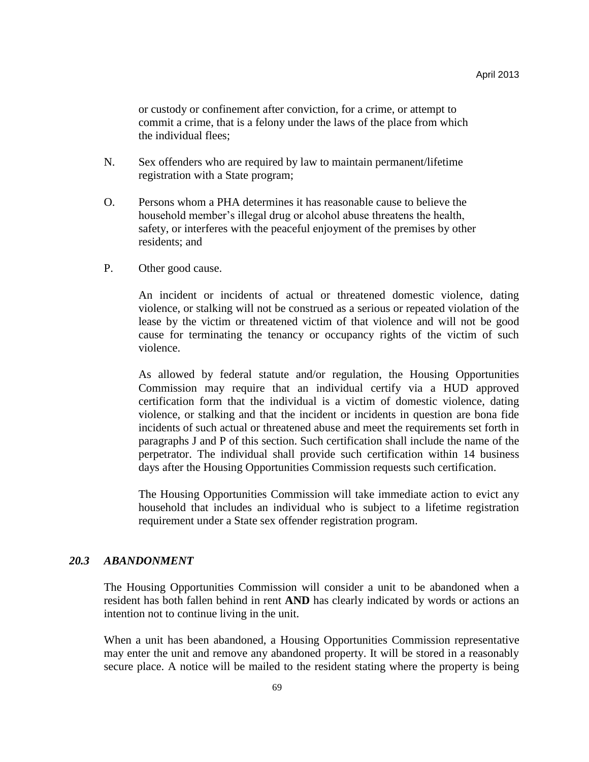or custody or confinement after conviction, for a crime, or attempt to commit a crime, that is a felony under the laws of the place from which the individual flees;

N. Sex offenders who are required by law to maintain permanent/lifetime registration with a State program;

O. Persons whom a PHA determines it has reasonable cause to believe the household member's illegal drug or alcohol abuse threatens the health, safety, or interferes with the peaceful enjoyment of the premises by other residents; and

P. Other good cause.

An incident or incidents of actual or threatened domestic violence, dating violence, or stalking will not be construed as a serious or repeated violation of the lease by the victim or threatened victim of that violence and will not be good cause for terminating the tenancy or occupancy rights of the victim of such violence.

As allowed by federal statute and/or regulation, the Housing Opportunities Commission may require that an individual certify via a HUD approved certification form that the individual is a victim of domestic violence, dating violence, or stalking and that the incident or incidents in question are bona fide incidents of such actual or threatened abuse and meet the requirements set forth in paragraphs J and P of this section. Such certification shall include the name of the perpetrator. The individual shall provide such certification within 14 business days after the Housing Opportunities Commission requests such certification.

The Housing Opportunities Commission will take immediate action to evict any household that includes an individual who is subject to a lifetime registration requirement under a State sex offender registration program.

### *20.3 ABANDONMENT*

The Housing Opportunities Commission will consider a unit to be abandoned when a resident has both fallen behind in rent **AND** has clearly indicated by words or actions an intention not to continue living in the unit.

When a unit has been abandoned, a Housing Opportunities Commission representative may enter the unit and remove any abandoned property. It will be stored in a reasonably secure place. A notice will be mailed to the resident stating where the property is being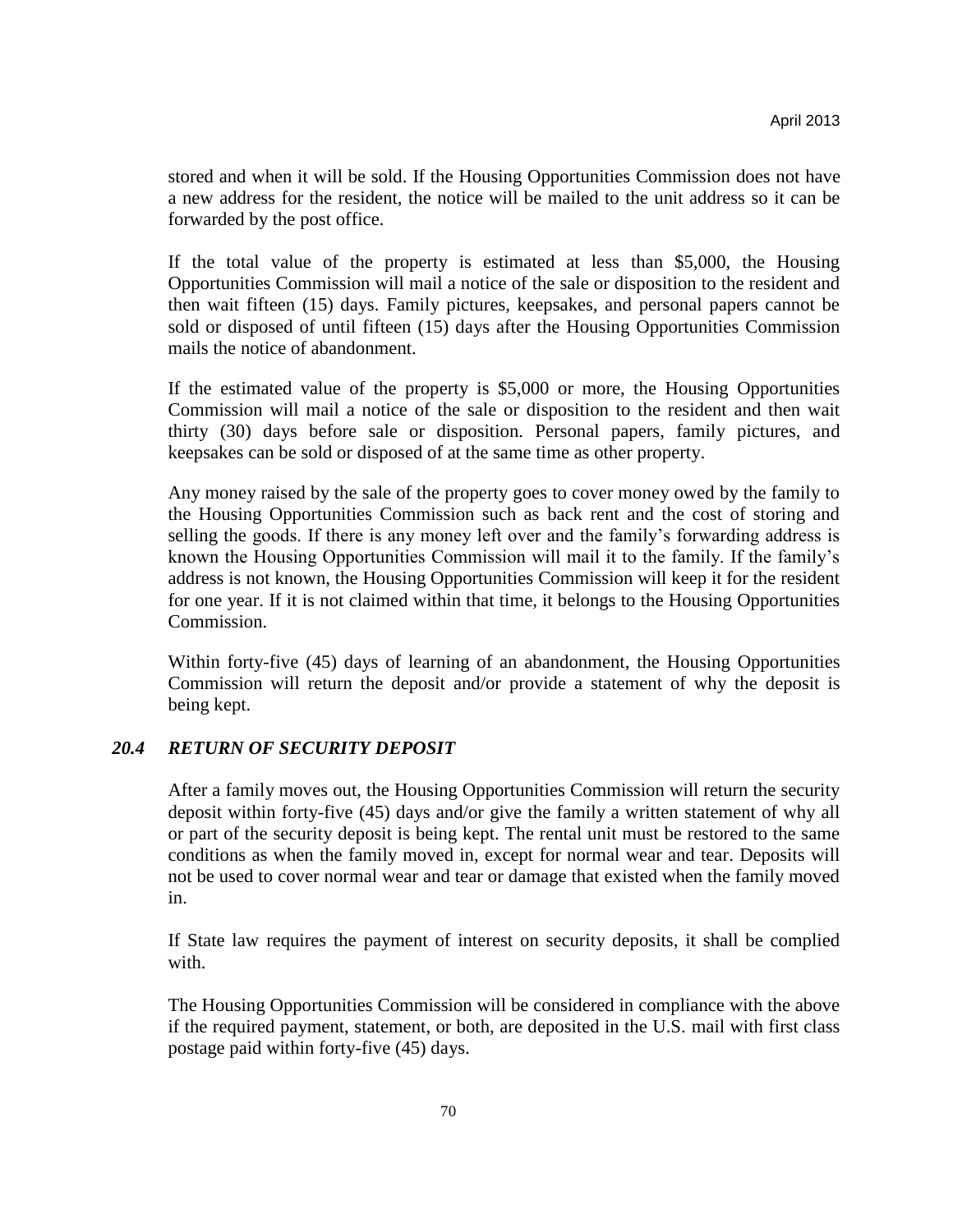stored and when it will be sold. If the Housing Opportunities Commission does not have a new address for the resident, the notice will be mailed to the unit address so it can be forwarded by the post office.

If the total value of the property is estimated at less than $5,000, the Housing Opportunities Commission will mail a notice of the sale or disposition to the resident and then wait fifteen (15) days. Family pictures, keepsakes, and personal papers cannot be sold or disposed of until fifteen (15) days after the Housing Opportunities Commission mails the notice of abandonment.

If the estimated value of the property is $5,000 or more, the Housing Opportunities Commission will mail a notice of the sale or disposition to the resident and then wait thirty (30) days before sale or disposition. Personal papers, family pictures, and keepsakes can be sold or disposed of at the same time as other property.

Any money raised by the sale of the property goes to cover money owed by the family to the Housing Opportunities Commission such as back rent and the cost of storing and selling the goods. If there is any money left over and the family's forwarding address is known the Housing Opportunities Commission will mail it to the family. If the family's address is not known, the Housing Opportunities Commission will keep it for the resident for one year. If it is not claimed within that time, it belongs to the Housing Opportunities Commission.

Within forty-five (45) days of learning of an abandonment, the Housing Opportunities Commission will return the deposit and/or provide a statement of why the deposit is being kept.

### *20.4 RETURN OF SECURITY DEPOSIT*

After a family moves out, the Housing Opportunities Commission will return the security deposit within forty-five (45) days and/or give the family a written statement of why all or part of the security deposit is being kept. The rental unit must be restored to the same conditions as when the family moved in, except for normal wear and tear. Deposits will not be used to cover normal wear and tear or damage that existed when the family moved in.

If State law requires the payment of interest on security deposits, it shall be complied with.

The Housing Opportunities Commission will be considered in compliance with the above if the required payment, statement, or both, are deposited in the U.S. mail with first class postage paid within forty-five (45) days.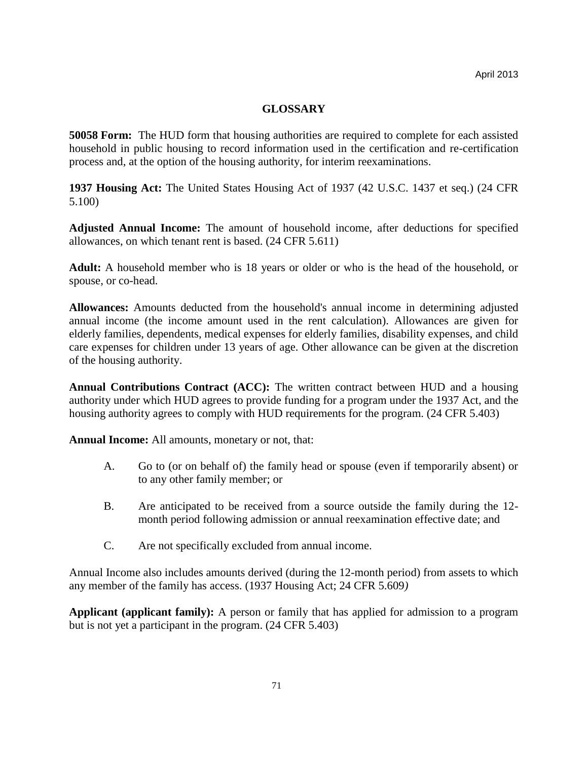April 2013

# GLOSSARY

**50058 Form:** The HUD form that housing authorities are required to complete for each assisted household in public housing to record information used in the certification and re-certification process and, at the option of the housing authority, for interim reexaminations.

**1937 Housing Act:** The United States Housing Act of 1937 (42 U.S.C. 1437 et seq.) (24 CFR 5.100)

**Adjusted Annual Income:** The amount of household income, after deductions for specified allowances, on which tenant rent is based. (24 CFR 5.611)

**Adult:** A household member who is 18 years or older or who is the head of the household, or spouse, or co-head.

**Allowances:** Amounts deducted from the household's annual income in determining adjusted annual income (the income amount used in the rent calculation). Allowances are given for elderly families, dependents, medical expenses for elderly families, disability expenses, and child care expenses for children under 13 years of age. Other allowance can be given at the discretion of the housing authority.

**Annual Contributions Contract (ACC):** The written contract between HUD and a housing authority under which HUD agrees to provide funding for a program under the 1937 Act, and the housing authority agrees to comply with HUD requirements for the program. (24 CFR 5.403)

**Annual Income:** All amounts, monetary or not, that:

A. Go to (or on behalf of) the family head or spouse (even if temporarily absent) or to any other family member; or

B. Are anticipated to be received from a source outside the family during the 12-month period following admission or annual reexamination effective date; and

C. Are not specifically excluded from annual income.

Annual Income also includes amounts derived (during the 12-month period) from assets to which any member of the family has access. (1937 Housing Act; 24 CFR 5.609*)*

**Applicant (applicant family):** A person or family that has applied for admission to a program but is not yet a participant in the program. (24 CFR 5.403)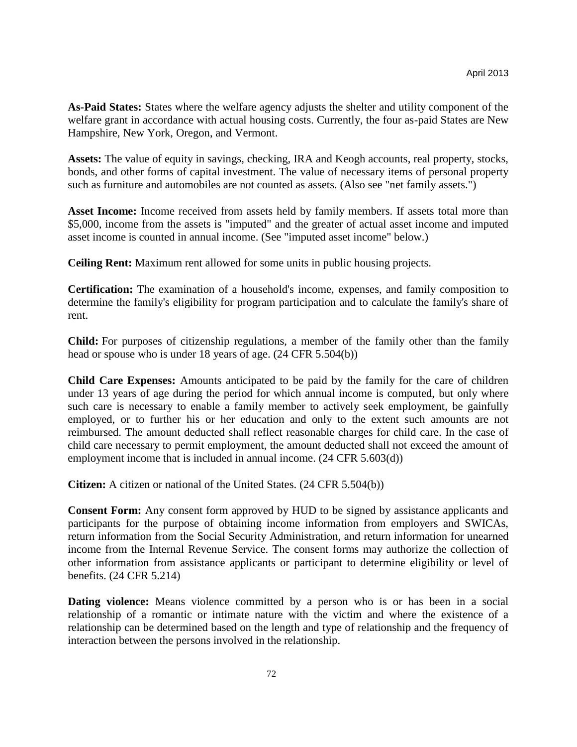**As-Paid States:** States where the welfare agency adjusts the shelter and utility component of the welfare grant in accordance with actual housing costs. Currently, the four as-paid States are New Hampshire, New York, Oregon, and Vermont.

**Assets:** The value of equity in savings, checking, IRA and Keogh accounts, real property, stocks, bonds, and other forms of capital investment. The value of necessary items of personal property such as furniture and automobiles are not counted as assets. (Also see "net family assets.")

**Asset Income:** Income received from assets held by family members. If assets total more than $5,000, income from the assets is "imputed" and the greater of actual asset income and imputed asset income is counted in annual income. (See "imputed asset income" below.)

**Ceiling Rent:** Maximum rent allowed for some units in public housing projects.

**Certification:** The examination of a household's income, expenses, and family composition to determine the family's eligibility for program participation and to calculate the family's share of rent.

**Child:** For purposes of citizenship regulations, a member of the family other than the family head or spouse who is under 18 years of age. (24 CFR 5.504(b))

**Child Care Expenses:** Amounts anticipated to be paid by the family for the care of children under 13 years of age during the period for which annual income is computed, but only where such care is necessary to enable a family member to actively seek employment, be gainfully employed, or to further his or her education and only to the extent such amounts are not reimbursed. The amount deducted shall reflect reasonable charges for child care. In the case of child care necessary to permit employment, the amount deducted shall not exceed the amount of employment income that is included in annual income. (24 CFR 5.603(d))

**Citizen:** A citizen or national of the United States. (24 CFR 5.504(b))

**Consent Form:** Any consent form approved by HUD to be signed by assistance applicants and participants for the purpose of obtaining income information from employers and SWICAs, return information from the Social Security Administration, and return information for unearned income from the Internal Revenue Service. The consent forms may authorize the collection of other information from assistance applicants or participant to determine eligibility or level of benefits. (24 CFR 5.214)

**Dating violence:** Means violence committed by a person who is or has been in a social relationship of a romantic or intimate nature with the victim and where the existence of a relationship can be determined based on the length and type of relationship and the frequency of interaction between the persons involved in the relationship.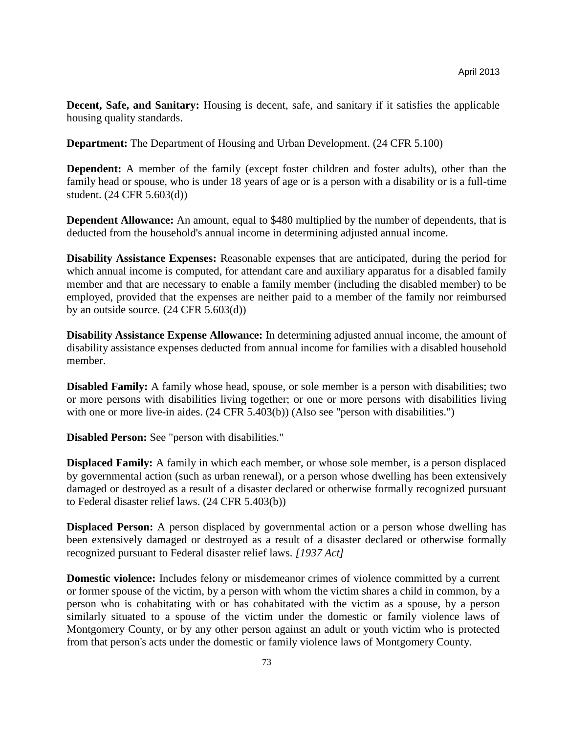**Decent, Safe, and Sanitary:** Housing is decent, safe, and sanitary if it satisfies the applicable housing quality standards.

**Department:** The Department of Housing and Urban Development. (24 CFR 5.100)

**Dependent:** A member of the family (except foster children and foster adults), other than the family head or spouse, who is under 18 years of age or is a person with a disability or is a full-time student. (24 CFR 5.603(d))

**Dependent Allowance:** An amount, equal to $480 multiplied by the number of dependents, that is deducted from the household's annual income in determining adjusted annual income.

**Disability Assistance Expenses:** Reasonable expenses that are anticipated, during the period for which annual income is computed, for attendant care and auxiliary apparatus for a disabled family member and that are necessary to enable a family member (including the disabled member) to be employed, provided that the expenses are neither paid to a member of the family nor reimbursed by an outside source. (24 CFR 5.603(d))

**Disability Assistance Expense Allowance:** In determining adjusted annual income, the amount of disability assistance expenses deducted from annual income for families with a disabled household member.

**Disabled Family:** A family whose head, spouse, or sole member is a person with disabilities; two or more persons with disabilities living together; or one or more persons with disabilities living with one or more live-in aides. (24 CFR 5.403(b)) (Also see "person with disabilities.")

**Disabled Person:** See "person with disabilities."

**Displaced Family:** A family in which each member, or whose sole member, is a person displaced by governmental action (such as urban renewal), or a person whose dwelling has been extensively damaged or destroyed as a result of a disaster declared or otherwise formally recognized pursuant to Federal disaster relief laws. (24 CFR 5.403(b))

**Displaced Person:** A person displaced by governmental action or a person whose dwelling has been extensively damaged or destroyed as a result of a disaster declared or otherwise formally recognized pursuant to Federal disaster relief laws. *[1937 Act]*

**Domestic violence:** Includes felony or misdemeanor crimes of violence committed by a current or former spouse of the victim, by a person with whom the victim shares a child in common, by a person who is cohabitating with or has cohabitated with the victim as a spouse, by a person similarly situated to a spouse of the victim under the domestic or family violence laws of Montgomery County, or by any other person against an adult or youth victim who is protected from that person's acts under the domestic or family violence laws of Montgomery County.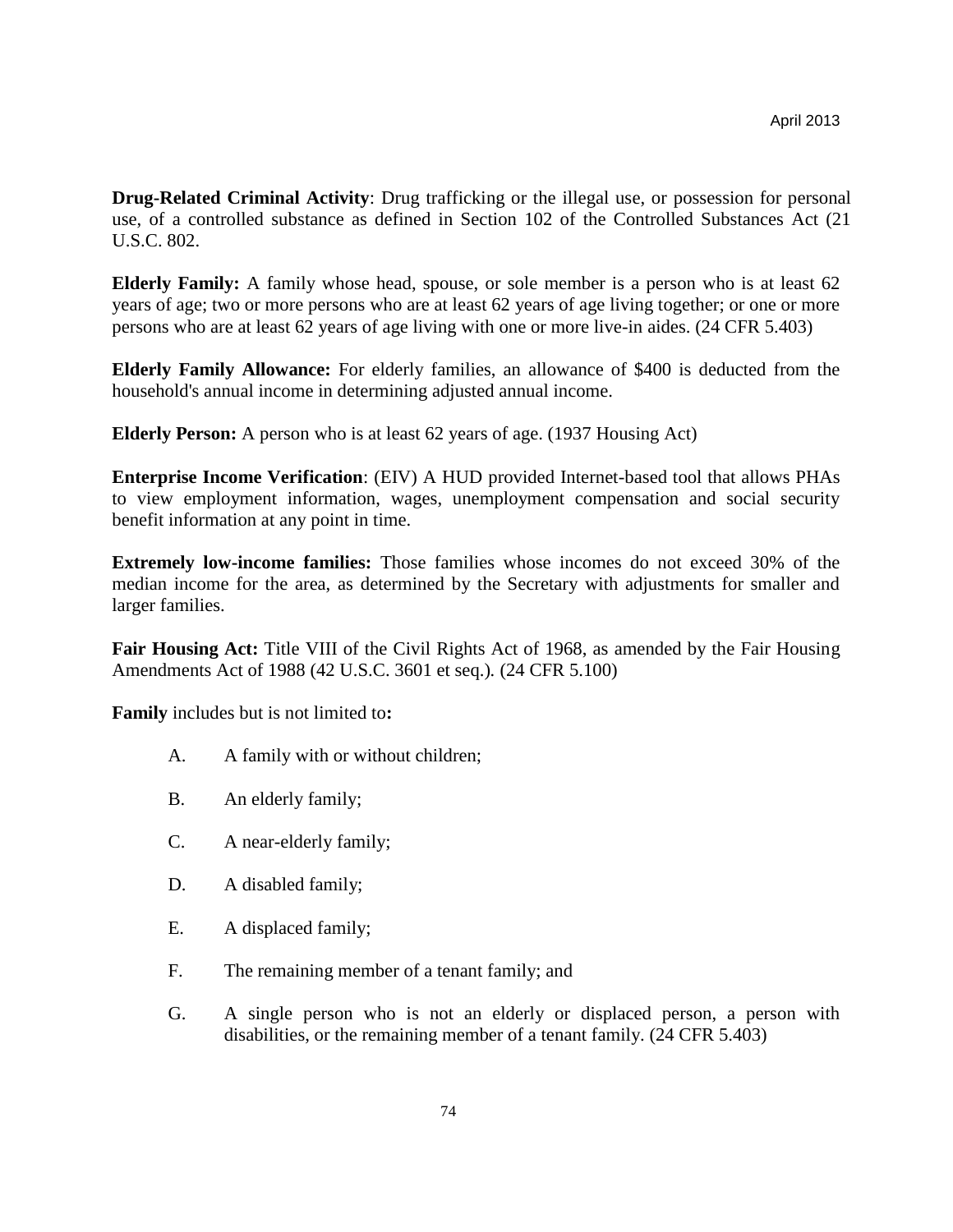**Drug-Related Criminal Activity**: Drug trafficking or the illegal use, or possession for personal use, of a controlled substance as defined in Section 102 of the Controlled Substances Act (21 U.S.C. 802.

**Elderly Family:** A family whose head, spouse, or sole member is a person who is at least 62 years of age; two or more persons who are at least 62 years of age living together; or one or more persons who are at least 62 years of age living with one or more live-in aides. (24 CFR 5.403)

**Elderly Family Allowance:** For elderly families, an allowance of $400 is deducted from the household's annual income in determining adjusted annual income.

**Elderly Person:** A person who is at least 62 years of age. (1937 Housing Act)

**Enterprise Income Verification**: (EIV) A HUD provided Internet-based tool that allows PHAs to view employment information, wages, unemployment compensation and social security benefit information at any point in time.

**Extremely low-income families:** Those families whose incomes do not exceed 30% of the median income for the area, as determined by the Secretary with adjustments for smaller and larger families.

**Fair Housing Act:** Title VIII of the Civil Rights Act of 1968, as amended by the Fair Housing Amendments Act of 1988 (42 U.S.C. 3601 et seq.). (24 CFR 5.100)

**Family** includes but is not limited to**:**

A. A family with or without children;

B. An elderly family;

C. A near-elderly family;

D. A disabled family;

E. A displaced family;

F. The remaining member of a tenant family; and

G. A single person who is not an elderly or displaced person, a person with disabilities, or the remaining member of a tenant family. (24 CFR 5.403)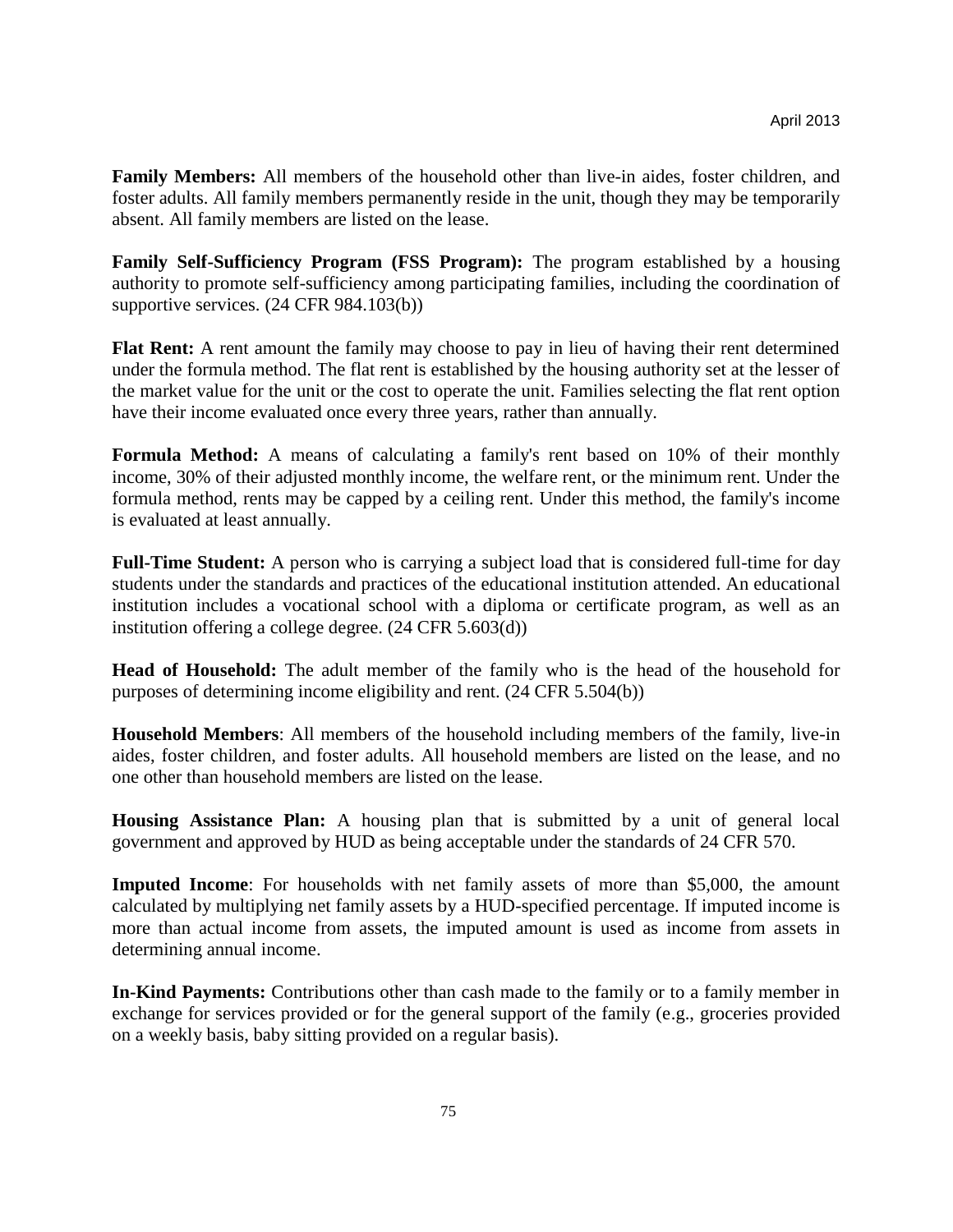**Family Members:** All members of the household other than live-in aides, foster children, and foster adults. All family members permanently reside in the unit, though they may be temporarily absent. All family members are listed on the lease.

**Family Self-Sufficiency Program (FSS Program):** The program established by a housing authority to promote self-sufficiency among participating families, including the coordination of supportive services. (24 CFR 984.103(b))

**Flat Rent:** A rent amount the family may choose to pay in lieu of having their rent determined under the formula method. The flat rent is established by the housing authority set at the lesser of the market value for the unit or the cost to operate the unit. Families selecting the flat rent option have their income evaluated once every three years, rather than annually.

**Formula Method:** A means of calculating a family's rent based on 10% of their monthly income, 30% of their adjusted monthly income, the welfare rent, or the minimum rent. Under the formula method, rents may be capped by a ceiling rent. Under this method, the family's income is evaluated at least annually.

**Full-Time Student:** A person who is carrying a subject load that is considered full-time for day students under the standards and practices of the educational institution attended. An educational institution includes a vocational school with a diploma or certificate program, as well as an institution offering a college degree. (24 CFR 5.603(d))

**Head of Household:** The adult member of the family who is the head of the household for purposes of determining income eligibility and rent. (24 CFR 5.504(b))

**Household Members**: All members of the household including members of the family, live-in aides, foster children, and foster adults. All household members are listed on the lease, and no one other than household members are listed on the lease.

**Housing Assistance Plan:** A housing plan that is submitted by a unit of general local government and approved by HUD as being acceptable under the standards of 24 CFR 570.

**Imputed Income**: For households with net family assets of more than $5,000, the amount calculated by multiplying net family assets by a HUD-specified percentage. If imputed income is more than actual income from assets, the imputed amount is used as income from assets in determining annual income.

**In-Kind Payments:** Contributions other than cash made to the family or to a family member in exchange for services provided or for the general support of the family (e.g., groceries provided on a weekly basis, baby sitting provided on a regular basis).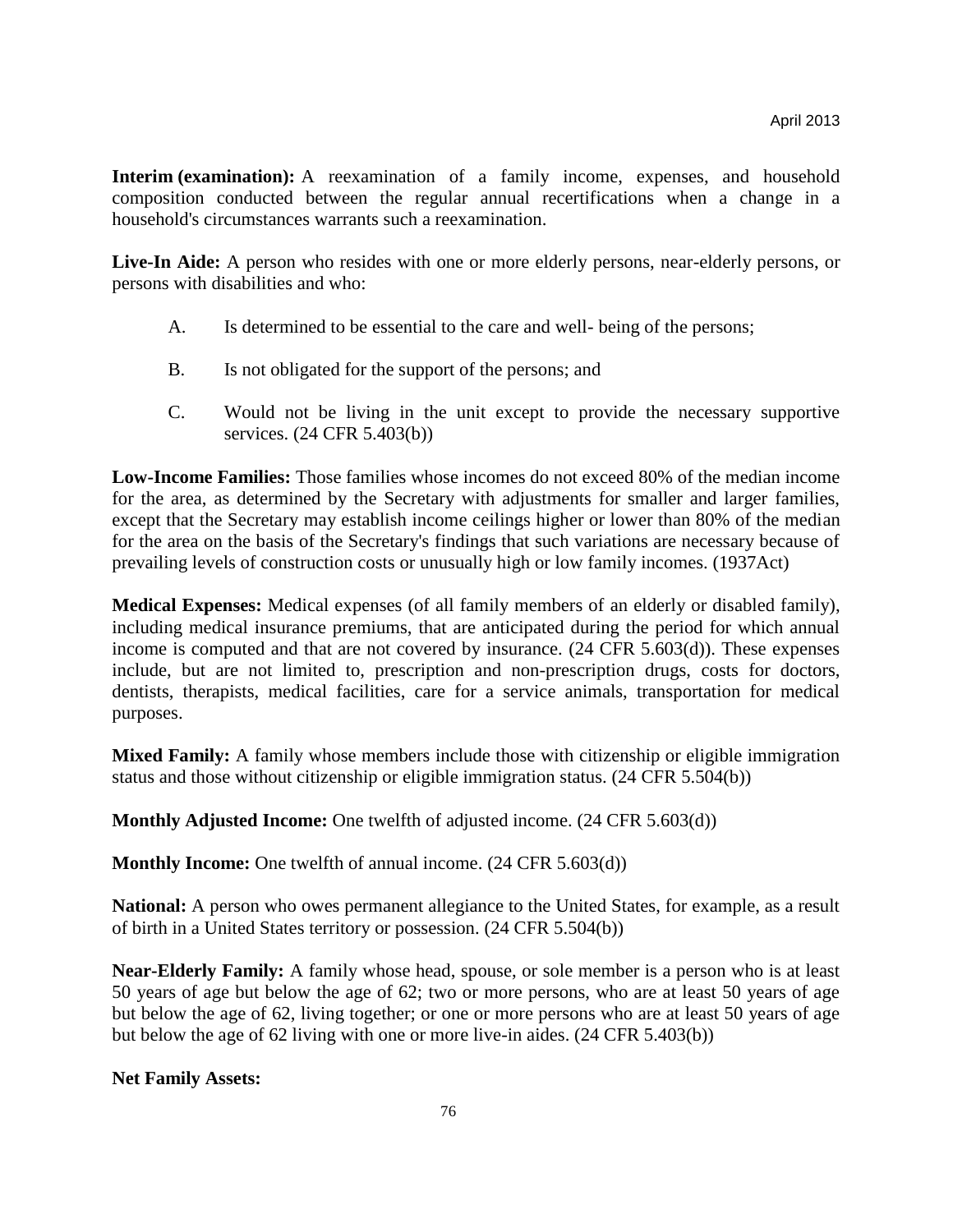**Interim (examination):** A reexamination of a family income, expenses, and household composition conducted between the regular annual recertifications when a change in a household's circumstances warrants such a reexamination.

**Live-In Aide:** A person who resides with one or more elderly persons, near-elderly persons, or persons with disabilities and who:

A. Is determined to be essential to the care and well- being of the persons;

B. Is not obligated for the support of the persons; and

C. Would not be living in the unit except to provide the necessary supportive services. (24 CFR 5.403(b))

**Low-Income Families:** Those families whose incomes do not exceed 80% of the median income for the area, as determined by the Secretary with adjustments for smaller and larger families, except that the Secretary may establish income ceilings higher or lower than 80% of the median for the area on the basis of the Secretary's findings that such variations are necessary because of prevailing levels of construction costs or unusually high or low family incomes. (1937Act)

**Medical Expenses:** Medical expenses (of all family members of an elderly or disabled family), including medical insurance premiums, that are anticipated during the period for which annual income is computed and that are not covered by insurance. (24 CFR 5.603(d)). These expenses include, but are not limited to, prescription and non-prescription drugs, costs for doctors, dentists, therapists, medical facilities, care for a service animals, transportation for medical purposes.

**Mixed Family:** A family whose members include those with citizenship or eligible immigration status and those without citizenship or eligible immigration status. (24 CFR 5.504(b))

**Monthly Adjusted Income:** One twelfth of adjusted income. (24 CFR 5.603(d))

**Monthly Income:** One twelfth of annual income. (24 CFR 5.603(d))

**National:** A person who owes permanent allegiance to the United States, for example, as a result of birth in a United States territory or possession. (24 CFR 5.504(b))

**Near-Elderly Family:** A family whose head, spouse, or sole member is a person who is at least 50 years of age but below the age of 62; two or more persons, who are at least 50 years of age but below the age of 62, living together; or one or more persons who are at least 50 years of age but below the age of 62 living with one or more live-in aides. (24 CFR 5.403(b))

**Net Family Assets:**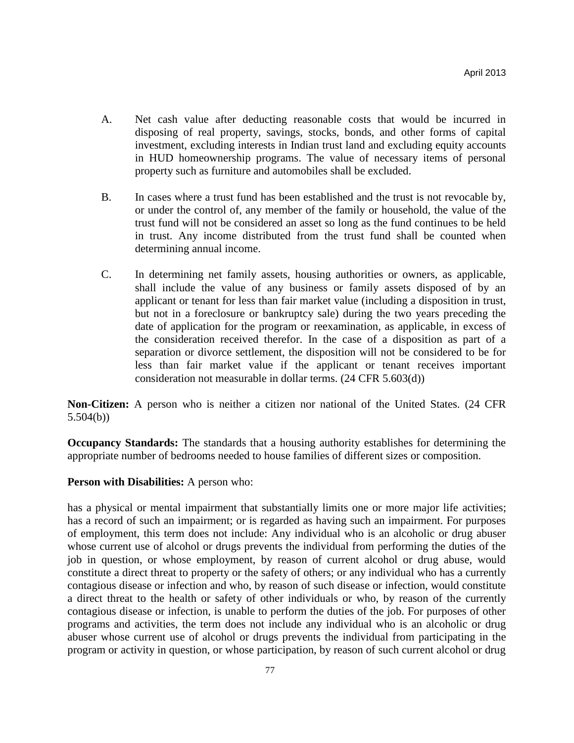A. Net cash value after deducting reasonable costs that would be incurred in disposing of real property, savings, stocks, bonds, and other forms of capital investment, excluding interests in Indian trust land and excluding equity accounts in HUD homeownership programs. The value of necessary items of personal property such as furniture and automobiles shall be excluded.

B. In cases where a trust fund has been established and the trust is not revocable by, or under the control of, any member of the family or household, the value of the trust fund will not be considered an asset so long as the fund continues to be held in trust. Any income distributed from the trust fund shall be counted when determining annual income.

C. In determining net family assets, housing authorities or owners, as applicable, shall include the value of any business or family assets disposed of by an applicant or tenant for less than fair market value (including a disposition in trust, but not in a foreclosure or bankruptcy sale) during the two years preceding the date of application for the program or reexamination, as applicable, in excess of the consideration received therefor. In the case of a disposition as part of a separation or divorce settlement, the disposition will not be considered to be for less than fair market value if the applicant or tenant receives important consideration not measurable in dollar terms. (24 CFR 5.603(d))

**Non-Citizen:** A person who is neither a citizen nor national of the United States. (24 CFR 5.504(b))

**Occupancy Standards:** The standards that a housing authority establishes for determining the appropriate number of bedrooms needed to house families of different sizes or composition.

**Person with Disabilities:** A person who:

has a physical or mental impairment that substantially limits one or more major life activities; has a record of such an impairment; or is regarded as having such an impairment. For purposes of employment, this term does not include: Any individual who is an alcoholic or drug abuser whose current use of alcohol or drugs prevents the individual from performing the duties of the job in question, or whose employment, by reason of current alcohol or drug abuse, would constitute a direct threat to property or the safety of others; or any individual who has a currently contagious disease or infection and who, by reason of such disease or infection, would constitute a direct threat to the health or safety of other individuals or who, by reason of the currently contagious disease or infection, is unable to perform the duties of the job. For purposes of other programs and activities, the term does not include any individual who is an alcoholic or drug abuser whose current use of alcohol or drugs prevents the individual from participating in the program or activity in question, or whose participation, by reason of such current alcohol or drug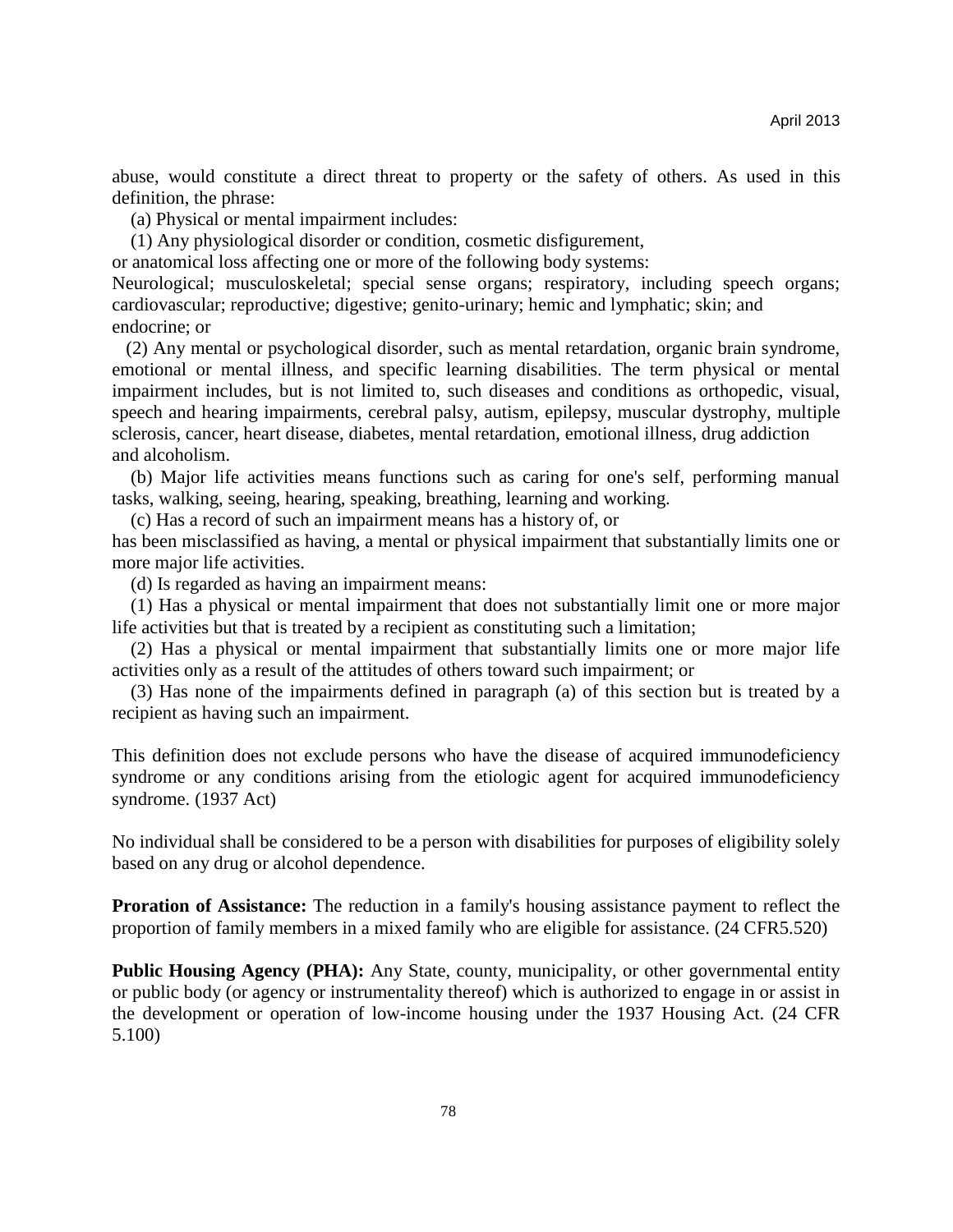abuse, would constitute a direct threat to property or the safety of others. As used in this definition, the phrase:

(a) Physical or mental impairment includes:

(1) Any physiological disorder or condition, cosmetic disfigurement, or anatomical loss affecting one or more of the following body systems: Neurological; musculoskeletal; special sense organs; respiratory, including speech organs; cardiovascular; reproductive; digestive; genito-urinary; hemic and lymphatic; skin; and endocrine; or

(2) Any mental or psychological disorder, such as mental retardation, organic brain syndrome, emotional or mental illness, and specific learning disabilities. The term physical or mental impairment includes, but is not limited to, such diseases and conditions as orthopedic, visual, speech and hearing impairments, cerebral palsy, autism, epilepsy, muscular dystrophy, multiple sclerosis, cancer, heart disease, diabetes, mental retardation, emotional illness, drug addiction and alcoholism.

(b) Major life activities means functions such as caring for one's self, performing manual tasks, walking, seeing, hearing, speaking, breathing, learning and working.

(c) Has a record of such an impairment means has a history of, or has been misclassified as having, a mental or physical impairment that substantially limits one or more major life activities.

(d) Is regarded as having an impairment means:

(1) Has a physical or mental impairment that does not substantially limit one or more major life activities but that is treated by a recipient as constituting such a limitation;

(2) Has a physical or mental impairment that substantially limits one or more major life activities only as a result of the attitudes of others toward such impairment; or

(3) Has none of the impairments defined in paragraph (a) of this section but is treated by a recipient as having such an impairment.

This definition does not exclude persons who have the disease of acquired immunodeficiency syndrome or any conditions arising from the etiologic agent for acquired immunodeficiency syndrome. (1937 Act)

No individual shall be considered to be a person with disabilities for purposes of eligibility solely based on any drug or alcohol dependence.

**Proration of Assistance:** The reduction in a family's housing assistance payment to reflect the proportion of family members in a mixed family who are eligible for assistance. (24 CFR5.520)

**Public Housing Agency (PHA):** Any State, county, municipality, or other governmental entity or public body (or agency or instrumentality thereof) which is authorized to engage in or assist in the development or operation of low-income housing under the 1937 Housing Act. (24 CFR 5.100)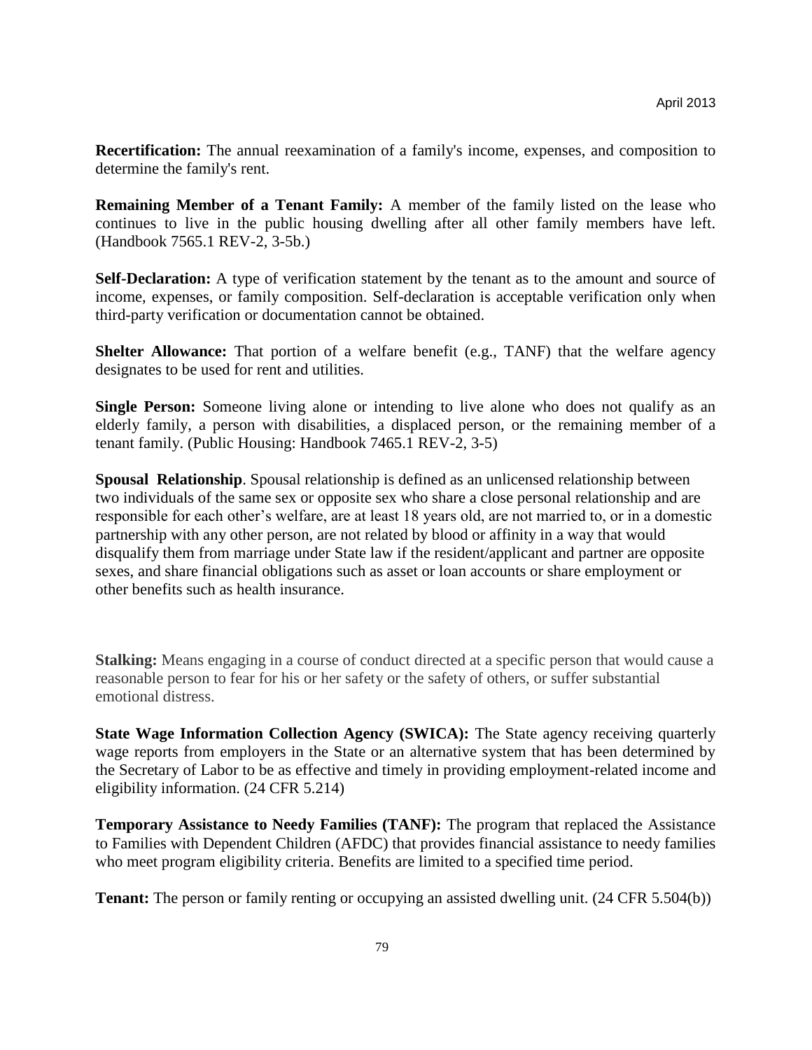**Recertification:** The annual reexamination of a family's income, expenses, and composition to determine the family's rent.

**Remaining Member of a Tenant Family:** A member of the family listed on the lease who continues to live in the public housing dwelling after all other family members have left. (Handbook 7565.1 REV-2, 3-5b.)

**Self-Declaration:** A type of verification statement by the tenant as to the amount and source of income, expenses, or family composition. Self-declaration is acceptable verification only when third-party verification or documentation cannot be obtained.

**Shelter Allowance:** That portion of a welfare benefit (e.g., TANF) that the welfare agency designates to be used for rent and utilities.

**Single Person:** Someone living alone or intending to live alone who does not qualify as an elderly family, a person with disabilities, a displaced person, or the remaining member of a tenant family. (Public Housing: Handbook 7465.1 REV-2, 3-5)

**Spousal Relationship**. Spousal relationship is defined as an unlicensed relationship between two individuals of the same sex or opposite sex who share a close personal relationship and are responsible for each other's welfare, are at least 18 years old, are not married to, or in a domestic partnership with any other person, are not related by blood or affinity in a way that would disqualify them from marriage under State law if the resident/applicant and partner are opposite sexes, and share financial obligations such as asset or loan accounts or share employment or other benefits such as health insurance.

**Stalking:** Means engaging in a course of conduct directed at a specific person that would cause a reasonable person to fear for his or her safety or the safety of others, or suffer substantial emotional distress.

**State Wage Information Collection Agency (SWICA):** The State agency receiving quarterly wage reports from employers in the State or an alternative system that has been determined by the Secretary of Labor to be as effective and timely in providing employment-related income and eligibility information. (24 CFR 5.214)

**Temporary Assistance to Needy Families (TANF):** The program that replaced the Assistance to Families with Dependent Children (AFDC) that provides financial assistance to needy families who meet program eligibility criteria. Benefits are limited to a specified time period.

**Tenant:** The person or family renting or occupying an assisted dwelling unit. (24 CFR 5.504(b))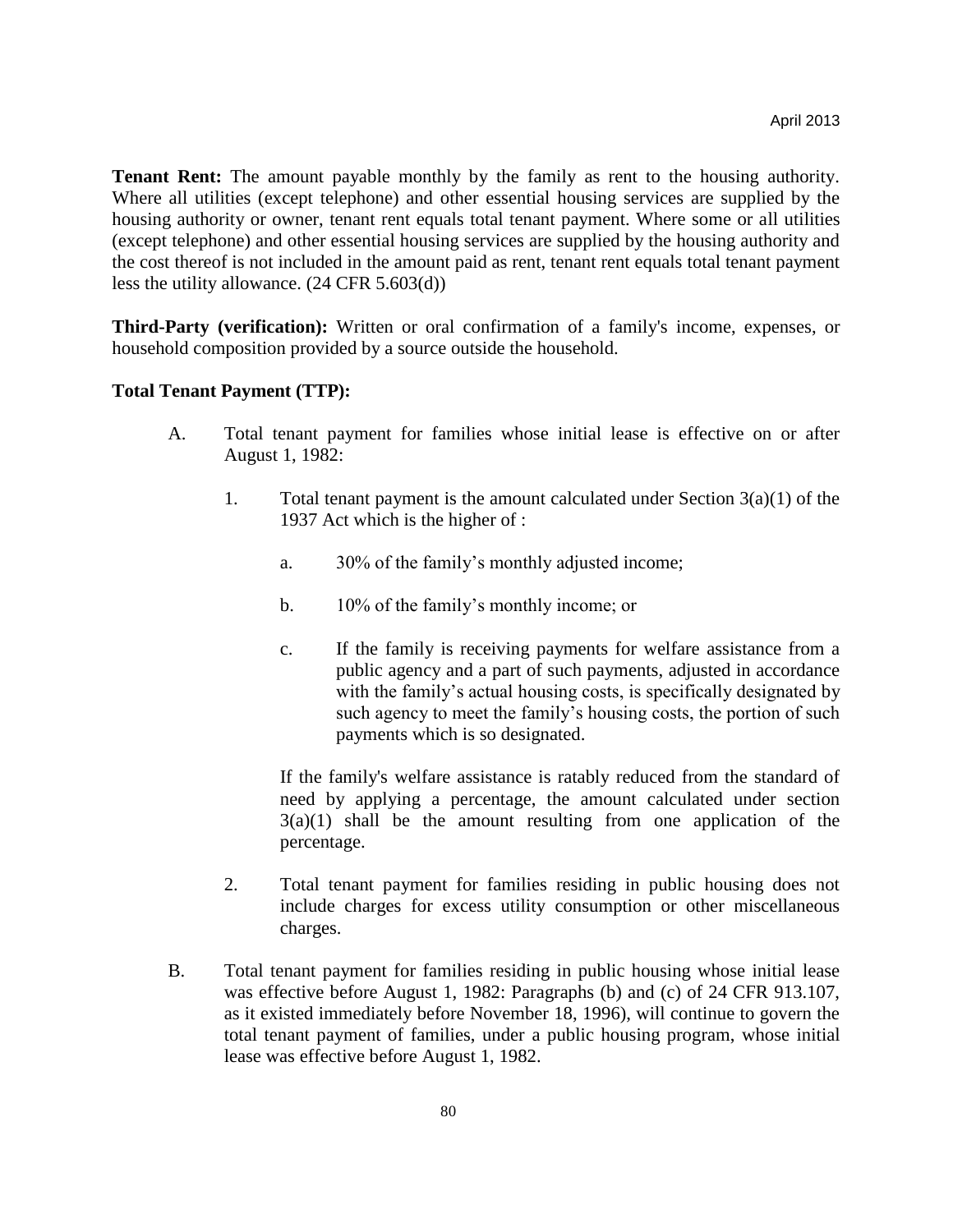**Tenant Rent:** The amount payable monthly by the family as rent to the housing authority. Where all utilities (except telephone) and other essential housing services are supplied by the housing authority or owner, tenant rent equals total tenant payment. Where some or all utilities (except telephone) and other essential housing services are supplied by the housing authority and the cost thereof is not included in the amount paid as rent, tenant rent equals total tenant payment less the utility allowance. (24 CFR 5.603(d))

**Third-Party (verification):** Written or oral confirmation of a family's income, expenses, or household composition provided by a source outside the household.

**Total Tenant Payment (TTP):**

A. Total tenant payment for families whose initial lease is effective on or after August 1, 1982:

   1. Total tenant payment is the amount calculated under Section 3(a)(1) of the 1937 Act which is the higher of :

      a. 30% of the family's monthly adjusted income;

      b. 10% of the family's monthly income; or

      c. If the family is receiving payments for welfare assistance from a public agency and a part of such payments, adjusted in accordance with the family's actual housing costs, is specifically designated by such agency to meet the family's housing costs, the portion of such payments which is so designated.

      If the family's welfare assistance is ratably reduced from the standard of need by applying a percentage, the amount calculated under section 3(a)(1) shall be the amount resulting from one application of the percentage.

   2. Total tenant payment for families residing in public housing does not include charges for excess utility consumption or other miscellaneous charges.

B. Total tenant payment for families residing in public housing whose initial lease was effective before August 1, 1982: Paragraphs (b) and (c) of 24 CFR 913.107, as it existed immediately before November 18, 1996), will continue to govern the total tenant payment of families, under a public housing program, whose initial lease was effective before August 1, 1982.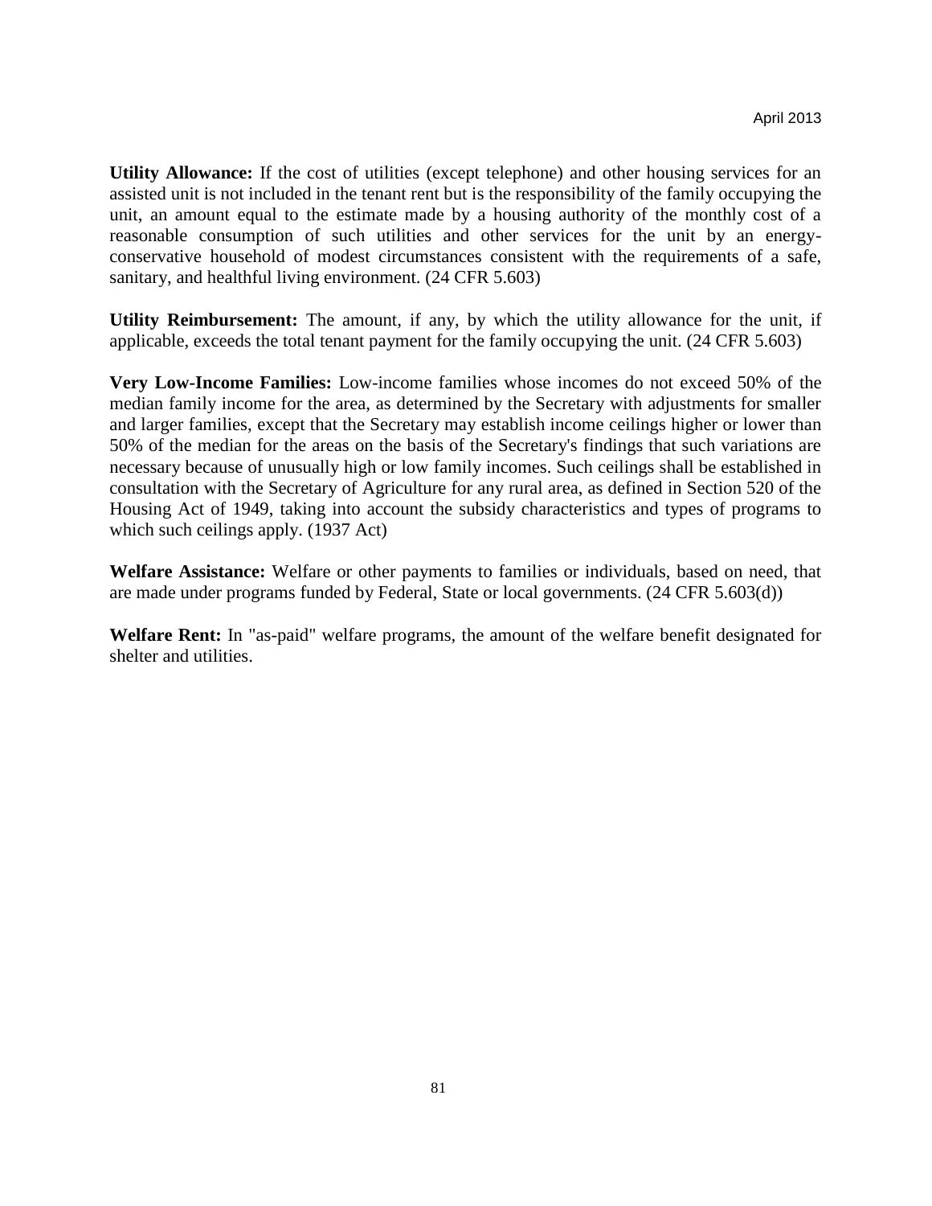**Utility Allowance:** If the cost of utilities (except telephone) and other housing services for an assisted unit is not included in the tenant rent but is the responsibility of the family occupying the unit, an amount equal to the estimate made by a housing authority of the monthly cost of a reasonable consumption of such utilities and other services for the unit by an energy-conservative household of modest circumstances consistent with the requirements of a safe, sanitary, and healthful living environment. (24 CFR 5.603)

**Utility Reimbursement:** The amount, if any, by which the utility allowance for the unit, if applicable, exceeds the total tenant payment for the family occupying the unit. (24 CFR 5.603)

**Very Low-Income Families:** Low-income families whose incomes do not exceed 50% of the median family income for the area, as determined by the Secretary with adjustments for smaller and larger families, except that the Secretary may establish income ceilings higher or lower than 50% of the median for the areas on the basis of the Secretary's findings that such variations are necessary because of unusually high or low family incomes. Such ceilings shall be established in consultation with the Secretary of Agriculture for any rural area, as defined in Section 520 of the Housing Act of 1949, taking into account the subsidy characteristics and types of programs to which such ceilings apply. (1937 Act)

**Welfare Assistance:** Welfare or other payments to families or individuals, based on need, that are made under programs funded by Federal, State or local governments. (24 CFR 5.603(d))

**Welfare Rent:** In "as-paid" welfare programs, the amount of the welfare benefit designated for shelter and utilities.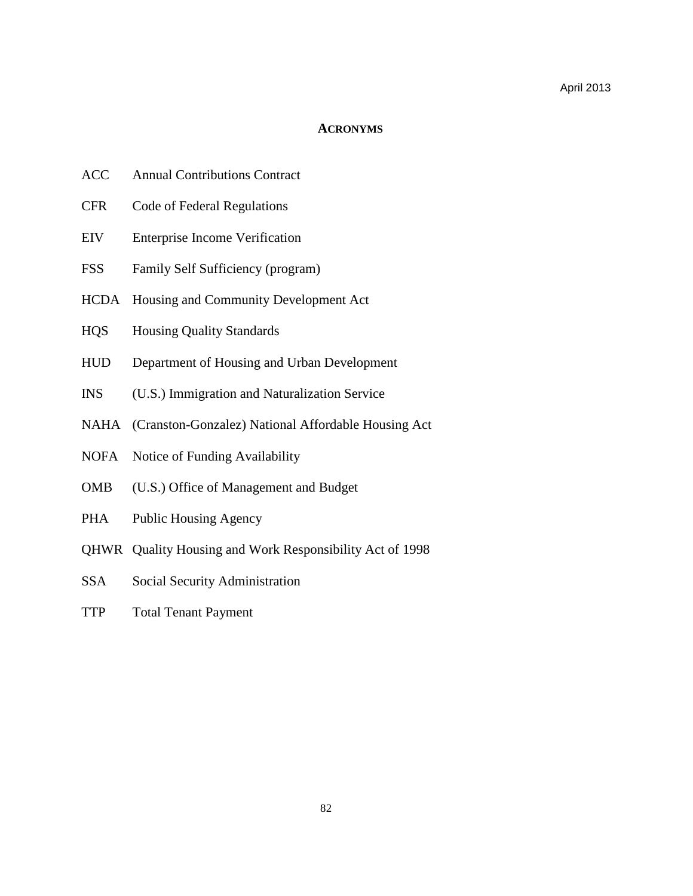## ACRONYMS

| | |
|---|---|
| ACC | Annual Contributions Contract |
| CFR | Code of Federal Regulations |
| EIV | Enterprise Income Verification |
| FSS | Family Self Sufficiency (program) |
| HCDA | Housing and Community Development Act |
| HQS | Housing Quality Standards |
| HUD | Department of Housing and Urban Development |
| INS | (U.S.) Immigration and Naturalization Service |
| NAHA | (Cranston-Gonzalez) National Affordable Housing Act |
| NOFA | Notice of Funding Availability |
| OMB | (U.S.) Office of Management and Budget |
| PHA | Public Housing Agency |
| QHWR | Quality Housing and Work Responsibility Act of 1998 |
| SSA | Social Security Administration |
| TTP | Total Tenant Payment |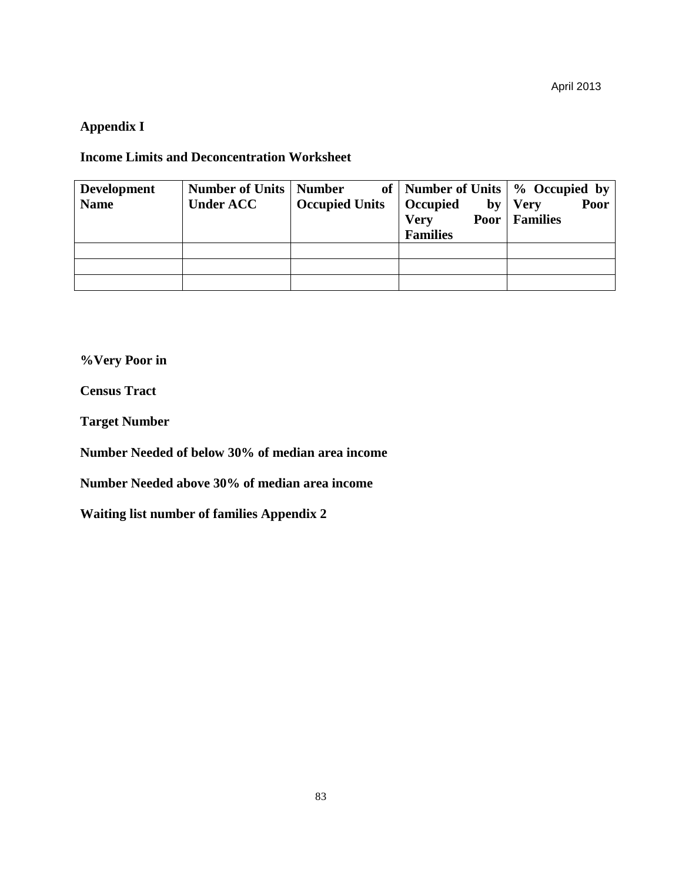## Appendix I

## Income Limits and Deconcentration Worksheet

| Development Name | Number of Units Under ACC | Number of Occupied Units | Number of Units Occupied by Very Poor Families | % Occupied by Very Poor Families |
|---|---|---|---|---|
| | | | | |
| | | | | |
| | | | | |

**%Very Poor in**

**Census Tract**

**Target Number**

**Number Needed of below 30% of median area income**

**Number Needed above 30% of median area income**

**Waiting list number of families Appendix 2**